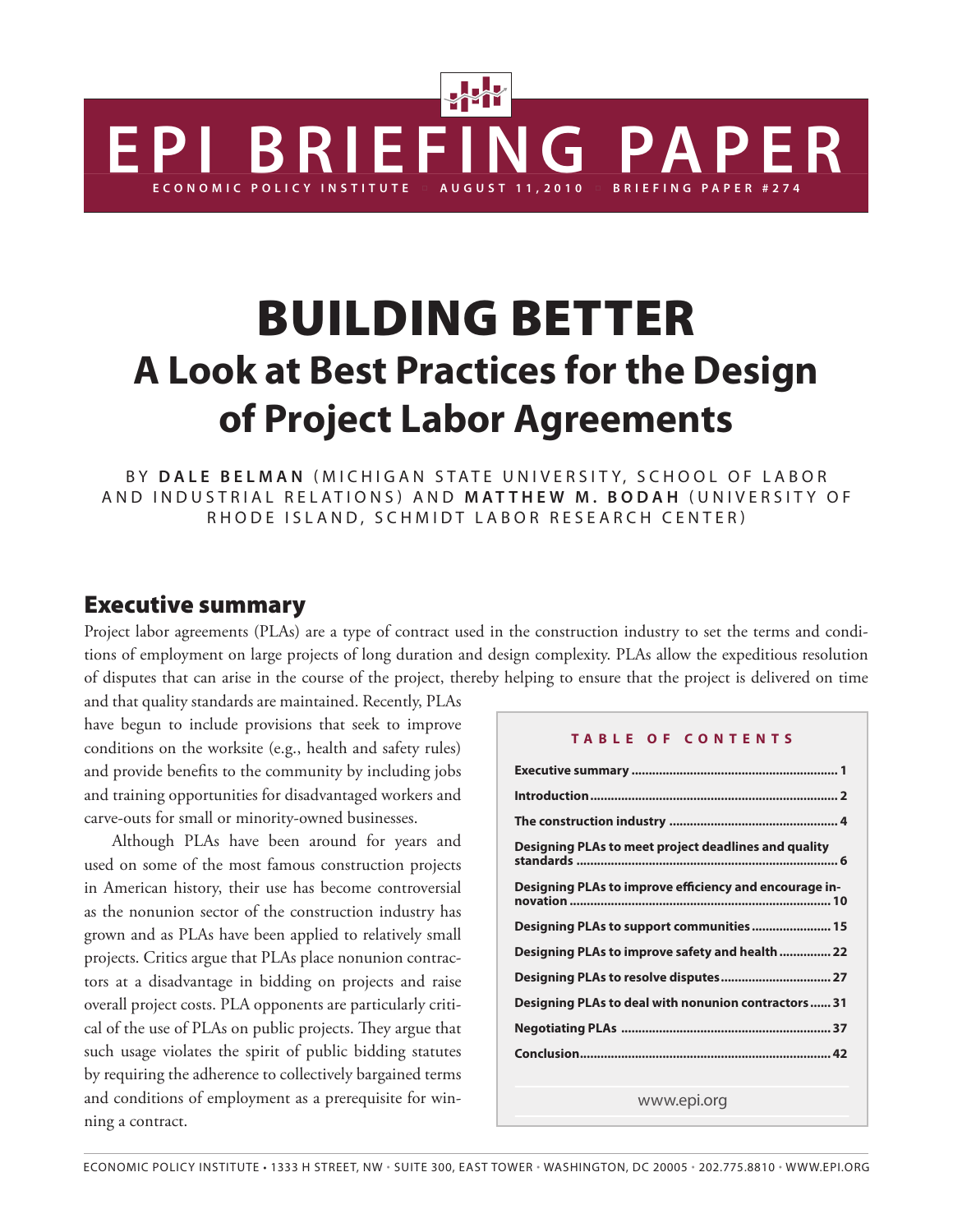# EPI BRIEFING PAPER

ECONOMIC POLICY INSTITUTE • AUGUST 11, 2010 • BRIEFING PAPER #274

# BUILDING BETTER

## A Look at Best Practices for the Design of Project Labor Agreements

BY **DALE BELMAN** (MICHIGAN STATE UNIVERSITY, SCHOOL OF LABOR AND INDUSTRIAL RELATIONS) AND **MATTHEW M. BODAH** (UNIVERSITY OF RHODE ISLAND, SCHMIDT LABOR RESEARCH CENTER)

## Executive summary

Project labor agreements (PLAs) are a type of contract used in the construction industry to set the terms and conditions of employment on large projects of long duration and design complexity. PLAs allow the expeditious resolution of disputes that can arise in the course of the project, thereby helping to ensure that the project is delivered on time and that quality standards are maintained. Recently, PLAs have begun to include provisions that seek to improve conditions on the worksite (e.g., health and safety rules) and provide benefits to the community by including jobs and training opportunities for disadvantaged workers and carve-outs for small or minority-owned businesses.

Although PLAs have been around for years and used on some of the most famous construction projects in American history, their use has become controversial as the nonunion sector of the construction industry has grown and as PLAs have been applied to relatively small projects. Critics argue that PLAs place nonunion contractors at a disadvantage in bidding on projects and raise overall project costs. PLA opponents are particularly critical of the use of PLAs on public projects. They argue that such usage violates the spirit of public bidding statutes by requiring the adherence to collectively bargained terms and conditions of employment as a prerequisite for winning a contract.

**TABLE OF CONTENTS**

| Section | Page |
|---|---|
| Executive summary | 1 |
| Introduction | 2 |
| The construction industry | 4 |
| Designing PLAs to meet project deadlines and quality standards | 6 |
| Designing PLAs to improve efficiency and encourage innovation | 10 |
| Designing PLAs to support communities | 15 |
| Designing PLAs to improve safety and health | 22 |
| Designing PLAs to resolve disputes | 27 |
| Designing PLAs to deal with nonunion contractors | 31 |
| Negotiating PLAs | 37 |
| Conclusion | 42 |

www.epi.org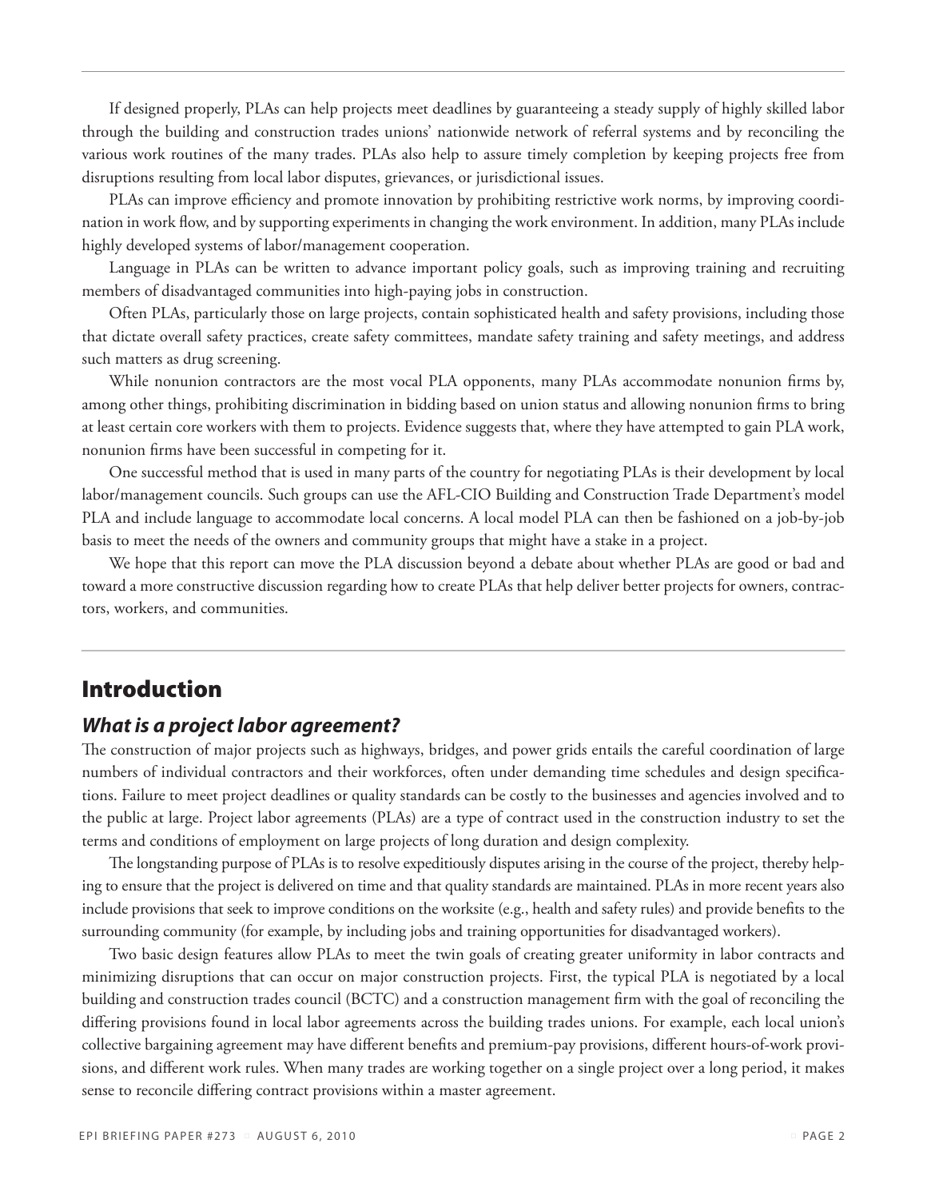If designed properly, PLAs can help projects meet deadlines by guaranteeing a steady supply of highly skilled labor through the building and construction trades unions' nationwide network of referral systems and by reconciling the various work routines of the many trades. PLAs also help to assure timely completion by keeping projects free from disruptions resulting from local labor disputes, grievances, or jurisdictional issues.

PLAs can improve efficiency and promote innovation by prohibiting restrictive work norms, by improving coordination in work flow, and by supporting experiments in changing the work environment. In addition, many PLAs include highly developed systems of labor/management cooperation.

Language in PLAs can be written to advance important policy goals, such as improving training and recruiting members of disadvantaged communities into high-paying jobs in construction.

Often PLAs, particularly those on large projects, contain sophisticated health and safety provisions, including those that dictate overall safety practices, create safety committees, mandate safety training and safety meetings, and address such matters as drug screening.

While nonunion contractors are the most vocal PLA opponents, many PLAs accommodate nonunion firms by, among other things, prohibiting discrimination in bidding based on union status and allowing nonunion firms to bring at least certain core workers with them to projects. Evidence suggests that, where they have attempted to gain PLA work, nonunion firms have been successful in competing for it.

One successful method that is used in many parts of the country for negotiating PLAs is their development by local labor/management councils. Such groups can use the AFL-CIO Building and Construction Trade Department's model PLA and include language to accommodate local concerns. A local model PLA can then be fashioned on a job-by-job basis to meet the needs of the owners and community groups that might have a stake in a project.

We hope that this report can move the PLA discussion beyond a debate about whether PLAs are good or bad and toward a more constructive discussion regarding how to create PLAs that help deliver better projects for owners, contractors, workers, and communities.

## Introduction

### *What is a project labor agreement?*

The construction of major projects such as highways, bridges, and power grids entails the careful coordination of large numbers of individual contractors and their workforces, often under demanding time schedules and design specifications. Failure to meet project deadlines or quality standards can be costly to the businesses and agencies involved and to the public at large. Project labor agreements (PLAs) are a type of contract used in the construction industry to set the terms and conditions of employment on large projects of long duration and design complexity.

The longstanding purpose of PLAs is to resolve expeditiously disputes arising in the course of the project, thereby helping to ensure that the project is delivered on time and that quality standards are maintained. PLAs in more recent years also include provisions that seek to improve conditions on the worksite (e.g., health and safety rules) and provide benefits to the surrounding community (for example, by including jobs and training opportunities for disadvantaged workers).

Two basic design features allow PLAs to meet the twin goals of creating greater uniformity in labor contracts and minimizing disruptions that can occur on major construction projects. First, the typical PLA is negotiated by a local building and construction trades council (BCTC) and a construction management firm with the goal of reconciling the differing provisions found in local labor agreements across the building trades unions. For example, each local union's collective bargaining agreement may have different benefits and premium-pay provisions, different hours-of-work provisions, and different work rules. When many trades are working together on a single project over a long period, it makes sense to reconcile differing contract provisions within a master agreement.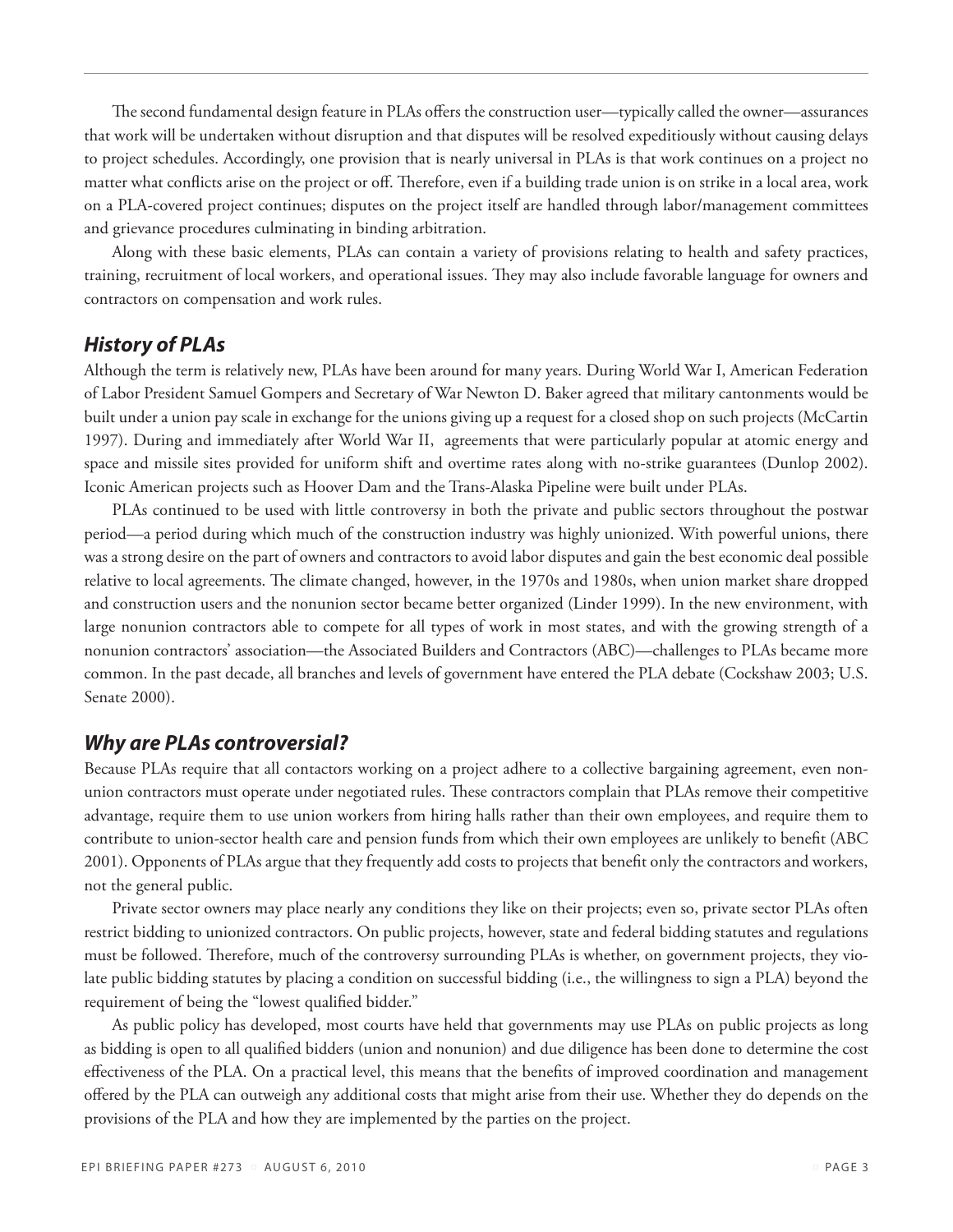The second fundamental design feature in PLAs offers the construction user—typically called the owner—assurances that work will be undertaken without disruption and that disputes will be resolved expeditiously without causing delays to project schedules. Accordingly, one provision that is nearly universal in PLAs is that work continues on a project no matter what conflicts arise on the project or off. Therefore, even if a building trade union is on strike in a local area, work on a PLA-covered project continues; disputes on the project itself are handled through labor/management committees and grievance procedures culminating in binding arbitration.

Along with these basic elements, PLAs can contain a variety of provisions relating to health and safety practices, training, recruitment of local workers, and operational issues. They may also include favorable language for owners and contractors on compensation and work rules.

## *History of PLAs*

Although the term is relatively new, PLAs have been around for many years. During World War I, American Federation of Labor President Samuel Gompers and Secretary of War Newton D. Baker agreed that military cantonments would be built under a union pay scale in exchange for the unions giving up a request for a closed shop on such projects (McCartin 1997). During and immediately after World War II, agreements that were particularly popular at atomic energy and space and missile sites provided for uniform shift and overtime rates along with no-strike guarantees (Dunlop 2002). Iconic American projects such as Hoover Dam and the Trans-Alaska Pipeline were built under PLAs.

PLAs continued to be used with little controversy in both the private and public sectors throughout the postwar period—a period during which much of the construction industry was highly unionized. With powerful unions, there was a strong desire on the part of owners and contractors to avoid labor disputes and gain the best economic deal possible relative to local agreements. The climate changed, however, in the 1970s and 1980s, when union market share dropped and construction users and the nonunion sector became better organized (Linder 1999). In the new environment, with large nonunion contractors able to compete for all types of work in most states, and with the growing strength of a nonunion contractors' association—the Associated Builders and Contractors (ABC)—challenges to PLAs became more common. In the past decade, all branches and levels of government have entered the PLA debate (Cockshaw 2003; U.S. Senate 2000).

## *Why are PLAs controversial?*

Because PLAs require that all contactors working on a project adhere to a collective bargaining agreement, even non-union contractors must operate under negotiated rules. These contractors complain that PLAs remove their competitive advantage, require them to use union workers from hiring halls rather than their own employees, and require them to contribute to union-sector health care and pension funds from which their own employees are unlikely to benefit (ABC 2001). Opponents of PLAs argue that they frequently add costs to projects that benefit only the contractors and workers, not the general public.

Private sector owners may place nearly any conditions they like on their projects; even so, private sector PLAs often restrict bidding to unionized contractors. On public projects, however, state and federal bidding statutes and regulations must be followed. Therefore, much of the controversy surrounding PLAs is whether, on government projects, they violate public bidding statutes by placing a condition on successful bidding (i.e., the willingness to sign a PLA) beyond the requirement of being the "lowest qualified bidder."

As public policy has developed, most courts have held that governments may use PLAs on public projects as long as bidding is open to all qualified bidders (union and nonunion) and due diligence has been done to determine the cost effectiveness of the PLA. On a practical level, this means that the benefits of improved coordination and management offered by the PLA can outweigh any additional costs that might arise from their use. Whether they do depends on the provisions of the PLA and how they are implemented by the parties on the project.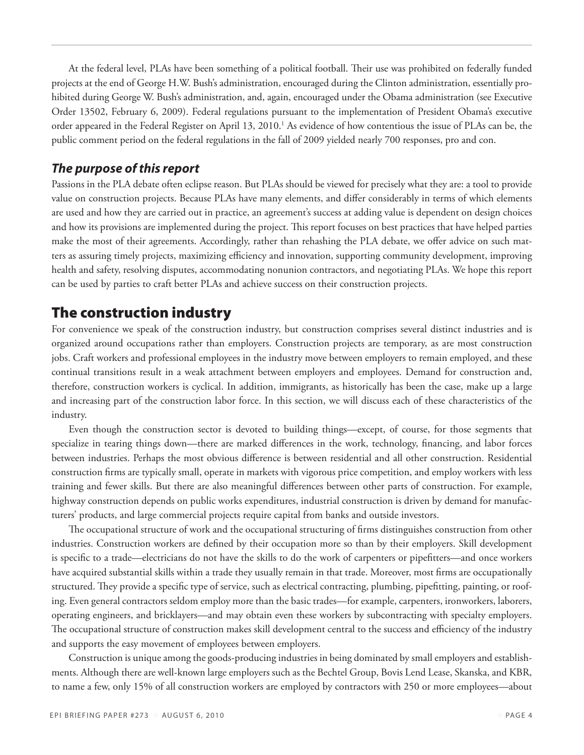At the federal level, PLAs have been something of a political football. Their use was prohibited on federally funded projects at the end of George H.W. Bush's administration, encouraged during the Clinton administration, essentially prohibited during George W. Bush's administration, and, again, encouraged under the Obama administration (see Executive Order 13502, February 6, 2009). Federal regulations pursuant to the implementation of President Obama's executive order appeared in the Federal Register on April 13, 2010.[1] As evidence of how contentious the issue of PLAs can be, the public comment period on the federal regulations in the fall of 2009 yielded nearly 700 responses, pro and con.

### *The purpose of this report*

Passions in the PLA debate often eclipse reason. But PLAs should be viewed for precisely what they are: a tool to provide value on construction projects. Because PLAs have many elements, and differ considerably in terms of which elements are used and how they are carried out in practice, an agreement's success at adding value is dependent on design choices and how its provisions are implemented during the project. This report focuses on best practices that have helped parties make the most of their agreements. Accordingly, rather than rehashing the PLA debate, we offer advice on such matters as assuring timely projects, maximizing efficiency and innovation, supporting community development, improving health and safety, resolving disputes, accommodating nonunion contractors, and negotiating PLAs. We hope this report can be used by parties to craft better PLAs and achieve success on their construction projects.

## The construction industry

For convenience we speak of the construction industry, but construction comprises several distinct industries and is organized around occupations rather than employers. Construction projects are temporary, as are most construction jobs. Craft workers and professional employees in the industry move between employers to remain employed, and these continual transitions result in a weak attachment between employers and employees. Demand for construction and, therefore, construction workers is cyclical. In addition, immigrants, as historically has been the case, make up a large and increasing part of the construction labor force. In this section, we will discuss each of these characteristics of the industry.

Even though the construction sector is devoted to building things—except, of course, for those segments that specialize in tearing things down—there are marked differences in the work, technology, financing, and labor forces between industries. Perhaps the most obvious difference is between residential and all other construction. Residential construction firms are typically small, operate in markets with vigorous price competition, and employ workers with less training and fewer skills. But there are also meaningful differences between other parts of construction. For example, highway construction depends on public works expenditures, industrial construction is driven by demand for manufacturers' products, and large commercial projects require capital from banks and outside investors.

The occupational structure of work and the occupational structuring of firms distinguishes construction from other industries. Construction workers are defined by their occupation more so than by their employers. Skill development is specific to a trade—electricians do not have the skills to do the work of carpenters or pipefitters—and once workers have acquired substantial skills within a trade they usually remain in that trade. Moreover, most firms are occupationally structured. They provide a specific type of service, such as electrical contracting, plumbing, pipefitting, painting, or roofing. Even general contractors seldom employ more than the basic trades—for example, carpenters, ironworkers, laborers, operating engineers, and bricklayers—and may obtain even these workers by subcontracting with specialty employers. The occupational structure of construction makes skill development central to the success and efficiency of the industry and supports the easy movement of employees between employers.

Construction is unique among the goods-producing industries in being dominated by small employers and establishments. Although there are well-known large employers such as the Bechtel Group, Bovis Lend Lease, Skanska, and KBR, to name a few, only 15% of all construction workers are employed by contractors with 250 or more employees—about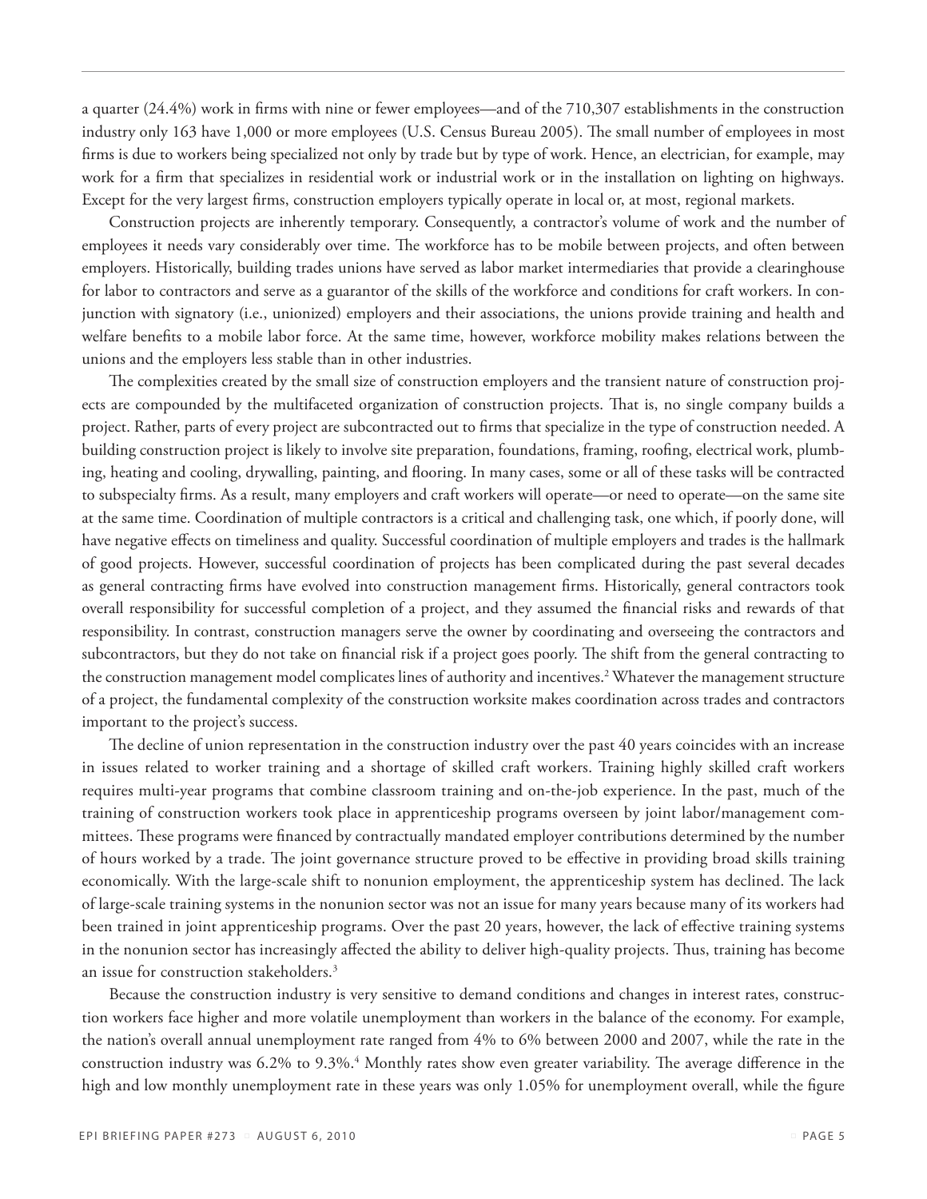a quarter (24.4%) work in firms with nine or fewer employees—and of the 710,307 establishments in the construction industry only 163 have 1,000 or more employees (U.S. Census Bureau 2005). The small number of employees in most firms is due to workers being specialized not only by trade but by type of work. Hence, an electrician, for example, may work for a firm that specializes in residential work or industrial work or in the installation on lighting on highways. Except for the very largest firms, construction employers typically operate in local or, at most, regional markets.

Construction projects are inherently temporary. Consequently, a contractor's volume of work and the number of employees it needs vary considerably over time. The workforce has to be mobile between projects, and often between employers. Historically, building trades unions have served as labor market intermediaries that provide a clearinghouse for labor to contractors and serve as a guarantor of the skills of the workforce and conditions for craft workers. In conjunction with signatory (i.e., unionized) employers and their associations, the unions provide training and health and welfare benefits to a mobile labor force. At the same time, however, workforce mobility makes relations between the unions and the employers less stable than in other industries.

The complexities created by the small size of construction employers and the transient nature of construction projects are compounded by the multifaceted organization of construction projects. That is, no single company builds a project. Rather, parts of every project are subcontracted out to firms that specialize in the type of construction needed. A building construction project is likely to involve site preparation, foundations, framing, roofing, electrical work, plumbing, heating and cooling, drywalling, painting, and flooring. In many cases, some or all of these tasks will be contracted to subspecialty firms. As a result, many employers and craft workers will operate—or need to operate—on the same site at the same time. Coordination of multiple contractors is a critical and challenging task, one which, if poorly done, will have negative effects on timeliness and quality. Successful coordination of multiple employers and trades is the hallmark of good projects. However, successful coordination of projects has been complicated during the past several decades as general contracting firms have evolved into construction management firms. Historically, general contractors took overall responsibility for successful completion of a project, and they assumed the financial risks and rewards of that responsibility. In contrast, construction managers serve the owner by coordinating and overseeing the contractors and subcontractors, but they do not take on financial risk if a project goes poorly. The shift from the general contracting to the construction management model complicates lines of authority and incentives.[2] Whatever the management structure of a project, the fundamental complexity of the construction worksite makes coordination across trades and contractors important to the project's success.

The decline of union representation in the construction industry over the past 40 years coincides with an increase in issues related to worker training and a shortage of skilled craft workers. Training highly skilled craft workers requires multi-year programs that combine classroom training and on-the-job experience. In the past, much of the training of construction workers took place in apprenticeship programs overseen by joint labor/management committees. These programs were financed by contractually mandated employer contributions determined by the number of hours worked by a trade. The joint governance structure proved to be effective in providing broad skills training economically. With the large-scale shift to nonunion employment, the apprenticeship system has declined. The lack of large-scale training systems in the nonunion sector was not an issue for many years because many of its workers had been trained in joint apprenticeship programs. Over the past 20 years, however, the lack of effective training systems in the nonunion sector has increasingly affected the ability to deliver high-quality projects. Thus, training has become an issue for construction stakeholders.[3]

Because the construction industry is very sensitive to demand conditions and changes in interest rates, construction workers face higher and more volatile unemployment than workers in the balance of the economy. For example, the nation's overall annual unemployment rate ranged from 4% to 6% between 2000 and 2007, while the rate in the construction industry was 6.2% to 9.3%.[4] Monthly rates show even greater variability. The average difference in the high and low monthly unemployment rate in these years was only 1.05% for unemployment overall, while the figure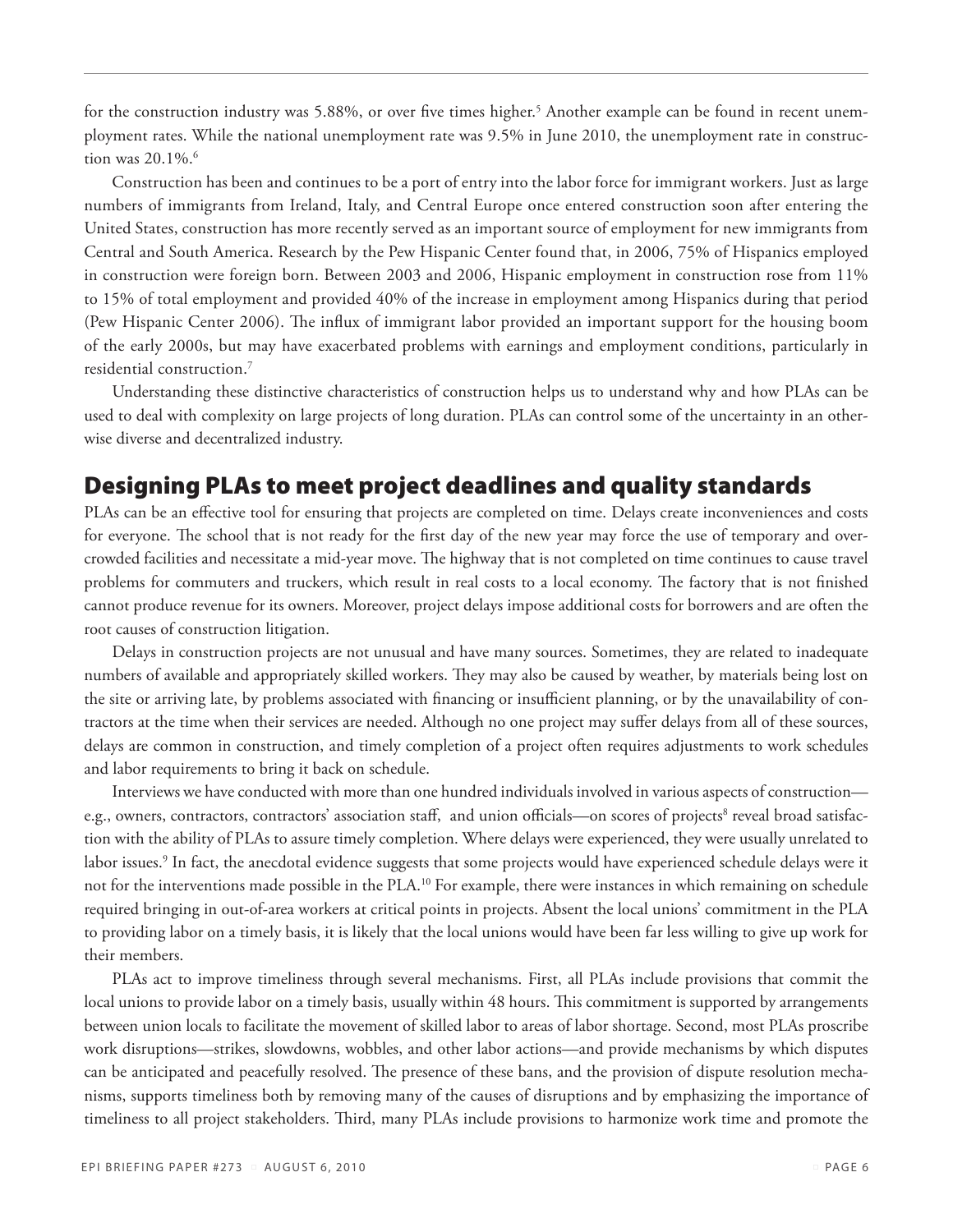for the construction industry was 5.88%, or over five times higher.[5] Another example can be found in recent unemployment rates. While the national unemployment rate was 9.5% in June 2010, the unemployment rate in construction was 20.1%.[6]

Construction has been and continues to be a port of entry into the labor force for immigrant workers. Just as large numbers of immigrants from Ireland, Italy, and Central Europe once entered construction soon after entering the United States, construction has more recently served as an important source of employment for new immigrants from Central and South America. Research by the Pew Hispanic Center found that, in 2006, 75% of Hispanics employed in construction were foreign born. Between 2003 and 2006, Hispanic employment in construction rose from 11% to 15% of total employment and provided 40% of the increase in employment among Hispanics during that period (Pew Hispanic Center 2006). The influx of immigrant labor provided an important support for the housing boom of the early 2000s, but may have exacerbated problems with earnings and employment conditions, particularly in residential construction.[7]

Understanding these distinctive characteristics of construction helps us to understand why and how PLAs can be used to deal with complexity on large projects of long duration. PLAs can control some of the uncertainty in an otherwise diverse and decentralized industry.

## Designing PLAs to meet project deadlines and quality standards

PLAs can be an effective tool for ensuring that projects are completed on time. Delays create inconveniences and costs for everyone. The school that is not ready for the first day of the new year may force the use of temporary and overcrowded facilities and necessitate a mid-year move. The highway that is not completed on time continues to cause travel problems for commuters and truckers, which result in real costs to a local economy. The factory that is not finished cannot produce revenue for its owners. Moreover, project delays impose additional costs for borrowers and are often the root causes of construction litigation.

Delays in construction projects are not unusual and have many sources. Sometimes, they are related to inadequate numbers of available and appropriately skilled workers. They may also be caused by weather, by materials being lost on the site or arriving late, by problems associated with financing or insufficient planning, or by the unavailability of contractors at the time when their services are needed. Although no one project may suffer delays from all of these sources, delays are common in construction, and timely completion of a project often requires adjustments to work schedules and labor requirements to bring it back on schedule.

Interviews we have conducted with more than one hundred individuals involved in various aspects of construction—e.g., owners, contractors, contractors' association staff, and union officials—on scores of projects[8] reveal broad satisfaction with the ability of PLAs to assure timely completion. Where delays were experienced, they were usually unrelated to labor issues.[9] In fact, the anecdotal evidence suggests that some projects would have experienced schedule delays were it not for the interventions made possible in the PLA.[10] For example, there were instances in which remaining on schedule required bringing in out-of-area workers at critical points in projects. Absent the local unions' commitment in the PLA to providing labor on a timely basis, it is likely that the local unions would have been far less willing to give up work for their members.

PLAs act to improve timeliness through several mechanisms. First, all PLAs include provisions that commit the local unions to provide labor on a timely basis, usually within 48 hours. This commitment is supported by arrangements between union locals to facilitate the movement of skilled labor to areas of labor shortage. Second, most PLAs proscribe work disruptions—strikes, slowdowns, wobbles, and other labor actions—and provide mechanisms by which disputes can be anticipated and peacefully resolved. The presence of these bans, and the provision of dispute resolution mechanisms, supports timeliness both by removing many of the causes of disruptions and by emphasizing the importance of timeliness to all project stakeholders. Third, many PLAs include provisions to harmonize work time and promote the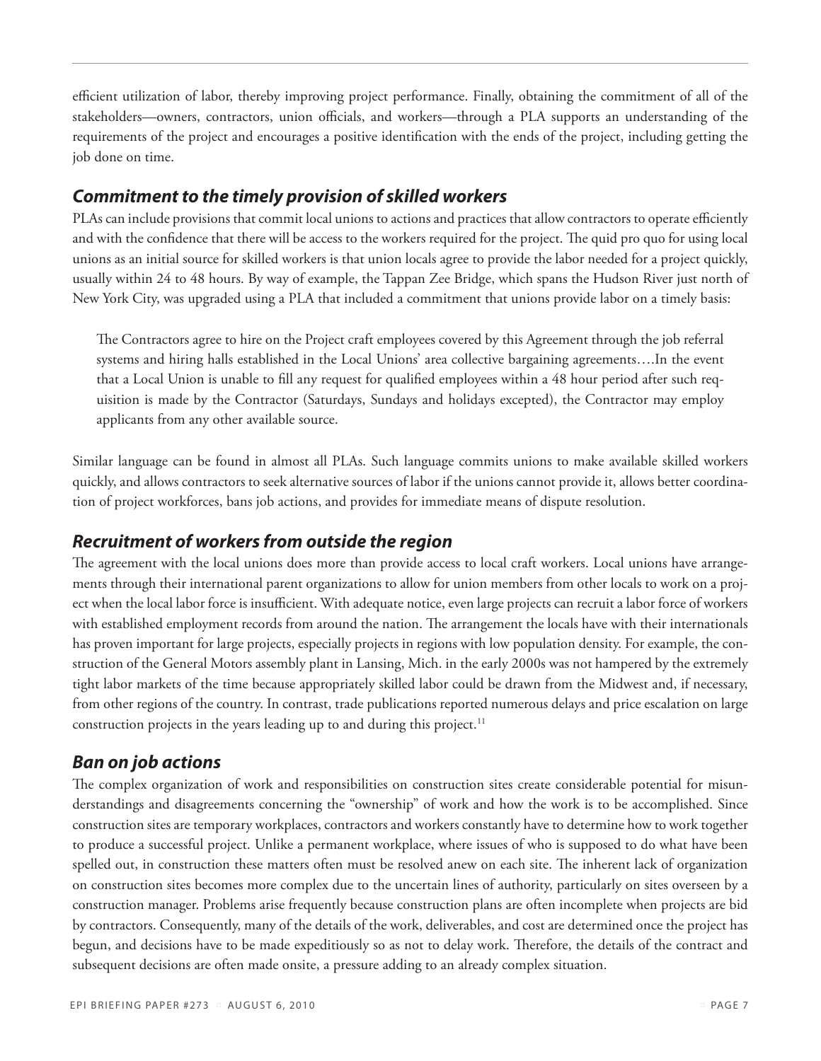efficient utilization of labor, thereby improving project performance. Finally, obtaining the commitment of all of the stakeholders—owners, contractors, union officials, and workers—through a PLA supports an understanding of the requirements of the project and encourages a positive identification with the ends of the project, including getting the job done on time.

### *Commitment to the timely provision of skilled workers*

PLAs can include provisions that commit local unions to actions and practices that allow contractors to operate efficiently and with the confidence that there will be access to the workers required for the project. The quid pro quo for using local unions as an initial source for skilled workers is that union locals agree to provide the labor needed for a project quickly, usually within 24 to 48 hours. By way of example, the Tappan Zee Bridge, which spans the Hudson River just north of New York City, was upgraded using a PLA that included a commitment that unions provide labor on a timely basis:

> The Contractors agree to hire on the Project craft employees covered by this Agreement through the job referral systems and hiring halls established in the Local Unions' area collective bargaining agreements….In the event that a Local Union is unable to fill any request for qualified employees within a 48 hour period after such requisition is made by the Contractor (Saturdays, Sundays and holidays excepted), the Contractor may employ applicants from any other available source.

Similar language can be found in almost all PLAs. Such language commits unions to make available skilled workers quickly, and allows contractors to seek alternative sources of labor if the unions cannot provide it, allows better coordination of project workforces, bans job actions, and provides for immediate means of dispute resolution.

### *Recruitment of workers from outside the region*

The agreement with the local unions does more than provide access to local craft workers. Local unions have arrangements through their international parent organizations to allow for union members from other locals to work on a project when the local labor force is insufficient. With adequate notice, even large projects can recruit a labor force of workers with established employment records from around the nation. The arrangement the locals have with their internationals has proven important for large projects, especially projects in regions with low population density. For example, the construction of the General Motors assembly plant in Lansing, Mich. in the early 2000s was not hampered by the extremely tight labor markets of the time because appropriately skilled labor could be drawn from the Midwest and, if necessary, from other regions of the country. In contrast, trade publications reported numerous delays and price escalation on large construction projects in the years leading up to and during this project.[11]

### *Ban on job actions*

The complex organization of work and responsibilities on construction sites create considerable potential for misunderstandings and disagreements concerning the "ownership" of work and how the work is to be accomplished. Since construction sites are temporary workplaces, contractors and workers constantly have to determine how to work together to produce a successful project. Unlike a permanent workplace, where issues of who is supposed to do what have been spelled out, in construction these matters often must be resolved anew on each site. The inherent lack of organization on construction sites becomes more complex due to the uncertain lines of authority, particularly on sites overseen by a construction manager. Problems arise frequently because construction plans are often incomplete when projects are bid by contractors. Consequently, many of the details of the work, deliverables, and cost are determined once the project has begun, and decisions have to be made expeditiously so as not to delay work. Therefore, the details of the contract and subsequent decisions are often made onsite, a pressure adding to an already complex situation.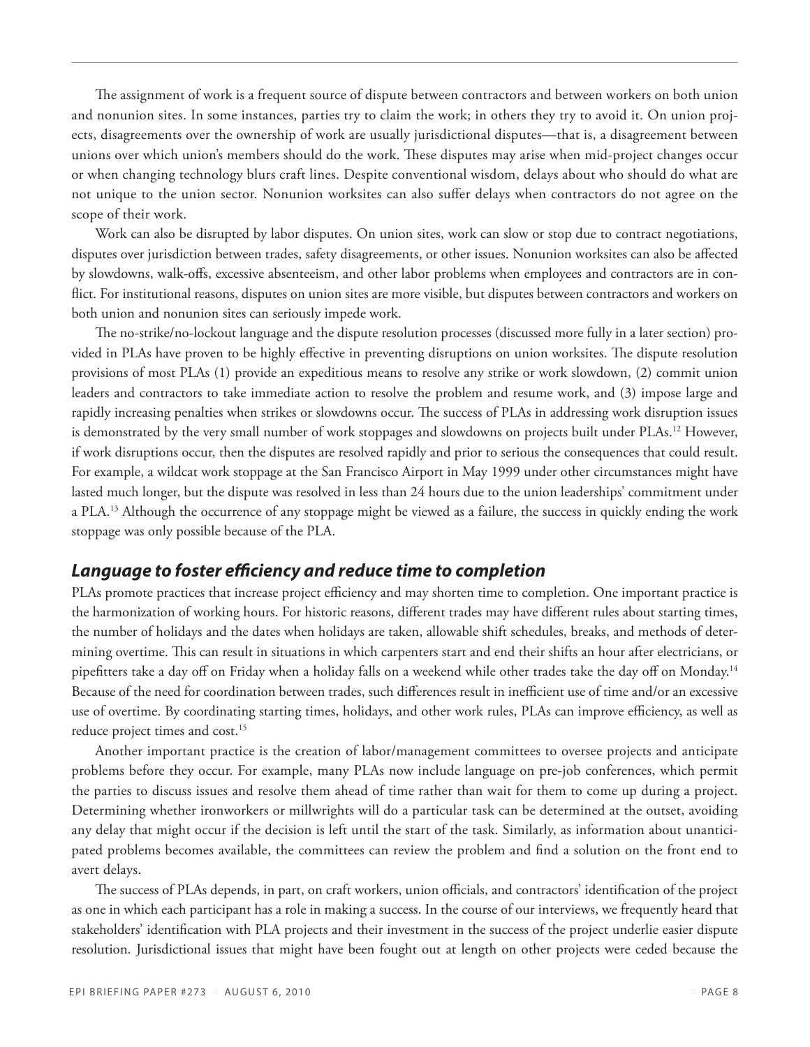The assignment of work is a frequent source of dispute between contractors and between workers on both union and nonunion sites. In some instances, parties try to claim the work; in others they try to avoid it. On union projects, disagreements over the ownership of work are usually jurisdictional disputes—that is, a disagreement between unions over which union's members should do the work. These disputes may arise when mid-project changes occur or when changing technology blurs craft lines. Despite conventional wisdom, delays about who should do what are not unique to the union sector. Nonunion worksites can also suffer delays when contractors do not agree on the scope of their work.

Work can also be disrupted by labor disputes. On union sites, work can slow or stop due to contract negotiations, disputes over jurisdiction between trades, safety disagreements, or other issues. Nonunion worksites can also be affected by slowdowns, walk-offs, excessive absenteeism, and other labor problems when employees and contractors are in conflict. For institutional reasons, disputes on union sites are more visible, but disputes between contractors and workers on both union and nonunion sites can seriously impede work.

The no-strike/no-lockout language and the dispute resolution processes (discussed more fully in a later section) provided in PLAs have proven to be highly effective in preventing disruptions on union worksites. The dispute resolution provisions of most PLAs (1) provide an expeditious means to resolve any strike or work slowdown, (2) commit union leaders and contractors to take immediate action to resolve the problem and resume work, and (3) impose large and rapidly increasing penalties when strikes or slowdowns occur. The success of PLAs in addressing work disruption issues is demonstrated by the very small number of work stoppages and slowdowns on projects built under PLAs.[12] However, if work disruptions occur, then the disputes are resolved rapidly and prior to serious the consequences that could result. For example, a wildcat work stoppage at the San Francisco Airport in May 1999 under other circumstances might have lasted much longer, but the dispute was resolved in less than 24 hours due to the union leaderships' commitment under a PLA.[13] Although the occurrence of any stoppage might be viewed as a failure, the success in quickly ending the work stoppage was only possible because of the PLA.

## *Language to foster efficiency and reduce time to completion*

PLAs promote practices that increase project efficiency and may shorten time to completion. One important practice is the harmonization of working hours. For historic reasons, different trades may have different rules about starting times, the number of holidays and the dates when holidays are taken, allowable shift schedules, breaks, and methods of determining overtime. This can result in situations in which carpenters start and end their shifts an hour after electricians, or pipefitters take a day off on Friday when a holiday falls on a weekend while other trades take the day off on Monday.[14] Because of the need for coordination between trades, such differences result in inefficient use of time and/or an excessive use of overtime. By coordinating starting times, holidays, and other work rules, PLAs can improve efficiency, as well as reduce project times and cost.[15]

Another important practice is the creation of labor/management committees to oversee projects and anticipate problems before they occur. For example, many PLAs now include language on pre-job conferences, which permit the parties to discuss issues and resolve them ahead of time rather than wait for them to come up during a project. Determining whether ironworkers or millwrights will do a particular task can be determined at the outset, avoiding any delay that might occur if the decision is left until the start of the task. Similarly, as information about unanticipated problems becomes available, the committees can review the problem and find a solution on the front end to avert delays.

The success of PLAs depends, in part, on craft workers, union officials, and contractors' identification of the project as one in which each participant has a role in making a success. In the course of our interviews, we frequently heard that stakeholders' identification with PLA projects and their investment in the success of the project underlie easier dispute resolution. Jurisdictional issues that might have been fought out at length on other projects were ceded because the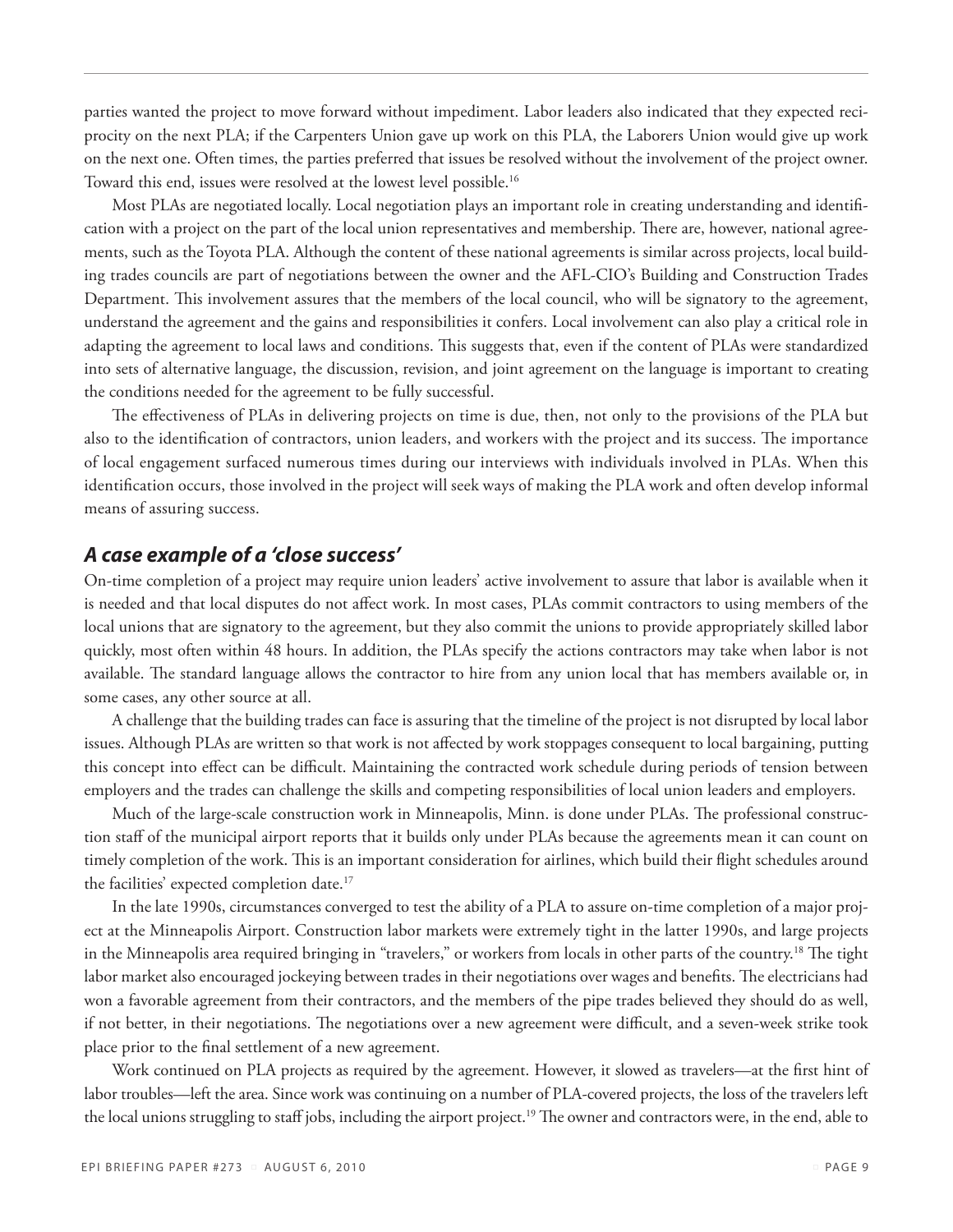parties wanted the project to move forward without impediment. Labor leaders also indicated that they expected reciprocity on the next PLA; if the Carpenters Union gave up work on this PLA, the Laborers Union would give up work on the next one. Often times, the parties preferred that issues be resolved without the involvement of the project owner. Toward this end, issues were resolved at the lowest level possible.[16]

Most PLAs are negotiated locally. Local negotiation plays an important role in creating understanding and identification with a project on the part of the local union representatives and membership. There are, however, national agreements, such as the Toyota PLA. Although the content of these national agreements is similar across projects, local building trades councils are part of negotiations between the owner and the AFL-CIO's Building and Construction Trades Department. This involvement assures that the members of the local council, who will be signatory to the agreement, understand the agreement and the gains and responsibilities it confers. Local involvement can also play a critical role in adapting the agreement to local laws and conditions. This suggests that, even if the content of PLAs were standardized into sets of alternative language, the discussion, revision, and joint agreement on the language is important to creating the conditions needed for the agreement to be fully successful.

The effectiveness of PLAs in delivering projects on time is due, then, not only to the provisions of the PLA but also to the identification of contractors, union leaders, and workers with the project and its success. The importance of local engagement surfaced numerous times during our interviews with individuals involved in PLAs. When this identification occurs, those involved in the project will seek ways of making the PLA work and often develop informal means of assuring success.

## *A case example of a 'close success'*

On-time completion of a project may require union leaders' active involvement to assure that labor is available when it is needed and that local disputes do not affect work. In most cases, PLAs commit contractors to using members of the local unions that are signatory to the agreement, but they also commit the unions to provide appropriately skilled labor quickly, most often within 48 hours. In addition, the PLAs specify the actions contractors may take when labor is not available. The standard language allows the contractor to hire from any union local that has members available or, in some cases, any other source at all.

A challenge that the building trades can face is assuring that the timeline of the project is not disrupted by local labor issues. Although PLAs are written so that work is not affected by work stoppages consequent to local bargaining, putting this concept into effect can be difficult. Maintaining the contracted work schedule during periods of tension between employers and the trades can challenge the skills and competing responsibilities of local union leaders and employers.

Much of the large-scale construction work in Minneapolis, Minn. is done under PLAs. The professional construction staff of the municipal airport reports that it builds only under PLAs because the agreements mean it can count on timely completion of the work. This is an important consideration for airlines, which build their flight schedules around the facilities' expected completion date.[17]

In the late 1990s, circumstances converged to test the ability of a PLA to assure on-time completion of a major project at the Minneapolis Airport. Construction labor markets were extremely tight in the latter 1990s, and large projects in the Minneapolis area required bringing in "travelers," or workers from locals in other parts of the country.[18] The tight labor market also encouraged jockeying between trades in their negotiations over wages and benefits. The electricians had won a favorable agreement from their contractors, and the members of the pipe trades believed they should do as well, if not better, in their negotiations. The negotiations over a new agreement were difficult, and a seven-week strike took place prior to the final settlement of a new agreement.

Work continued on PLA projects as required by the agreement. However, it slowed as travelers—at the first hint of labor troubles—left the area. Since work was continuing on a number of PLA-covered projects, the loss of the travelers left the local unions struggling to staff jobs, including the airport project.[19] The owner and contractors were, in the end, able to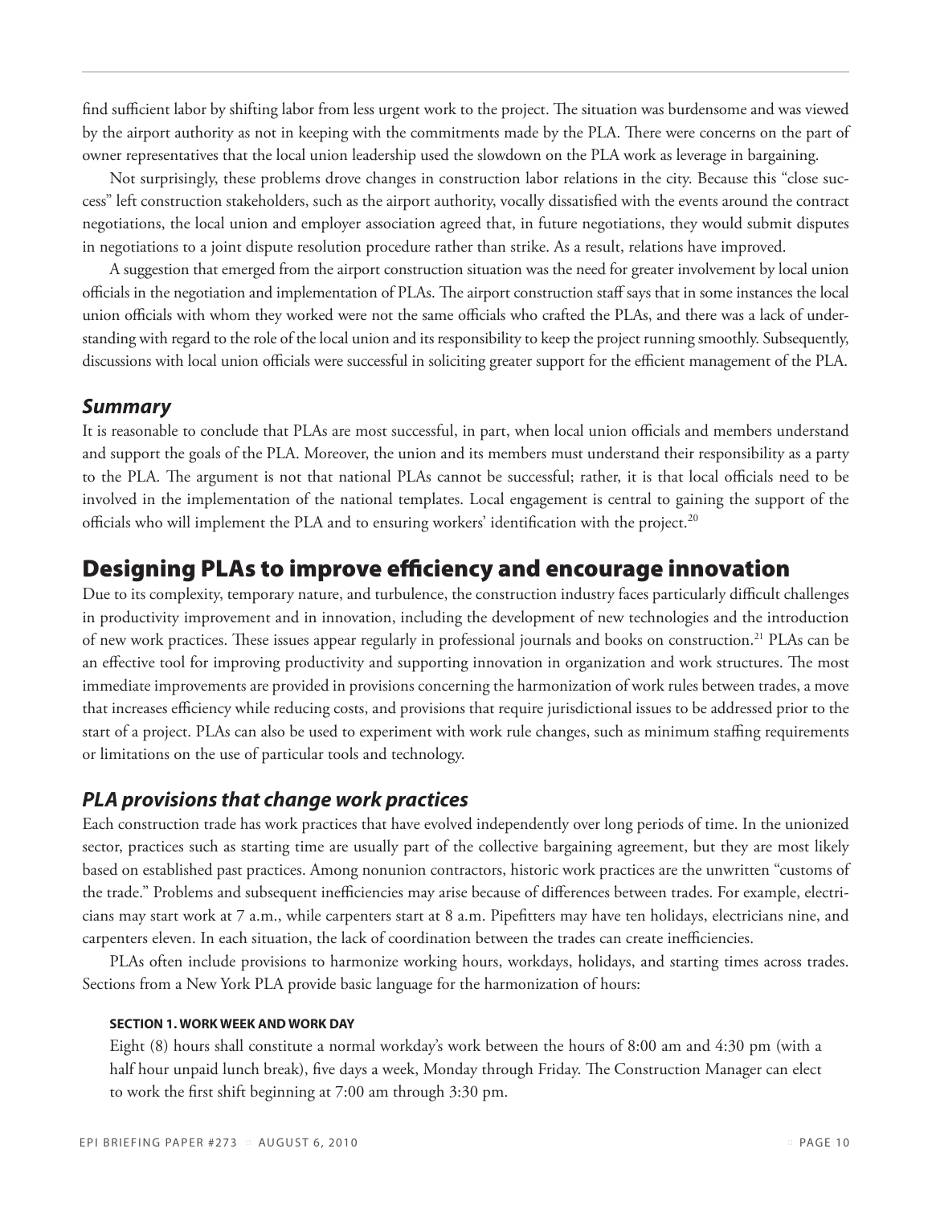find sufficient labor by shifting labor from less urgent work to the project. The situation was burdensome and was viewed by the airport authority as not in keeping with the commitments made by the PLA. There were concerns on the part of owner representatives that the local union leadership used the slowdown on the PLA work as leverage in bargaining.

Not surprisingly, these problems drove changes in construction labor relations in the city. Because this "close success" left construction stakeholders, such as the airport authority, vocally dissatisfied with the events around the contract negotiations, the local union and employer association agreed that, in future negotiations, they would submit disputes in negotiations to a joint dispute resolution procedure rather than strike. As a result, relations have improved.

A suggestion that emerged from the airport construction situation was the need for greater involvement by local union officials in the negotiation and implementation of PLAs. The airport construction staff says that in some instances the local union officials with whom they worked were not the same officials who crafted the PLAs, and there was a lack of understanding with regard to the role of the local union and its responsibility to keep the project running smoothly. Subsequently, discussions with local union officials were successful in soliciting greater support for the efficient management of the PLA.

### *Summary*

It is reasonable to conclude that PLAs are most successful, in part, when local union officials and members understand and support the goals of the PLA. Moreover, the union and its members must understand their responsibility as a party to the PLA. The argument is not that national PLAs cannot be successful; rather, it is that local officials need to be involved in the implementation of the national templates. Local engagement is central to gaining the support of the officials who will implement the PLA and to ensuring workers' identification with the project.[20]

## Designing PLAs to improve efficiency and encourage innovation

Due to its complexity, temporary nature, and turbulence, the construction industry faces particularly difficult challenges in productivity improvement and in innovation, including the development of new technologies and the introduction of new work practices. These issues appear regularly in professional journals and books on construction.[21] PLAs can be an effective tool for improving productivity and supporting innovation in organization and work structures. The most immediate improvements are provided in provisions concerning the harmonization of work rules between trades, a move that increases efficiency while reducing costs, and provisions that require jurisdictional issues to be addressed prior to the start of a project. PLAs can also be used to experiment with work rule changes, such as minimum staffing requirements or limitations on the use of particular tools and technology.

### *PLA provisions that change work practices*

Each construction trade has work practices that have evolved independently over long periods of time. In the unionized sector, practices such as starting time are usually part of the collective bargaining agreement, but they are most likely based on established past practices. Among nonunion contractors, historic work practices are the unwritten "customs of the trade." Problems and subsequent inefficiencies may arise because of differences between trades. For example, electricians may start work at 7 a.m., while carpenters start at 8 a.m. Pipefitters may have ten holidays, electricians nine, and carpenters eleven. In each situation, the lack of coordination between the trades can create inefficiencies.

PLAs often include provisions to harmonize working hours, workdays, holidays, and starting times across trades. Sections from a New York PLA provide basic language for the harmonization of hours:

> **SECTION 1. WORK WEEK AND WORK DAY**
>
> Eight (8) hours shall constitute a normal workday's work between the hours of 8:00 am and 4:30 pm (with a half hour unpaid lunch break), five days a week, Monday through Friday. The Construction Manager can elect to work the first shift beginning at 7:00 am through 3:30 pm.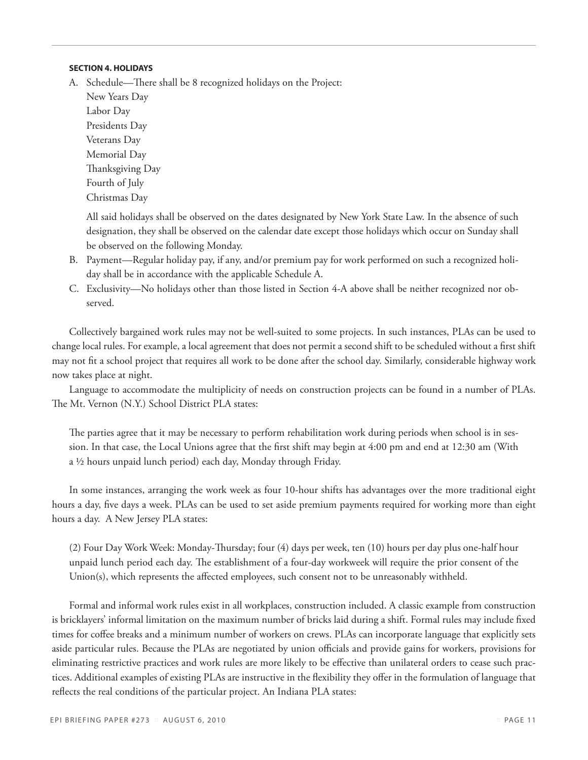**SECTION 4. HOLIDAYS**

A. Schedule—There shall be 8 recognized holidays on the Project:

   New Years Day
   Labor Day
   Presidents Day
   Veterans Day
   Memorial Day
   Thanksgiving Day
   Fourth of July
   Christmas Day

   All said holidays shall be observed on the dates designated by New York State Law. In the absence of such designation, they shall be observed on the calendar date except those holidays which occur on Sunday shall be observed on the following Monday.

B. Payment—Regular holiday pay, if any, and/or premium pay for work performed on such a recognized holiday shall be in accordance with the applicable Schedule A.

C. Exclusivity—No holidays other than those listed in Section 4-A above shall be neither recognized nor observed.

Collectively bargained work rules may not be well-suited to some projects. In such instances, PLAs can be used to change local rules. For example, a local agreement that does not permit a second shift to be scheduled without a first shift may not fit a school project that requires all work to be done after the school day. Similarly, considerable highway work now takes place at night.

Language to accommodate the multiplicity of needs on construction projects can be found in a number of PLAs. The Mt. Vernon (N.Y.) School District PLA states:

> The parties agree that it may be necessary to perform rehabilitation work during periods when school is in session. In that case, the Local Unions agree that the first shift may begin at 4:00 pm and end at 12:30 am (With a ½ hours unpaid lunch period) each day, Monday through Friday.

In some instances, arranging the work week as four 10-hour shifts has advantages over the more traditional eight hours a day, five days a week. PLAs can be used to set aside premium payments required for working more than eight hours a day. A New Jersey PLA states:

> (2) Four Day Work Week: Monday-Thursday; four (4) days per week, ten (10) hours per day plus one-half hour unpaid lunch period each day. The establishment of a four-day workweek will require the prior consent of the Union(s), which represents the affected employees, such consent not to be unreasonably withheld.

Formal and informal work rules exist in all workplaces, construction included. A classic example from construction is bricklayers' informal limitation on the maximum number of bricks laid during a shift. Formal rules may include fixed times for coffee breaks and a minimum number of workers on crews. PLAs can incorporate language that explicitly sets aside particular rules. Because the PLAs are negotiated by union officials and provide gains for workers, provisions for eliminating restrictive practices and work rules are more likely to be effective than unilateral orders to cease such practices. Additional examples of existing PLAs are instructive in the flexibility they offer in the formulation of language that reflects the real conditions of the particular project. An Indiana PLA states: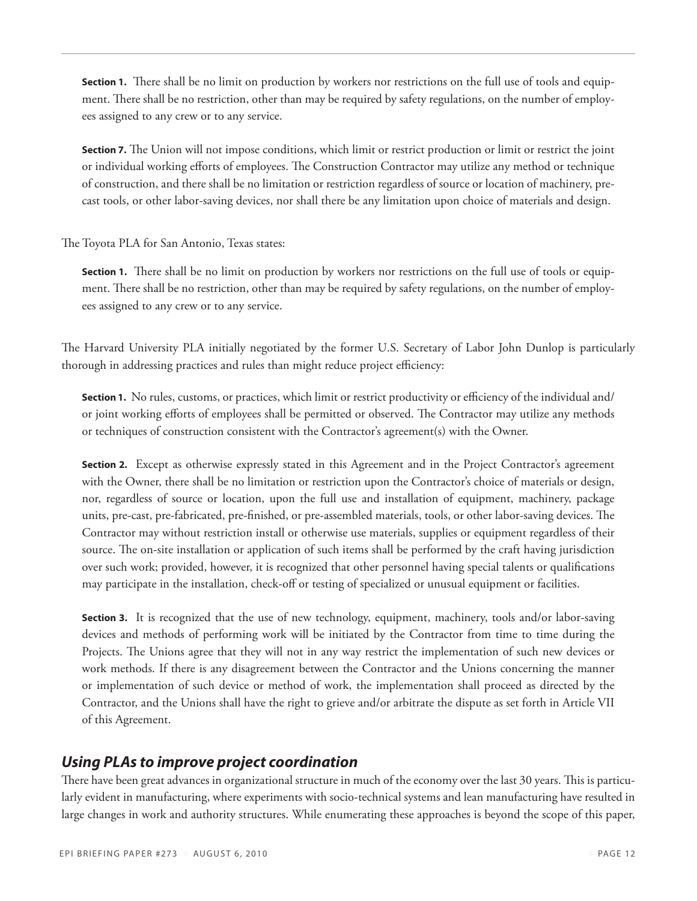> **Section 1.** There shall be no limit on production by workers nor restrictions on the full use of tools and equipment. There shall be no restriction, other than may be required by safety regulations, on the number of employees assigned to any crew or to any service.
>
> **Section 7.** The Union will not impose conditions, which limit or restrict production or limit or restrict the joint or individual working efforts of employees. The Construction Contractor may utilize any method or technique of construction, and there shall be no limitation or restriction regardless of source or location of machinery, precast tools, or other labor-saving devices, nor shall there be any limitation upon choice of materials and design.

The Toyota PLA for San Antonio, Texas states:

> **Section 1.** There shall be no limit on production by workers nor restrictions on the full use of tools or equipment. There shall be no restriction, other than may be required by safety regulations, on the number of employees assigned to any crew or to any service.

The Harvard University PLA initially negotiated by the former U.S. Secretary of Labor John Dunlop is particularly thorough in addressing practices and rules than might reduce project efficiency:

> **Section 1.** No rules, customs, or practices, which limit or restrict productivity or efficiency of the individual and/or joint working efforts of employees shall be permitted or observed. The Contractor may utilize any methods or techniques of construction consistent with the Contractor's agreement(s) with the Owner.
>
> **Section 2.** Except as otherwise expressly stated in this Agreement and in the Project Contractor's agreement with the Owner, there shall be no limitation or restriction upon the Contractor's choice of materials or design, nor, regardless of source or location, upon the full use and installation of equipment, machinery, package units, pre-cast, pre-fabricated, pre-finished, or pre-assembled materials, tools, or other labor-saving devices. The Contractor may without restriction install or otherwise use materials, supplies or equipment regardless of their source. The on-site installation or application of such items shall be performed by the craft having jurisdiction over such work; provided, however, it is recognized that other personnel having special talents or qualifications may participate in the installation, check-off or testing of specialized or unusual equipment or facilities.
>
> **Section 3.** It is recognized that the use of new technology, equipment, machinery, tools and/or labor-saving devices and methods of performing work will be initiated by the Contractor from time to time during the Projects. The Unions agree that they will not in any way restrict the implementation of such new devices or work methods. If there is any disagreement between the Contractor and the Unions concerning the manner or implementation of such device or method of work, the implementation shall proceed as directed by the Contractor, and the Unions shall have the right to grieve and/or arbitrate the dispute as set forth in Article VII of this Agreement.

## *Using PLAs to improve project coordination*

There have been great advances in organizational structure in much of the economy over the last 30 years. This is particularly evident in manufacturing, where experiments with socio-technical systems and lean manufacturing have resulted in large changes in work and authority structures. While enumerating these approaches is beyond the scope of this paper,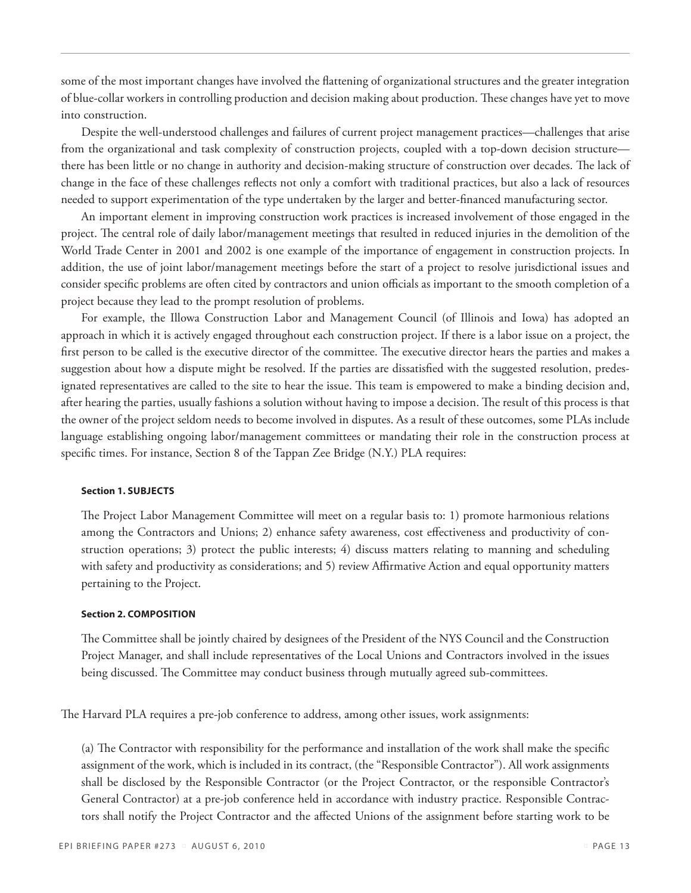some of the most important changes have involved the flattening of organizational structures and the greater integration of blue-collar workers in controlling production and decision making about production. These changes have yet to move into construction.

Despite the well-understood challenges and failures of current project management practices—challenges that arise from the organizational and task complexity of construction projects, coupled with a top-down decision structure—there has been little or no change in authority and decision-making structure of construction over decades. The lack of change in the face of these challenges reflects not only a comfort with traditional practices, but also a lack of resources needed to support experimentation of the type undertaken by the larger and better-financed manufacturing sector.

An important element in improving construction work practices is increased involvement of those engaged in the project. The central role of daily labor/management meetings that resulted in reduced injuries in the demolition of the World Trade Center in 2001 and 2002 is one example of the importance of engagement in construction projects. In addition, the use of joint labor/management meetings before the start of a project to resolve jurisdictional issues and consider specific problems are often cited by contractors and union officials as important to the smooth completion of a project because they lead to the prompt resolution of problems.

For example, the Illowa Construction Labor and Management Council (of Illinois and Iowa) has adopted an approach in which it is actively engaged throughout each construction project. If there is a labor issue on a project, the first person to be called is the executive director of the committee. The executive director hears the parties and makes a suggestion about how a dispute might be resolved. If the parties are dissatisfied with the suggested resolution, predesignated representatives are called to the site to hear the issue. This team is empowered to make a binding decision and, after hearing the parties, usually fashions a solution without having to impose a decision. The result of this process is that the owner of the project seldom needs to become involved in disputes. As a result of these outcomes, some PLAs include language establishing ongoing labor/management committees or mandating their role in the construction process at specific times. For instance, Section 8 of the Tappan Zee Bridge (N.Y.) PLA requires:

> **Section 1. SUBJECTS**
>
> The Project Labor Management Committee will meet on a regular basis to: 1) promote harmonious relations among the Contractors and Unions; 2) enhance safety awareness, cost effectiveness and productivity of construction operations; 3) protect the public interests; 4) discuss matters relating to manning and scheduling with safety and productivity as considerations; and 5) review Affirmative Action and equal opportunity matters pertaining to the Project.
>
> **Section 2. COMPOSITION**
>
> The Committee shall be jointly chaired by designees of the President of the NYS Council and the Construction Project Manager, and shall include representatives of the Local Unions and Contractors involved in the issues being discussed. The Committee may conduct business through mutually agreed sub-committees.

The Harvard PLA requires a pre-job conference to address, among other issues, work assignments:

> (a) The Contractor with responsibility for the performance and installation of the work shall make the specific assignment of the work, which is included in its contract, (the "Responsible Contractor"). All work assignments shall be disclosed by the Responsible Contractor (or the Project Contractor, or the responsible Contractor's General Contractor) at a pre-job conference held in accordance with industry practice. Responsible Contractors shall notify the Project Contractor and the affected Unions of the assignment before starting work to be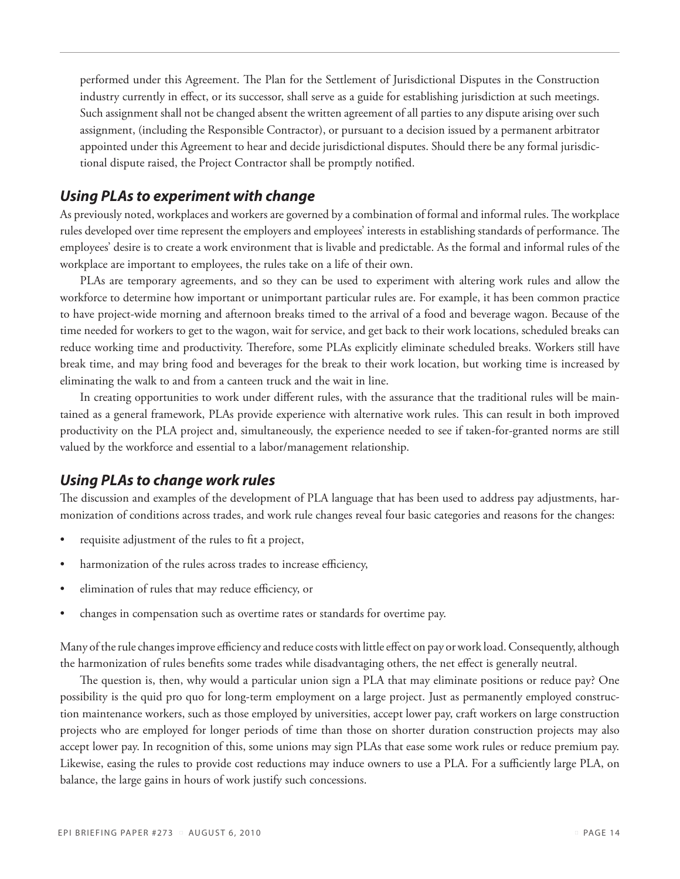performed under this Agreement. The Plan for the Settlement of Jurisdictional Disputes in the Construction industry currently in effect, or its successor, shall serve as a guide for establishing jurisdiction at such meetings. Such assignment shall not be changed absent the written agreement of all parties to any dispute arising over such assignment, (including the Responsible Contractor), or pursuant to a decision issued by a permanent arbitrator appointed under this Agreement to hear and decide jurisdictional disputes. Should there be any formal jurisdictional dispute raised, the Project Contractor shall be promptly notified.

### *Using PLAs to experiment with change*

As previously noted, workplaces and workers are governed by a combination of formal and informal rules. The workplace rules developed over time represent the employers and employees' interests in establishing standards of performance. The employees' desire is to create a work environment that is livable and predictable. As the formal and informal rules of the workplace are important to employees, the rules take on a life of their own.

PLAs are temporary agreements, and so they can be used to experiment with altering work rules and allow the workforce to determine how important or unimportant particular rules are. For example, it has been common practice to have project-wide morning and afternoon breaks timed to the arrival of a food and beverage wagon. Because of the time needed for workers to get to the wagon, wait for service, and get back to their work locations, scheduled breaks can reduce working time and productivity. Therefore, some PLAs explicitly eliminate scheduled breaks. Workers still have break time, and may bring food and beverages for the break to their work location, but working time is increased by eliminating the walk to and from a canteen truck and the wait in line.

In creating opportunities to work under different rules, with the assurance that the traditional rules will be maintained as a general framework, PLAs provide experience with alternative work rules. This can result in both improved productivity on the PLA project and, simultaneously, the experience needed to see if taken-for-granted norms are still valued by the workforce and essential to a labor/management relationship.

### *Using PLAs to change work rules*

The discussion and examples of the development of PLA language that has been used to address pay adjustments, harmonization of conditions across trades, and work rule changes reveal four basic categories and reasons for the changes:

- requisite adjustment of the rules to fit a project,
- harmonization of the rules across trades to increase efficiency,
- elimination of rules that may reduce efficiency, or
- changes in compensation such as overtime rates or standards for overtime pay.

Many of the rule changes improve efficiency and reduce costs with little effect on pay or work load. Consequently, although the harmonization of rules benefits some trades while disadvantaging others, the net effect is generally neutral.

The question is, then, why would a particular union sign a PLA that may eliminate positions or reduce pay? One possibility is the quid pro quo for long-term employment on a large project. Just as permanently employed construction maintenance workers, such as those employed by universities, accept lower pay, craft workers on large construction projects who are employed for longer periods of time than those on shorter duration construction projects may also accept lower pay. In recognition of this, some unions may sign PLAs that ease some work rules or reduce premium pay. Likewise, easing the rules to provide cost reductions may induce owners to use a PLA. For a sufficiently large PLA, on balance, the large gains in hours of work justify such concessions.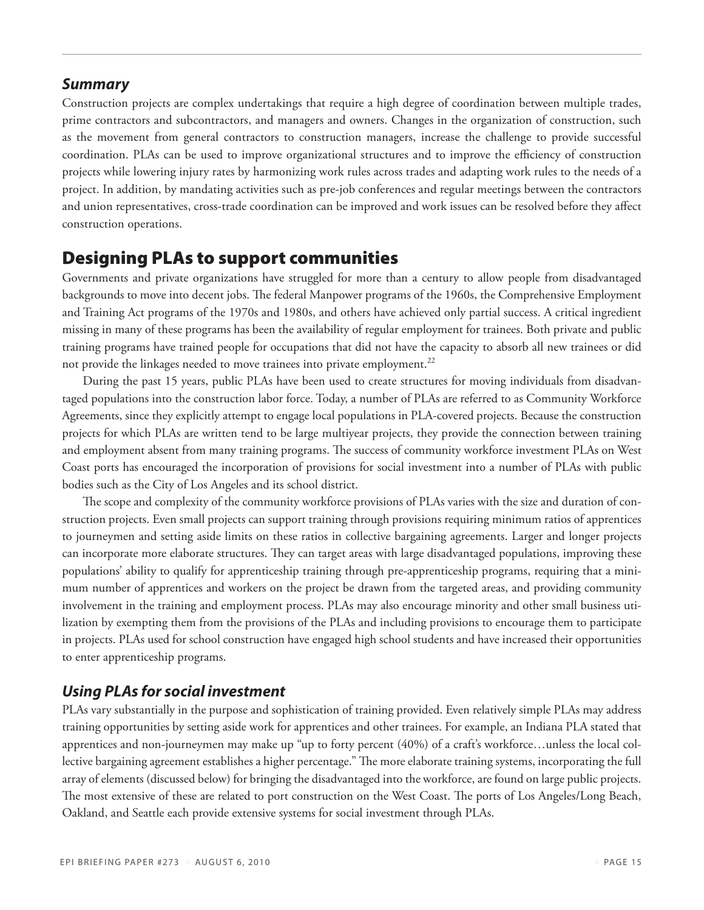### *Summary*

Construction projects are complex undertakings that require a high degree of coordination between multiple trades, prime contractors and subcontractors, and managers and owners. Changes in the organization of construction, such as the movement from general contractors to construction managers, increase the challenge to provide successful coordination. PLAs can be used to improve organizational structures and to improve the efficiency of construction projects while lowering injury rates by harmonizing work rules across trades and adapting work rules to the needs of a project. In addition, by mandating activities such as pre-job conferences and regular meetings between the contractors and union representatives, cross-trade coordination can be improved and work issues can be resolved before they affect construction operations.

## Designing PLAs to support communities

Governments and private organizations have struggled for more than a century to allow people from disadvantaged backgrounds to move into decent jobs. The federal Manpower programs of the 1960s, the Comprehensive Employment and Training Act programs of the 1970s and 1980s, and others have achieved only partial success. A critical ingredient missing in many of these programs has been the availability of regular employment for trainees. Both private and public training programs have trained people for occupations that did not have the capacity to absorb all new trainees or did not provide the linkages needed to move trainees into private employment.[22]

During the past 15 years, public PLAs have been used to create structures for moving individuals from disadvantaged populations into the construction labor force. Today, a number of PLAs are referred to as Community Workforce Agreements, since they explicitly attempt to engage local populations in PLA-covered projects. Because the construction projects for which PLAs are written tend to be large multiyear projects, they provide the connection between training and employment absent from many training programs. The success of community workforce investment PLAs on West Coast ports has encouraged the incorporation of provisions for social investment into a number of PLAs with public bodies such as the City of Los Angeles and its school district.

The scope and complexity of the community workforce provisions of PLAs varies with the size and duration of construction projects. Even small projects can support training through provisions requiring minimum ratios of apprentices to journeymen and setting aside limits on these ratios in collective bargaining agreements. Larger and longer projects can incorporate more elaborate structures. They can target areas with large disadvantaged populations, improving these populations' ability to qualify for apprenticeship training through pre-apprenticeship programs, requiring that a minimum number of apprentices and workers on the project be drawn from the targeted areas, and providing community involvement in the training and employment process. PLAs may also encourage minority and other small business utilization by exempting them from the provisions of the PLAs and including provisions to encourage them to participate in projects. PLAs used for school construction have engaged high school students and have increased their opportunities to enter apprenticeship programs.

### *Using PLAs for social investment*

PLAs vary substantially in the purpose and sophistication of training provided. Even relatively simple PLAs may address training opportunities by setting aside work for apprentices and other trainees. For example, an Indiana PLA stated that apprentices and non-journeymen may make up "up to forty percent (40%) of a craft's workforce…unless the local collective bargaining agreement establishes a higher percentage." The more elaborate training systems, incorporating the full array of elements (discussed below) for bringing the disadvantaged into the workforce, are found on large public projects. The most extensive of these are related to port construction on the West Coast. The ports of Los Angeles/Long Beach, Oakland, and Seattle each provide extensive systems for social investment through PLAs.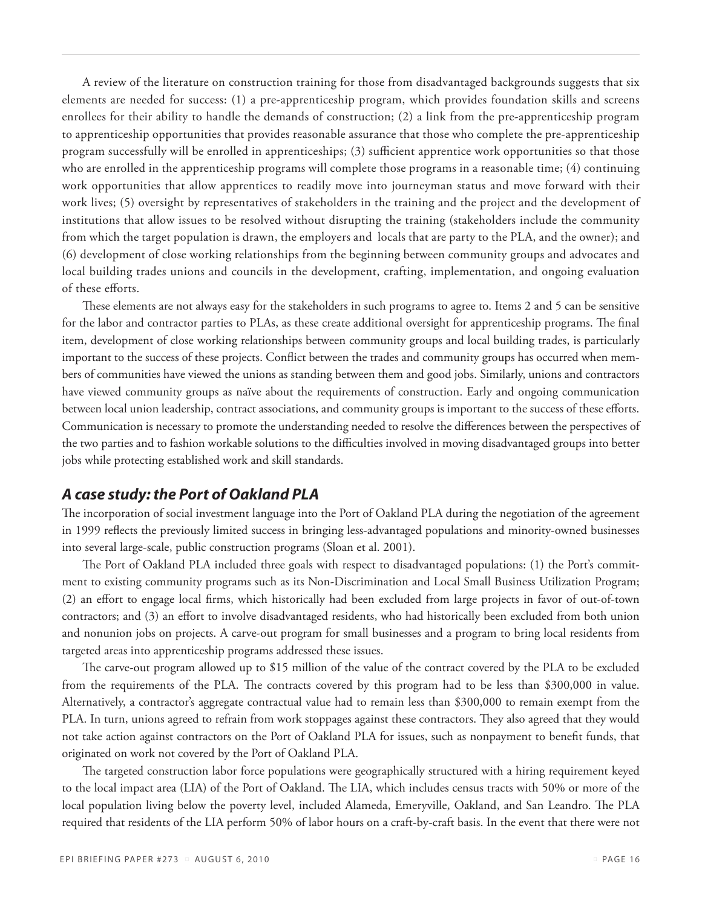A review of the literature on construction training for those from disadvantaged backgrounds suggests that six elements are needed for success: (1) a pre-apprenticeship program, which provides foundation skills and screens enrollees for their ability to handle the demands of construction; (2) a link from the pre-apprenticeship program to apprenticeship opportunities that provides reasonable assurance that those who complete the pre-apprenticeship program successfully will be enrolled in apprenticeships; (3) sufficient apprentice work opportunities so that those who are enrolled in the apprenticeship programs will complete those programs in a reasonable time; (4) continuing work opportunities that allow apprentices to readily move into journeyman status and move forward with their work lives; (5) oversight by representatives of stakeholders in the training and the project and the development of institutions that allow issues to be resolved without disrupting the training (stakeholders include the community from which the target population is drawn, the employers and locals that are party to the PLA, and the owner); and (6) development of close working relationships from the beginning between community groups and advocates and local building trades unions and councils in the development, crafting, implementation, and ongoing evaluation of these efforts.

These elements are not always easy for the stakeholders in such programs to agree to. Items 2 and 5 can be sensitive for the labor and contractor parties to PLAs, as these create additional oversight for apprenticeship programs. The final item, development of close working relationships between community groups and local building trades, is particularly important to the success of these projects. Conflict between the trades and community groups has occurred when members of communities have viewed the unions as standing between them and good jobs. Similarly, unions and contractors have viewed community groups as naïve about the requirements of construction. Early and ongoing communication between local union leadership, contract associations, and community groups is important to the success of these efforts. Communication is necessary to promote the understanding needed to resolve the differences between the perspectives of the two parties and to fashion workable solutions to the difficulties involved in moving disadvantaged groups into better jobs while protecting established work and skill standards.

## *A case study: the Port of Oakland PLA*

The incorporation of social investment language into the Port of Oakland PLA during the negotiation of the agreement in 1999 reflects the previously limited success in bringing less-advantaged populations and minority-owned businesses into several large-scale, public construction programs (Sloan et al. 2001).

The Port of Oakland PLA included three goals with respect to disadvantaged populations: (1) the Port's commitment to existing community programs such as its Non-Discrimination and Local Small Business Utilization Program; (2) an effort to engage local firms, which historically had been excluded from large projects in favor of out-of-town contractors; and (3) an effort to involve disadvantaged residents, who had historically been excluded from both union and nonunion jobs on projects. A carve-out program for small businesses and a program to bring local residents from targeted areas into apprenticeship programs addressed these issues.

The carve-out program allowed up to $15 million of the value of the contract covered by the PLA to be excluded from the requirements of the PLA. The contracts covered by this program had to be less than $300,000 in value. Alternatively, a contractor's aggregate contractual value had to remain less than $300,000 to remain exempt from the PLA. In turn, unions agreed to refrain from work stoppages against these contractors. They also agreed that they would not take action against contractors on the Port of Oakland PLA for issues, such as nonpayment to benefit funds, that originated on work not covered by the Port of Oakland PLA.

The targeted construction labor force populations were geographically structured with a hiring requirement keyed to the local impact area (LIA) of the Port of Oakland. The LIA, which includes census tracts with 50% or more of the local population living below the poverty level, included Alameda, Emeryville, Oakland, and San Leandro. The PLA required that residents of the LIA perform 50% of labor hours on a craft-by-craft basis. In the event that there were not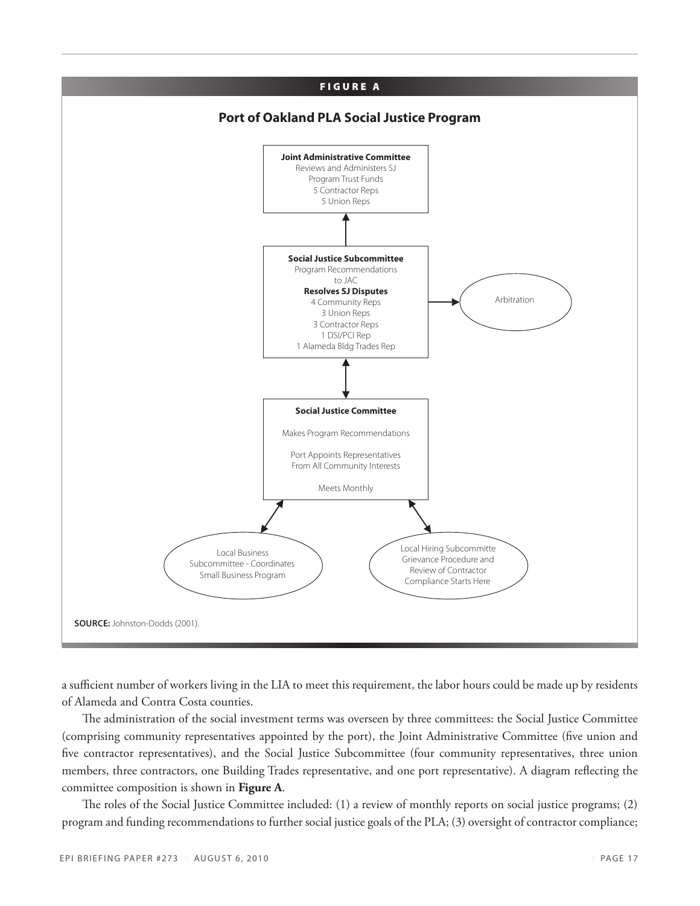**FIGURE A**

**Port of Oakland PLA Social Justice Program**

**Joint Administrative Committee**
Reviews and Administers SJ Program Trust Funds
5 Contractor Reps
5 Union Reps

**Social Justice Subcommittee**
Program Recommendations to JAC
**Resolves SJ Disputes**
4 Community Reps
3 Union Reps
3 Contractor Reps
1 DSI/PCI Rep
1 Alameda Bldg Trades Rep

Arbitration

**Social Justice Committee**
Makes Program Recommendations
Port Appoints Representatives From All Community Interests
Meets Monthly

Local Business Subcommittee - Coordinates Small Business Program

Local Hiring Subcommitte Grievance Procedure and Review of Contractor Compliance Starts Here

**SOURCE:** Johnston-Dodds (2001).

a sufficient number of workers living in the LIA to meet this requirement, the labor hours could be made up by residents of Alameda and Contra Costa counties.

The administration of the social investment terms was overseen by three committees: the Social Justice Committee (comprising community representatives appointed by the port), the Joint Administrative Committee (five union and five contractor representatives), and the Social Justice Subcommittee (four community representatives, three union members, three contractors, one Building Trades representative, and one port representative). A diagram reflecting the committee composition is shown in **Figure A**.

The roles of the Social Justice Committee included: (1) a review of monthly reports on social justice programs; (2) program and funding recommendations to further social justice goals of the PLA; (3) oversight of contractor compliance;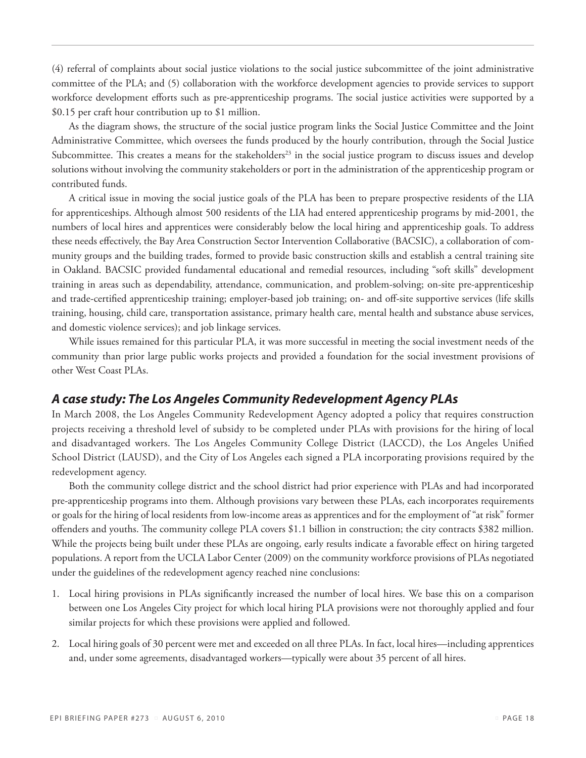(4) referral of complaints about social justice violations to the social justice subcommittee of the joint administrative committee of the PLA; and (5) collaboration with the workforce development agencies to provide services to support workforce development efforts such as pre-apprenticeship programs. The social justice activities were supported by a $0.15 per craft hour contribution up to $1 million.

As the diagram shows, the structure of the social justice program links the Social Justice Committee and the Joint Administrative Committee, which oversees the funds produced by the hourly contribution, through the Social Justice Subcommittee. This creates a means for the stakeholders[23] in the social justice program to discuss issues and develop solutions without involving the community stakeholders or port in the administration of the apprenticeship program or contributed funds.

A critical issue in moving the social justice goals of the PLA has been to prepare prospective residents of the LIA for apprenticeships. Although almost 500 residents of the LIA had entered apprenticeship programs by mid-2001, the numbers of local hires and apprentices were considerably below the local hiring and apprenticeship goals. To address these needs effectively, the Bay Area Construction Sector Intervention Collaborative (BACSIC), a collaboration of community groups and the building trades, formed to provide basic construction skills and establish a central training site in Oakland. BACSIC provided fundamental educational and remedial resources, including "soft skills" development training in areas such as dependability, attendance, communication, and problem-solving; on-site pre-apprenticeship and trade-certified apprenticeship training; employer-based job training; on- and off-site supportive services (life skills training, housing, child care, transportation assistance, primary health care, mental health and substance abuse services, and domestic violence services); and job linkage services.

While issues remained for this particular PLA, it was more successful in meeting the social investment needs of the community than prior large public works projects and provided a foundation for the social investment provisions of other West Coast PLAs.

### *A case study: The Los Angeles Community Redevelopment Agency PLAs*

In March 2008, the Los Angeles Community Redevelopment Agency adopted a policy that requires construction projects receiving a threshold level of subsidy to be completed under PLAs with provisions for the hiring of local and disadvantaged workers. The Los Angeles Community College District (LACCD), the Los Angeles Unified School District (LAUSD), and the City of Los Angeles each signed a PLA incorporating provisions required by the redevelopment agency.

Both the community college district and the school district had prior experience with PLAs and had incorporated pre-apprenticeship programs into them. Although provisions vary between these PLAs, each incorporates requirements or goals for the hiring of local residents from low-income areas as apprentices and for the employment of "at risk" former offenders and youths. The community college PLA covers $1.1 billion in construction; the city contracts $382 million. While the projects being built under these PLAs are ongoing, early results indicate a favorable effect on hiring targeted populations. A report from the UCLA Labor Center (2009) on the community workforce provisions of PLAs negotiated under the guidelines of the redevelopment agency reached nine conclusions:

1. Local hiring provisions in PLAs significantly increased the number of local hires. We base this on a comparison between one Los Angeles City project for which local hiring PLA provisions were not thoroughly applied and four similar projects for which these provisions were applied and followed.
2. Local hiring goals of 30 percent were met and exceeded on all three PLAs. In fact, local hires—including apprentices and, under some agreements, disadvantaged workers—typically were about 35 percent of all hires.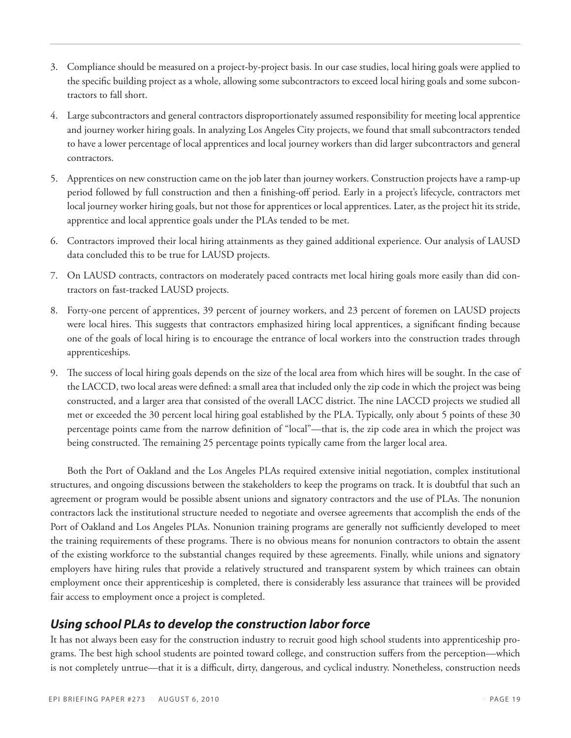3. Compliance should be measured on a project-by-project basis. In our case studies, local hiring goals were applied to the specific building project as a whole, allowing some subcontractors to exceed local hiring goals and some subcontractors to fall short.

4. Large subcontractors and general contractors disproportionately assumed responsibility for meeting local apprentice and journey worker hiring goals. In analyzing Los Angeles City projects, we found that small subcontractors tended to have a lower percentage of local apprentices and local journey workers than did larger subcontractors and general contractors.

5. Apprentices on new construction came on the job later than journey workers. Construction projects have a ramp-up period followed by full construction and then a finishing-off period. Early in a project's lifecycle, contractors met local journey worker hiring goals, but not those for apprentices or local apprentices. Later, as the project hit its stride, apprentice and local apprentice goals under the PLAs tended to be met.

6. Contractors improved their local hiring attainments as they gained additional experience. Our analysis of LAUSD data concluded this to be true for LAUSD projects.

7. On LAUSD contracts, contractors on moderately paced contracts met local hiring goals more easily than did contractors on fast-tracked LAUSD projects.

8. Forty-one percent of apprentices, 39 percent of journey workers, and 23 percent of foremen on LAUSD projects were local hires. This suggests that contractors emphasized hiring local apprentices, a significant finding because one of the goals of local hiring is to encourage the entrance of local workers into the construction trades through apprenticeships.

9. The success of local hiring goals depends on the size of the local area from which hires will be sought. In the case of the LACCD, two local areas were defined: a small area that included only the zip code in which the project was being constructed, and a larger area that consisted of the overall LACC district. The nine LACCD projects we studied all met or exceeded the 30 percent local hiring goal established by the PLA. Typically, only about 5 points of these 30 percentage points came from the narrow definition of "local"—that is, the zip code area in which the project was being constructed. The remaining 25 percentage points typically came from the larger local area.

Both the Port of Oakland and the Los Angeles PLAs required extensive initial negotiation, complex institutional structures, and ongoing discussions between the stakeholders to keep the programs on track. It is doubtful that such an agreement or program would be possible absent unions and signatory contractors and the use of PLAs. The nonunion contractors lack the institutional structure needed to negotiate and oversee agreements that accomplish the ends of the Port of Oakland and Los Angeles PLAs. Nonunion training programs are generally not sufficiently developed to meet the training requirements of these programs. There is no obvious means for nonunion contractors to obtain the assent of the existing workforce to the substantial changes required by these agreements. Finally, while unions and signatory employers have hiring rules that provide a relatively structured and transparent system by which trainees can obtain employment once their apprenticeship is completed, there is considerably less assurance that trainees will be provided fair access to employment once a project is completed.

## *Using school PLAs to develop the construction labor force*

It has not always been easy for the construction industry to recruit good high school students into apprenticeship programs. The best high school students are pointed toward college, and construction suffers from the perception—which is not completely untrue—that it is a difficult, dirty, dangerous, and cyclical industry. Nonetheless, construction needs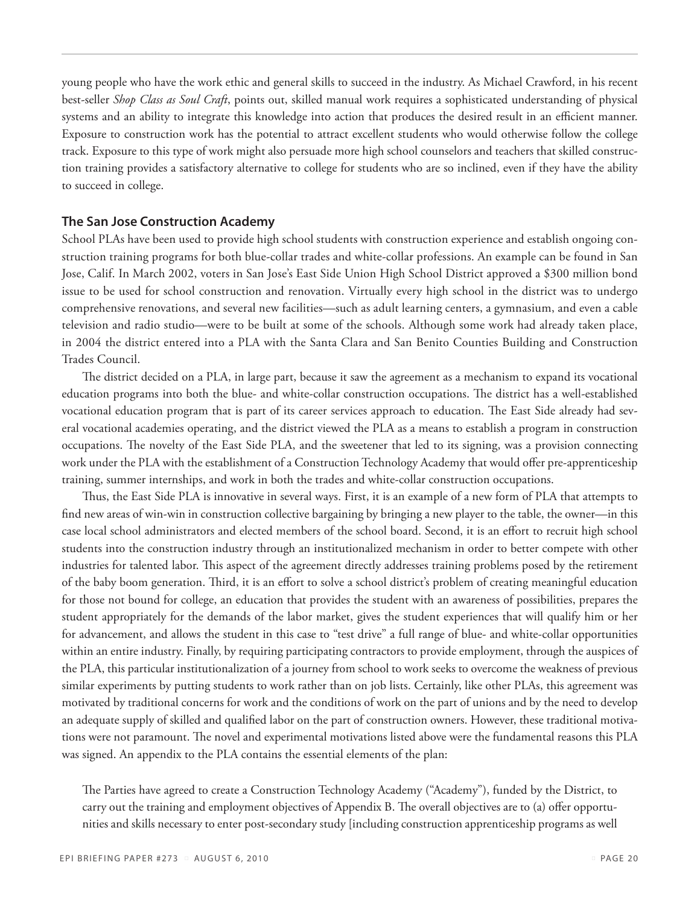young people who have the work ethic and general skills to succeed in the industry. As Michael Crawford, in his recent best-seller *Shop Class as Soul Craft*, points out, skilled manual work requires a sophisticated understanding of physical systems and an ability to integrate this knowledge into action that produces the desired result in an efficient manner. Exposure to construction work has the potential to attract excellent students who would otherwise follow the college track. Exposure to this type of work might also persuade more high school counselors and teachers that skilled construction training provides a satisfactory alternative to college for students who are so inclined, even if they have the ability to succeed in college.

## The San Jose Construction Academy

School PLAs have been used to provide high school students with construction experience and establish ongoing construction training programs for both blue-collar trades and white-collar professions. An example can be found in San Jose, Calif. In March 2002, voters in San Jose's East Side Union High School District approved a $300 million bond issue to be used for school construction and renovation. Virtually every high school in the district was to undergo comprehensive renovations, and several new facilities—such as adult learning centers, a gymnasium, and even a cable television and radio studio—were to be built at some of the schools. Although some work had already taken place, in 2004 the district entered into a PLA with the Santa Clara and San Benito Counties Building and Construction Trades Council.

The district decided on a PLA, in large part, because it saw the agreement as a mechanism to expand its vocational education programs into both the blue- and white-collar construction occupations. The district has a well-established vocational education program that is part of its career services approach to education. The East Side already had several vocational academies operating, and the district viewed the PLA as a means to establish a program in construction occupations. The novelty of the East Side PLA, and the sweetener that led to its signing, was a provision connecting work under the PLA with the establishment of a Construction Technology Academy that would offer pre-apprenticeship training, summer internships, and work in both the trades and white-collar construction occupations.

Thus, the East Side PLA is innovative in several ways. First, it is an example of a new form of PLA that attempts to find new areas of win-win in construction collective bargaining by bringing a new player to the table, the owner—in this case local school administrators and elected members of the school board. Second, it is an effort to recruit high school students into the construction industry through an institutionalized mechanism in order to better compete with other industries for talented labor. This aspect of the agreement directly addresses training problems posed by the retirement of the baby boom generation. Third, it is an effort to solve a school district's problem of creating meaningful education for those not bound for college, an education that provides the student with an awareness of possibilities, prepares the student appropriately for the demands of the labor market, gives the student experiences that will qualify him or her for advancement, and allows the student in this case to "test drive" a full range of blue- and white-collar opportunities within an entire industry. Finally, by requiring participating contractors to provide employment, through the auspices of the PLA, this particular institutionalization of a journey from school to work seeks to overcome the weakness of previous similar experiments by putting students to work rather than on job lists. Certainly, like other PLAs, this agreement was motivated by traditional concerns for work and the conditions of work on the part of unions and by the need to develop an adequate supply of skilled and qualified labor on the part of construction owners. However, these traditional motivations were not paramount. The novel and experimental motivations listed above were the fundamental reasons this PLA was signed. An appendix to the PLA contains the essential elements of the plan:

> The Parties have agreed to create a Construction Technology Academy ("Academy"), funded by the District, to carry out the training and employment objectives of Appendix B. The overall objectives are to (a) offer opportunities and skills necessary to enter post-secondary study [including construction apprenticeship programs as well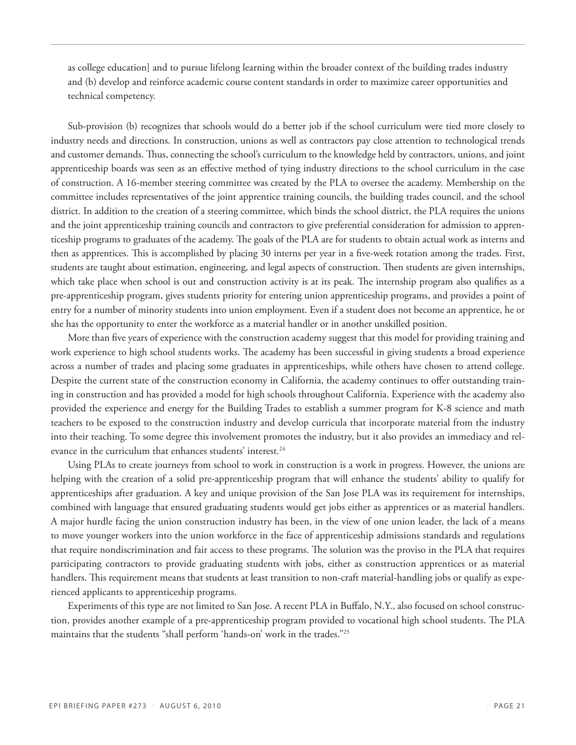as college education] and to pursue lifelong learning within the broader context of the building trades industry and (b) develop and reinforce academic course content standards in order to maximize career opportunities and technical competency.

Sub-provision (b) recognizes that schools would do a better job if the school curriculum were tied more closely to industry needs and directions. In construction, unions as well as contractors pay close attention to technological trends and customer demands. Thus, connecting the school's curriculum to the knowledge held by contractors, unions, and joint apprenticeship boards was seen as an effective method of tying industry directions to the school curriculum in the case of construction. A 16-member steering committee was created by the PLA to oversee the academy. Membership on the committee includes representatives of the joint apprentice training councils, the building trades council, and the school district. In addition to the creation of a steering committee, which binds the school district, the PLA requires the unions and the joint apprenticeship training councils and contractors to give preferential consideration for admission to apprenticeship programs to graduates of the academy. The goals of the PLA are for students to obtain actual work as interns and then as apprentices. This is accomplished by placing 30 interns per year in a five-week rotation among the trades. First, students are taught about estimation, engineering, and legal aspects of construction. Then students are given internships, which take place when school is out and construction activity is at its peak. The internship program also qualifies as a pre-apprenticeship program, gives students priority for entering union apprenticeship programs, and provides a point of entry for a number of minority students into union employment. Even if a student does not become an apprentice, he or she has the opportunity to enter the workforce as a material handler or in another unskilled position.

More than five years of experience with the construction academy suggest that this model for providing training and work experience to high school students works. The academy has been successful in giving students a broad experience across a number of trades and placing some graduates in apprenticeships, while others have chosen to attend college. Despite the current state of the construction economy in California, the academy continues to offer outstanding training in construction and has provided a model for high schools throughout California. Experience with the academy also provided the experience and energy for the Building Trades to establish a summer program for K-8 science and math teachers to be exposed to the construction industry and develop curricula that incorporate material from the industry into their teaching. To some degree this involvement promotes the industry, but it also provides an immediacy and relevance in the curriculum that enhances students' interest.[24]

Using PLAs to create journeys from school to work in construction is a work in progress. However, the unions are helping with the creation of a solid pre-apprenticeship program that will enhance the students' ability to qualify for apprenticeships after graduation. A key and unique provision of the San Jose PLA was its requirement for internships, combined with language that ensured graduating students would get jobs either as apprentices or as material handlers. A major hurdle facing the union construction industry has been, in the view of one union leader, the lack of a means to move younger workers into the union workforce in the face of apprenticeship admissions standards and regulations that require nondiscrimination and fair access to these programs. The solution was the proviso in the PLA that requires participating contractors to provide graduating students with jobs, either as construction apprentices or as material handlers. This requirement means that students at least transition to non-craft material-handling jobs or qualify as experienced applicants to apprenticeship programs.

Experiments of this type are not limited to San Jose. A recent PLA in Buffalo, N.Y., also focused on school construction, provides another example of a pre-apprenticeship program provided to vocational high school students. The PLA maintains that the students "shall perform 'hands-on' work in the trades."[25]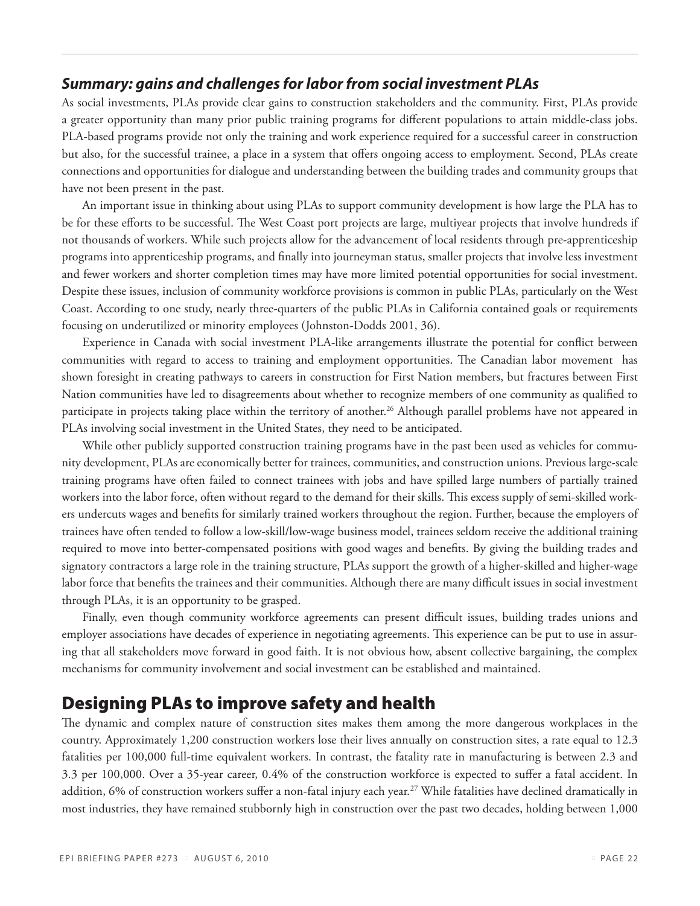### *Summary: gains and challenges for labor from social investment PLAs*

As social investments, PLAs provide clear gains to construction stakeholders and the community. First, PLAs provide a greater opportunity than many prior public training programs for different populations to attain middle-class jobs. PLA-based programs provide not only the training and work experience required for a successful career in construction but also, for the successful trainee, a place in a system that offers ongoing access to employment. Second, PLAs create connections and opportunities for dialogue and understanding between the building trades and community groups that have not been present in the past.

An important issue in thinking about using PLAs to support community development is how large the PLA has to be for these efforts to be successful. The West Coast port projects are large, multiyear projects that involve hundreds if not thousands of workers. While such projects allow for the advancement of local residents through pre-apprenticeship programs into apprenticeship programs, and finally into journeyman status, smaller projects that involve less investment and fewer workers and shorter completion times may have more limited potential opportunities for social investment. Despite these issues, inclusion of community workforce provisions is common in public PLAs, particularly on the West Coast. According to one study, nearly three-quarters of the public PLAs in California contained goals or requirements focusing on underutilized or minority employees (Johnston-Dodds 2001, 36).

Experience in Canada with social investment PLA-like arrangements illustrate the potential for conflict between communities with regard to access to training and employment opportunities. The Canadian labor movement has shown foresight in creating pathways to careers in construction for First Nation members, but fractures between First Nation communities have led to disagreements about whether to recognize members of one community as qualified to participate in projects taking place within the territory of another.[26] Although parallel problems have not appeared in PLAs involving social investment in the United States, they need to be anticipated.

While other publicly supported construction training programs have in the past been used as vehicles for community development, PLAs are economically better for trainees, communities, and construction unions. Previous large-scale training programs have often failed to connect trainees with jobs and have spilled large numbers of partially trained workers into the labor force, often without regard to the demand for their skills. This excess supply of semi-skilled workers undercuts wages and benefits for similarly trained workers throughout the region. Further, because the employers of trainees have often tended to follow a low-skill/low-wage business model, trainees seldom receive the additional training required to move into better-compensated positions with good wages and benefits. By giving the building trades and signatory contractors a large role in the training structure, PLAs support the growth of a higher-skilled and higher-wage labor force that benefits the trainees and their communities. Although there are many difficult issues in social investment through PLAs, it is an opportunity to be grasped.

Finally, even though community workforce agreements can present difficult issues, building trades unions and employer associations have decades of experience in negotiating agreements. This experience can be put to use in assuring that all stakeholders move forward in good faith. It is not obvious how, absent collective bargaining, the complex mechanisms for community involvement and social investment can be established and maintained.

## Designing PLAs to improve safety and health

The dynamic and complex nature of construction sites makes them among the more dangerous workplaces in the country. Approximately 1,200 construction workers lose their lives annually on construction sites, a rate equal to 12.3 fatalities per 100,000 full-time equivalent workers. In contrast, the fatality rate in manufacturing is between 2.3 and 3.3 per 100,000. Over a 35-year career, 0.4% of the construction workforce is expected to suffer a fatal accident. In addition, 6% of construction workers suffer a non-fatal injury each year.[27] While fatalities have declined dramatically in most industries, they have remained stubbornly high in construction over the past two decades, holding between 1,000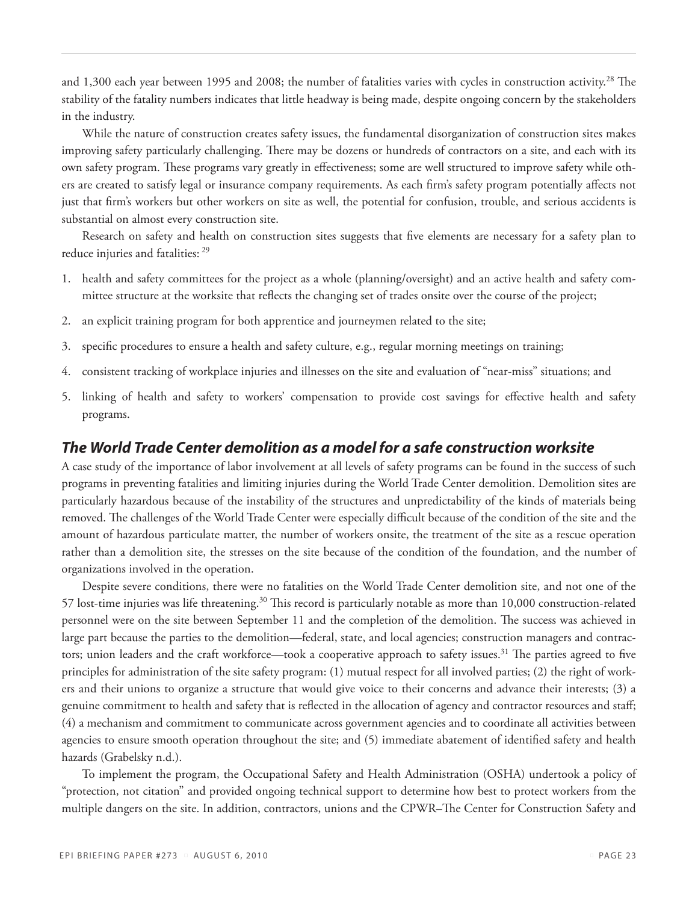and 1,300 each year between 1995 and 2008; the number of fatalities varies with cycles in construction activity.[28] The stability of the fatality numbers indicates that little headway is being made, despite ongoing concern by the stakeholders in the industry.

While the nature of construction creates safety issues, the fundamental disorganization of construction sites makes improving safety particularly challenging. There may be dozens or hundreds of contractors on a site, and each with its own safety program. These programs vary greatly in effectiveness; some are well structured to improve safety while others are created to satisfy legal or insurance company requirements. As each firm's safety program potentially affects not just that firm's workers but other workers on site as well, the potential for confusion, trouble, and serious accidents is substantial on almost every construction site.

Research on safety and health on construction sites suggests that five elements are necessary for a safety plan to reduce injuries and fatalities: [29]

1. health and safety committees for the project as a whole (planning/oversight) and an active health and safety committee structure at the worksite that reflects the changing set of trades onsite over the course of the project;
2. an explicit training program for both apprentice and journeymen related to the site;
3. specific procedures to ensure a health and safety culture, e.g., regular morning meetings on training;
4. consistent tracking of workplace injuries and illnesses on the site and evaluation of "near-miss" situations; and
5. linking of health and safety to workers' compensation to provide cost savings for effective health and safety programs.

## *The World Trade Center demolition as a model for a safe construction worksite*

A case study of the importance of labor involvement at all levels of safety programs can be found in the success of such programs in preventing fatalities and limiting injuries during the World Trade Center demolition. Demolition sites are particularly hazardous because of the instability of the structures and unpredictability of the kinds of materials being removed. The challenges of the World Trade Center were especially difficult because of the condition of the site and the amount of hazardous particulate matter, the number of workers onsite, the treatment of the site as a rescue operation rather than a demolition site, the stresses on the site because of the condition of the foundation, and the number of organizations involved in the operation.

Despite severe conditions, there were no fatalities on the World Trade Center demolition site, and not one of the 57 lost-time injuries was life threatening.[30] This record is particularly notable as more than 10,000 construction-related personnel were on the site between September 11 and the completion of the demolition. The success was achieved in large part because the parties to the demolition—federal, state, and local agencies; construction managers and contractors; union leaders and the craft workforce—took a cooperative approach to safety issues.[31] The parties agreed to five principles for administration of the site safety program: (1) mutual respect for all involved parties; (2) the right of workers and their unions to organize a structure that would give voice to their concerns and advance their interests; (3) a genuine commitment to health and safety that is reflected in the allocation of agency and contractor resources and staff; (4) a mechanism and commitment to communicate across government agencies and to coordinate all activities between agencies to ensure smooth operation throughout the site; and (5) immediate abatement of identified safety and health hazards (Grabelsky n.d.).

To implement the program, the Occupational Safety and Health Administration (OSHA) undertook a policy of "protection, not citation" and provided ongoing technical support to determine how best to protect workers from the multiple dangers on the site. In addition, contractors, unions and the CPWR–The Center for Construction Safety and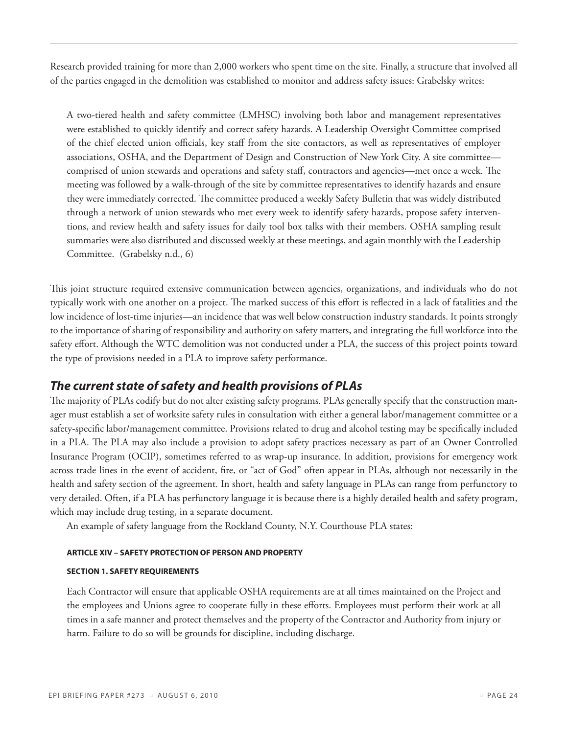Research provided training for more than 2,000 workers who spent time on the site. Finally, a structure that involved all of the parties engaged in the demolition was established to monitor and address safety issues: Grabelsky writes:

> A two-tiered health and safety committee (LMHSC) involving both labor and management representatives were established to quickly identify and correct safety hazards. A Leadership Oversight Committee comprised of the chief elected union officials, key staff from the site contactors, as well as representatives of employer associations, OSHA, and the Department of Design and Construction of New York City. A site committee—comprised of union stewards and operations and safety staff, contractors and agencies—met once a week. The meeting was followed by a walk-through of the site by committee representatives to identify hazards and ensure they were immediately corrected. The committee produced a weekly Safety Bulletin that was widely distributed through a network of union stewards who met every week to identify safety hazards, propose safety interventions, and review health and safety issues for daily tool box talks with their members. OSHA sampling result summaries were also distributed and discussed weekly at these meetings, and again monthly with the Leadership Committee. (Grabelsky n.d., 6)

This joint structure required extensive communication between agencies, organizations, and individuals who do not typically work with one another on a project. The marked success of this effort is reflected in a lack of fatalities and the low incidence of lost-time injuries—an incidence that was well below construction industry standards. It points strongly to the importance of sharing of responsibility and authority on safety matters, and integrating the full workforce into the safety effort. Although the WTC demolition was not conducted under a PLA, the success of this project points toward the type of provisions needed in a PLA to improve safety performance.

## *The current state of safety and health provisions of PLAs*

The majority of PLAs codify but do not alter existing safety programs. PLAs generally specify that the construction manager must establish a set of worksite safety rules in consultation with either a general labor/management committee or a safety-specific labor/management committee. Provisions related to drug and alcohol testing may be specifically included in a PLA. The PLA may also include a provision to adopt safety practices necessary as part of an Owner Controlled Insurance Program (OCIP), sometimes referred to as wrap-up insurance. In addition, provisions for emergency work across trade lines in the event of accident, fire, or "act of God" often appear in PLAs, although not necessarily in the health and safety section of the agreement. In short, health and safety language in PLAs can range from perfunctory to very detailed. Often, if a PLA has perfunctory language it is because there is a highly detailed health and safety program, which may include drug testing, in a separate document.

An example of safety language from the Rockland County, N.Y. Courthouse PLA states:

> **ARTICLE XIV – SAFETY PROTECTION OF PERSON AND PROPERTY**
>
> **SECTION 1. SAFETY REQUIREMENTS**
>
> Each Contractor will ensure that applicable OSHA requirements are at all times maintained on the Project and the employees and Unions agree to cooperate fully in these efforts. Employees must perform their work at all times in a safe manner and protect themselves and the property of the Contractor and Authority from injury or harm. Failure to do so will be grounds for discipline, including discharge.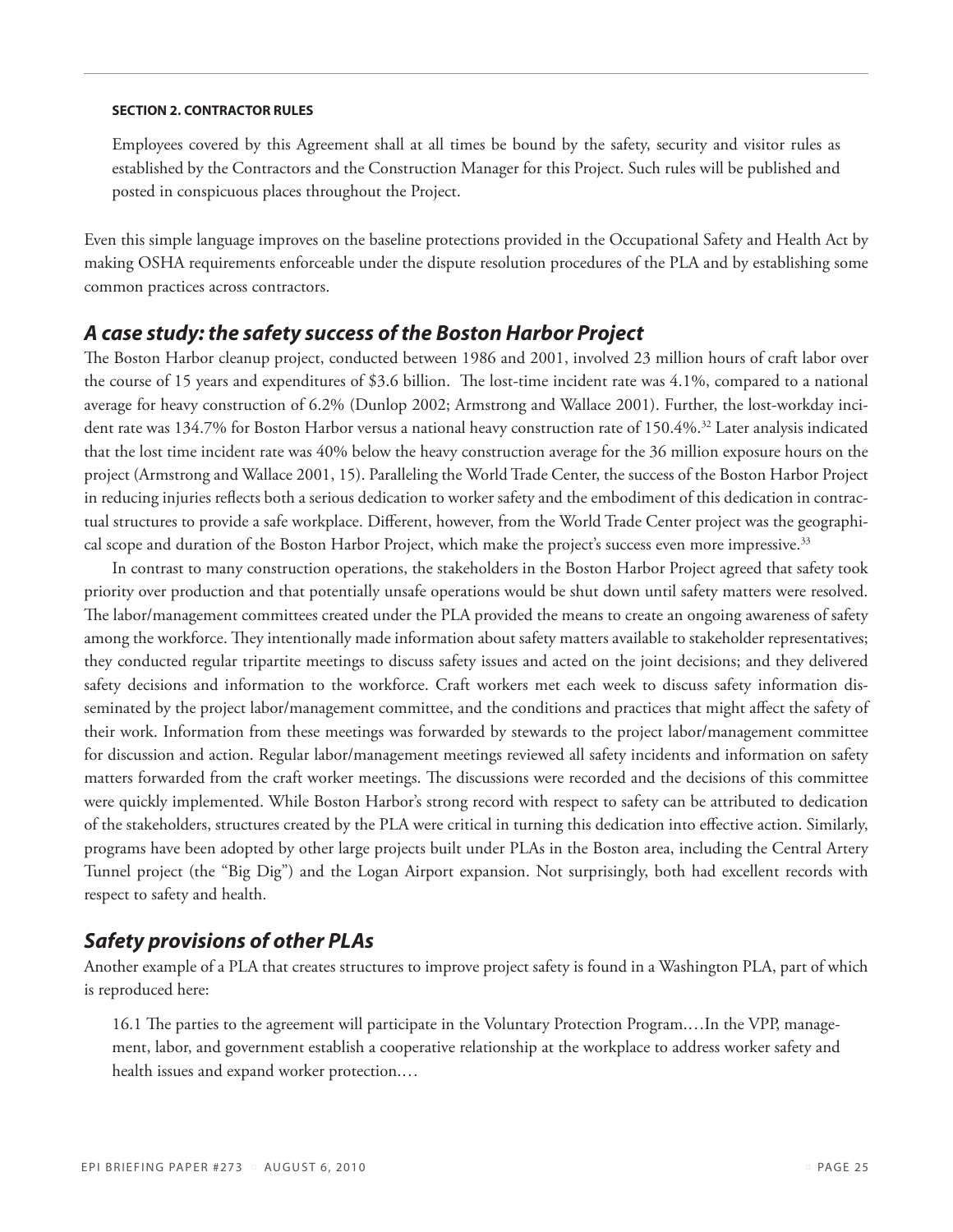**SECTION 2. CONTRACTOR RULES**

> Employees covered by this Agreement shall at all times be bound by the safety, security and visitor rules as established by the Contractors and the Construction Manager for this Project. Such rules will be published and posted in conspicuous places throughout the Project.

Even this simple language improves on the baseline protections provided in the Occupational Safety and Health Act by making OSHA requirements enforceable under the dispute resolution procedures of the PLA and by establishing some common practices across contractors.

## *A case study: the safety success of the Boston Harbor Project*

The Boston Harbor cleanup project, conducted between 1986 and 2001, involved 23 million hours of craft labor over the course of 15 years and expenditures of $3.6 billion. The lost-time incident rate was 4.1%, compared to a national average for heavy construction of 6.2% (Dunlop 2002; Armstrong and Wallace 2001). Further, the lost-workday incident rate was 134.7% for Boston Harbor versus a national heavy construction rate of 150.4%.[32] Later analysis indicated that the lost time incident rate was 40% below the heavy construction average for the 36 million exposure hours on the project (Armstrong and Wallace 2001, 15). Paralleling the World Trade Center, the success of the Boston Harbor Project in reducing injuries reflects both a serious dedication to worker safety and the embodiment of this dedication in contractual structures to provide a safe workplace. Different, however, from the World Trade Center project was the geographical scope and duration of the Boston Harbor Project, which make the project's success even more impressive.[33]

In contrast to many construction operations, the stakeholders in the Boston Harbor Project agreed that safety took priority over production and that potentially unsafe operations would be shut down until safety matters were resolved. The labor/management committees created under the PLA provided the means to create an ongoing awareness of safety among the workforce. They intentionally made information about safety matters available to stakeholder representatives; they conducted regular tripartite meetings to discuss safety issues and acted on the joint decisions; and they delivered safety decisions and information to the workforce. Craft workers met each week to discuss safety information disseminated by the project labor/management committee, and the conditions and practices that might affect the safety of their work. Information from these meetings was forwarded by stewards to the project labor/management committee for discussion and action. Regular labor/management meetings reviewed all safety incidents and information on safety matters forwarded from the craft worker meetings. The discussions were recorded and the decisions of this committee were quickly implemented. While Boston Harbor's strong record with respect to safety can be attributed to dedication of the stakeholders, structures created by the PLA were critical in turning this dedication into effective action. Similarly, programs have been adopted by other large projects built under PLAs in the Boston area, including the Central Artery Tunnel project (the "Big Dig") and the Logan Airport expansion. Not surprisingly, both had excellent records with respect to safety and health.

## *Safety provisions of other PLAs*

Another example of a PLA that creates structures to improve project safety is found in a Washington PLA, part of which is reproduced here:

> 16.1 The parties to the agreement will participate in the Voluntary Protection Program.…In the VPP, management, labor, and government establish a cooperative relationship at the workplace to address worker safety and health issues and expand worker protection.…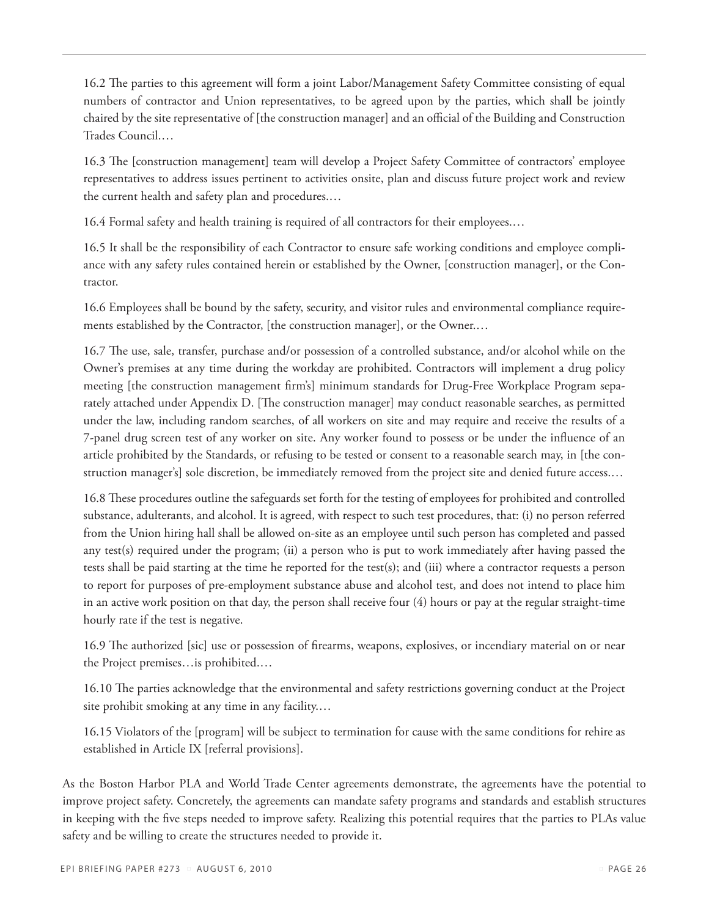> 16.2 The parties to this agreement will form a joint Labor/Management Safety Committee consisting of equal numbers of contractor and Union representatives, to be agreed upon by the parties, which shall be jointly chaired by the site representative of [the construction manager] and an official of the Building and Construction Trades Council.…
>
> 16.3 The [construction management] team will develop a Project Safety Committee of contractors' employee representatives to address issues pertinent to activities onsite, plan and discuss future project work and review the current health and safety plan and procedures.…
>
> 16.4 Formal safety and health training is required of all contractors for their employees.…
>
> 16.5 It shall be the responsibility of each Contractor to ensure safe working conditions and employee compliance with any safety rules contained herein or established by the Owner, [construction manager], or the Contractor.
>
> 16.6 Employees shall be bound by the safety, security, and visitor rules and environmental compliance requirements established by the Contractor, [the construction manager], or the Owner.…
>
> 16.7 The use, sale, transfer, purchase and/or possession of a controlled substance, and/or alcohol while on the Owner's premises at any time during the workday are prohibited. Contractors will implement a drug policy meeting [the construction management firm's] minimum standards for Drug-Free Workplace Program separately attached under Appendix D. [The construction manager] may conduct reasonable searches, as permitted under the law, including random searches, of all workers on site and may require and receive the results of a 7-panel drug screen test of any worker on site. Any worker found to possess or be under the influence of an article prohibited by the Standards, or refusing to be tested or consent to a reasonable search may, in [the construction manager's] sole discretion, be immediately removed from the project site and denied future access.…
>
> 16.8 These procedures outline the safeguards set forth for the testing of employees for prohibited and controlled substance, adulterants, and alcohol. It is agreed, with respect to such test procedures, that: (i) no person referred from the Union hiring hall shall be allowed on-site as an employee until such person has completed and passed any test(s) required under the program; (ii) a person who is put to work immediately after having passed the tests shall be paid starting at the time he reported for the test(s); and (iii) where a contractor requests a person to report for purposes of pre-employment substance abuse and alcohol test, and does not intend to place him in an active work position on that day, the person shall receive four (4) hours or pay at the regular straight-time hourly rate if the test is negative.
>
> 16.9 The authorized [sic] use or possession of firearms, weapons, explosives, or incendiary material on or near the Project premises…is prohibited.…
>
> 16.10 The parties acknowledge that the environmental and safety restrictions governing conduct at the Project site prohibit smoking at any time in any facility.…
>
> 16.15 Violators of the [program] will be subject to termination for cause with the same conditions for rehire as established in Article IX [referral provisions].

As the Boston Harbor PLA and World Trade Center agreements demonstrate, the agreements have the potential to improve project safety. Concretely, the agreements can mandate safety programs and standards and establish structures in keeping with the five steps needed to improve safety. Realizing this potential requires that the parties to PLAs value safety and be willing to create the structures needed to provide it.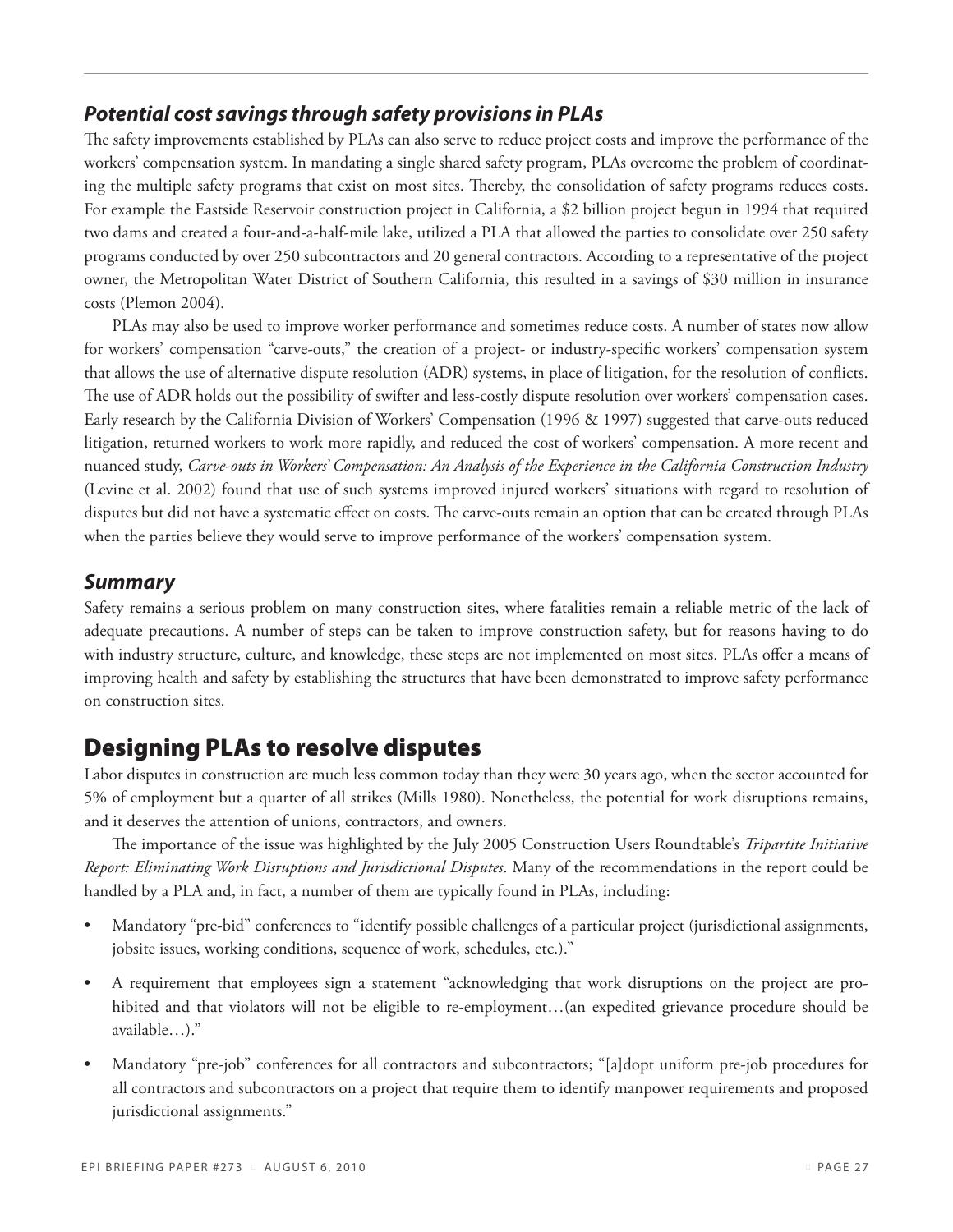### *Potential cost savings through safety provisions in PLAs*

The safety improvements established by PLAs can also serve to reduce project costs and improve the performance of the workers' compensation system. In mandating a single shared safety program, PLAs overcome the problem of coordinating the multiple safety programs that exist on most sites. Thereby, the consolidation of safety programs reduces costs. For example the Eastside Reservoir construction project in California, a $2 billion project begun in 1994 that required two dams and created a four-and-a-half-mile lake, utilized a PLA that allowed the parties to consolidate over 250 safety programs conducted by over 250 subcontractors and 20 general contractors. According to a representative of the project owner, the Metropolitan Water District of Southern California, this resulted in a savings of $30 million in insurance costs (Plemon 2004).

PLAs may also be used to improve worker performance and sometimes reduce costs. A number of states now allow for workers' compensation "carve-outs," the creation of a project- or industry-specific workers' compensation system that allows the use of alternative dispute resolution (ADR) systems, in place of litigation, for the resolution of conflicts. The use of ADR holds out the possibility of swifter and less-costly dispute resolution over workers' compensation cases. Early research by the California Division of Workers' Compensation (1996 & 1997) suggested that carve-outs reduced litigation, returned workers to work more rapidly, and reduced the cost of workers' compensation. A more recent and nuanced study, *Carve-outs in Workers' Compensation: An Analysis of the Experience in the California Construction Industry* (Levine et al. 2002) found that use of such systems improved injured workers' situations with regard to resolution of disputes but did not have a systematic effect on costs. The carve-outs remain an option that can be created through PLAs when the parties believe they would serve to improve performance of the workers' compensation system.

### *Summary*

Safety remains a serious problem on many construction sites, where fatalities remain a reliable metric of the lack of adequate precautions. A number of steps can be taken to improve construction safety, but for reasons having to do with industry structure, culture, and knowledge, these steps are not implemented on most sites. PLAs offer a means of improving health and safety by establishing the structures that have been demonstrated to improve safety performance on construction sites.

## Designing PLAs to resolve disputes

Labor disputes in construction are much less common today than they were 30 years ago, when the sector accounted for 5% of employment but a quarter of all strikes (Mills 1980). Nonetheless, the potential for work disruptions remains, and it deserves the attention of unions, contractors, and owners.

The importance of the issue was highlighted by the July 2005 Construction Users Roundtable's *Tripartite Initiative Report: Eliminating Work Disruptions and Jurisdictional Disputes*. Many of the recommendations in the report could be handled by a PLA and, in fact, a number of them are typically found in PLAs, including:

- Mandatory "pre-bid" conferences to "identify possible challenges of a particular project (jurisdictional assignments, jobsite issues, working conditions, sequence of work, schedules, etc.)."
- A requirement that employees sign a statement "acknowledging that work disruptions on the project are prohibited and that violators will not be eligible to re-employment…(an expedited grievance procedure should be available…)."
- Mandatory "pre-job" conferences for all contractors and subcontractors; "[a]dopt uniform pre-job procedures for all contractors and subcontractors on a project that require them to identify manpower requirements and proposed jurisdictional assignments."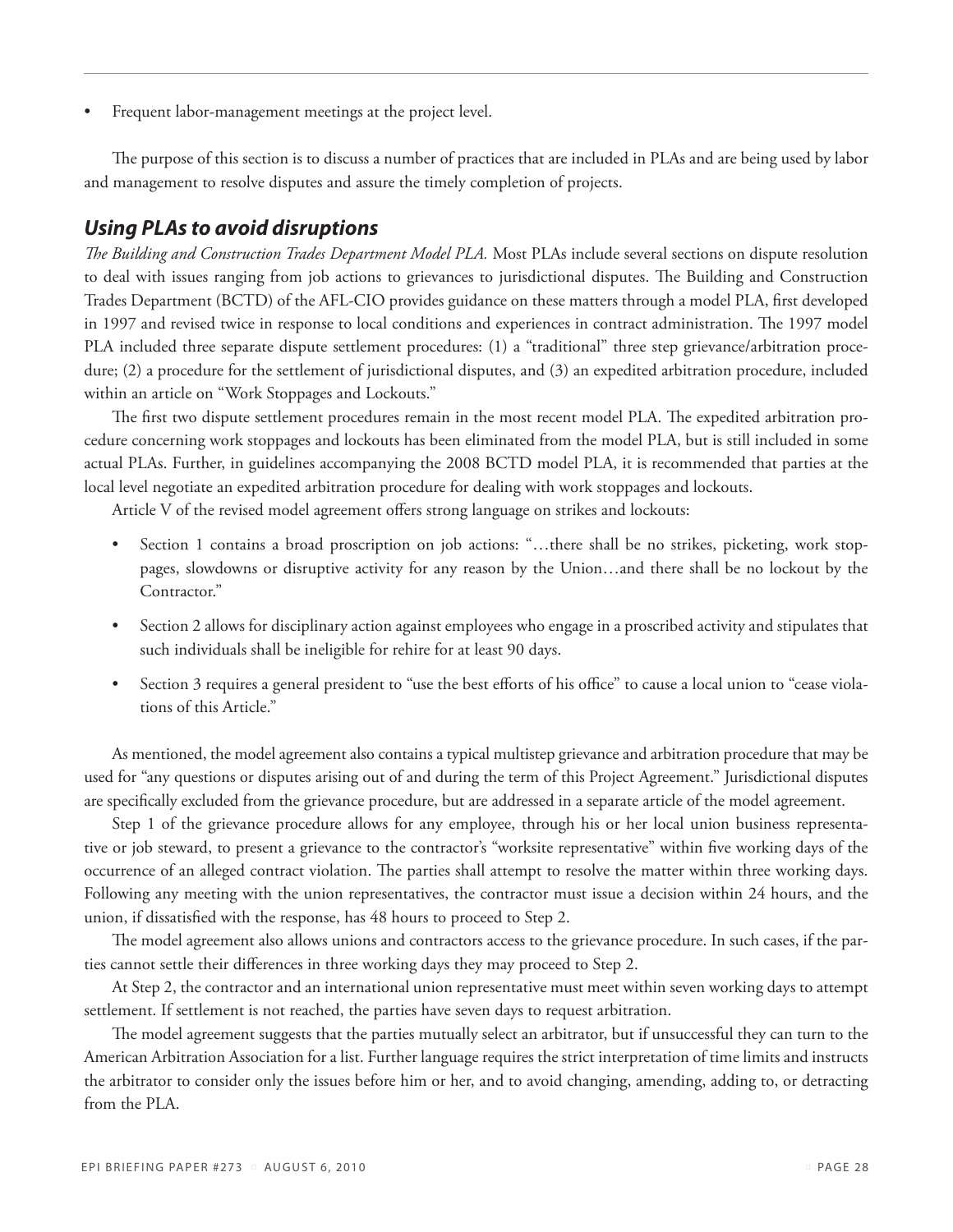- Frequent labor-management meetings at the project level.

The purpose of this section is to discuss a number of practices that are included in PLAs and are being used by labor and management to resolve disputes and assure the timely completion of projects.

## *Using PLAs to avoid disruptions*

*The Building and Construction Trades Department Model PLA.* Most PLAs include several sections on dispute resolution to deal with issues ranging from job actions to grievances to jurisdictional disputes. The Building and Construction Trades Department (BCTD) of the AFL-CIO provides guidance on these matters through a model PLA, first developed in 1997 and revised twice in response to local conditions and experiences in contract administration. The 1997 model PLA included three separate dispute settlement procedures: (1) a "traditional" three step grievance/arbitration procedure; (2) a procedure for the settlement of jurisdictional disputes, and (3) an expedited arbitration procedure, included within an article on "Work Stoppages and Lockouts."

The first two dispute settlement procedures remain in the most recent model PLA. The expedited arbitration procedure concerning work stoppages and lockouts has been eliminated from the model PLA, but is still included in some actual PLAs. Further, in guidelines accompanying the 2008 BCTD model PLA, it is recommended that parties at the local level negotiate an expedited arbitration procedure for dealing with work stoppages and lockouts.

Article V of the revised model agreement offers strong language on strikes and lockouts:

- Section 1 contains a broad proscription on job actions: "…there shall be no strikes, picketing, work stoppages, slowdowns or disruptive activity for any reason by the Union…and there shall be no lockout by the Contractor."
- Section 2 allows for disciplinary action against employees who engage in a proscribed activity and stipulates that such individuals shall be ineligible for rehire for at least 90 days.
- Section 3 requires a general president to "use the best efforts of his office" to cause a local union to "cease violations of this Article."

As mentioned, the model agreement also contains a typical multistep grievance and arbitration procedure that may be used for "any questions or disputes arising out of and during the term of this Project Agreement." Jurisdictional disputes are specifically excluded from the grievance procedure, but are addressed in a separate article of the model agreement.

Step 1 of the grievance procedure allows for any employee, through his or her local union business representative or job steward, to present a grievance to the contractor's "worksite representative" within five working days of the occurrence of an alleged contract violation. The parties shall attempt to resolve the matter within three working days. Following any meeting with the union representatives, the contractor must issue a decision within 24 hours, and the union, if dissatisfied with the response, has 48 hours to proceed to Step 2.

The model agreement also allows unions and contractors access to the grievance procedure. In such cases, if the parties cannot settle their differences in three working days they may proceed to Step 2.

At Step 2, the contractor and an international union representative must meet within seven working days to attempt settlement. If settlement is not reached, the parties have seven days to request arbitration.

The model agreement suggests that the parties mutually select an arbitrator, but if unsuccessful they can turn to the American Arbitration Association for a list. Further language requires the strict interpretation of time limits and instructs the arbitrator to consider only the issues before him or her, and to avoid changing, amending, adding to, or detracting from the PLA.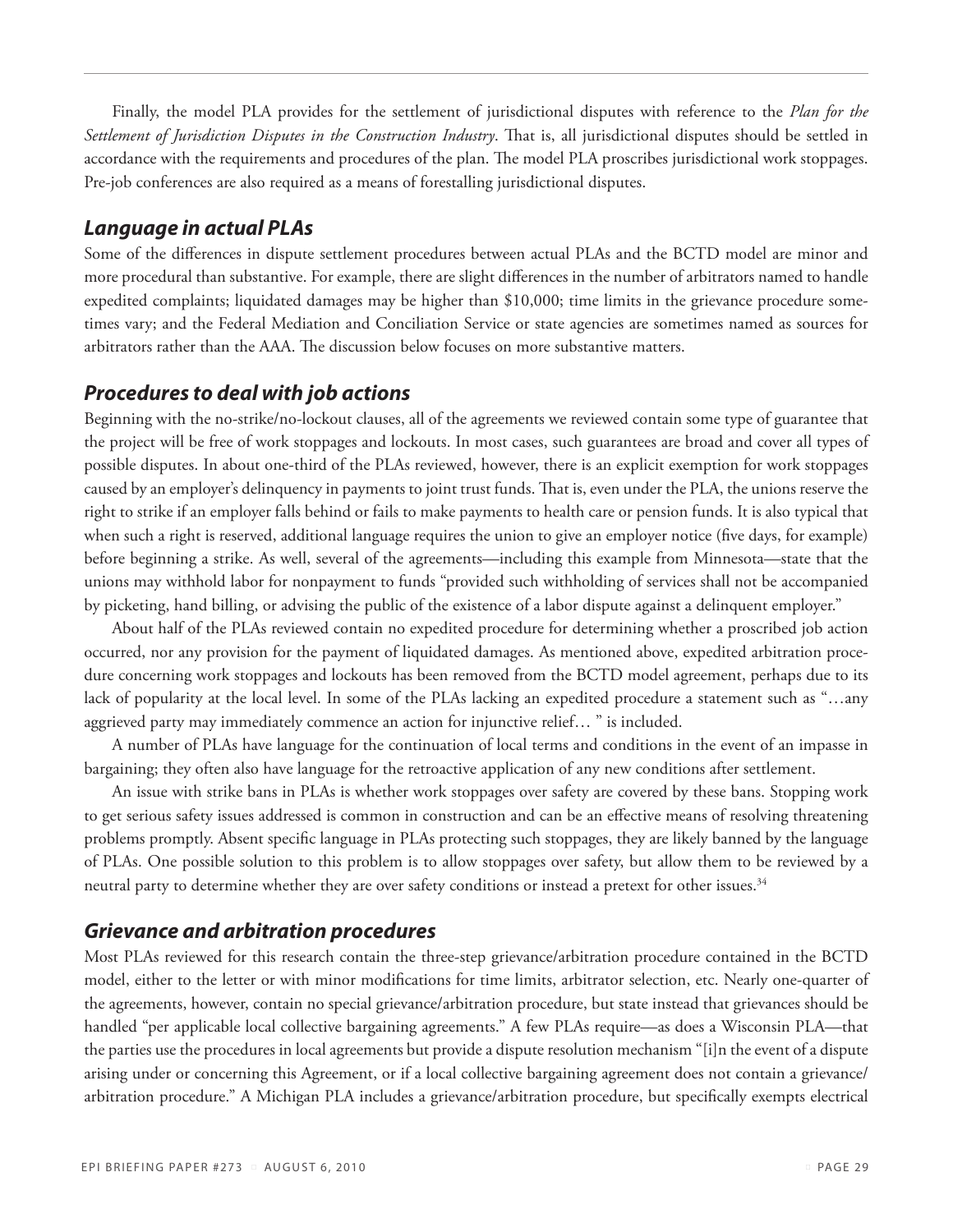Finally, the model PLA provides for the settlement of jurisdictional disputes with reference to the *Plan for the Settlement of Jurisdiction Disputes in the Construction Industry*. That is, all jurisdictional disputes should be settled in accordance with the requirements and procedures of the plan. The model PLA proscribes jurisdictional work stoppages. Pre-job conferences are also required as a means of forestalling jurisdictional disputes.

## *Language in actual PLAs*

Some of the differences in dispute settlement procedures between actual PLAs and the BCTD model are minor and more procedural than substantive. For example, there are slight differences in the number of arbitrators named to handle expedited complaints; liquidated damages may be higher than $10,000; time limits in the grievance procedure sometimes vary; and the Federal Mediation and Conciliation Service or state agencies are sometimes named as sources for arbitrators rather than the AAA. The discussion below focuses on more substantive matters.

## *Procedures to deal with job actions*

Beginning with the no-strike/no-lockout clauses, all of the agreements we reviewed contain some type of guarantee that the project will be free of work stoppages and lockouts. In most cases, such guarantees are broad and cover all types of possible disputes. In about one-third of the PLAs reviewed, however, there is an explicit exemption for work stoppages caused by an employer's delinquency in payments to joint trust funds. That is, even under the PLA, the unions reserve the right to strike if an employer falls behind or fails to make payments to health care or pension funds. It is also typical that when such a right is reserved, additional language requires the union to give an employer notice (five days, for example) before beginning a strike. As well, several of the agreements—including this example from Minnesota—state that the unions may withhold labor for nonpayment to funds "provided such withholding of services shall not be accompanied by picketing, hand billing, or advising the public of the existence of a labor dispute against a delinquent employer."

About half of the PLAs reviewed contain no expedited procedure for determining whether a proscribed job action occurred, nor any provision for the payment of liquidated damages. As mentioned above, expedited arbitration procedure concerning work stoppages and lockouts has been removed from the BCTD model agreement, perhaps due to its lack of popularity at the local level. In some of the PLAs lacking an expedited procedure a statement such as "…any aggrieved party may immediately commence an action for injunctive relief… " is included.

A number of PLAs have language for the continuation of local terms and conditions in the event of an impasse in bargaining; they often also have language for the retroactive application of any new conditions after settlement.

An issue with strike bans in PLAs is whether work stoppages over safety are covered by these bans. Stopping work to get serious safety issues addressed is common in construction and can be an effective means of resolving threatening problems promptly. Absent specific language in PLAs protecting such stoppages, they are likely banned by the language of PLAs. One possible solution to this problem is to allow stoppages over safety, but allow them to be reviewed by a neutral party to determine whether they are over safety conditions or instead a pretext for other issues.[34]

## *Grievance and arbitration procedures*

Most PLAs reviewed for this research contain the three-step grievance/arbitration procedure contained in the BCTD model, either to the letter or with minor modifications for time limits, arbitrator selection, etc. Nearly one-quarter of the agreements, however, contain no special grievance/arbitration procedure, but state instead that grievances should be handled "per applicable local collective bargaining agreements." A few PLAs require—as does a Wisconsin PLA—that the parties use the procedures in local agreements but provide a dispute resolution mechanism "[i]n the event of a dispute arising under or concerning this Agreement, or if a local collective bargaining agreement does not contain a grievance/arbitration procedure." A Michigan PLA includes a grievance/arbitration procedure, but specifically exempts electrical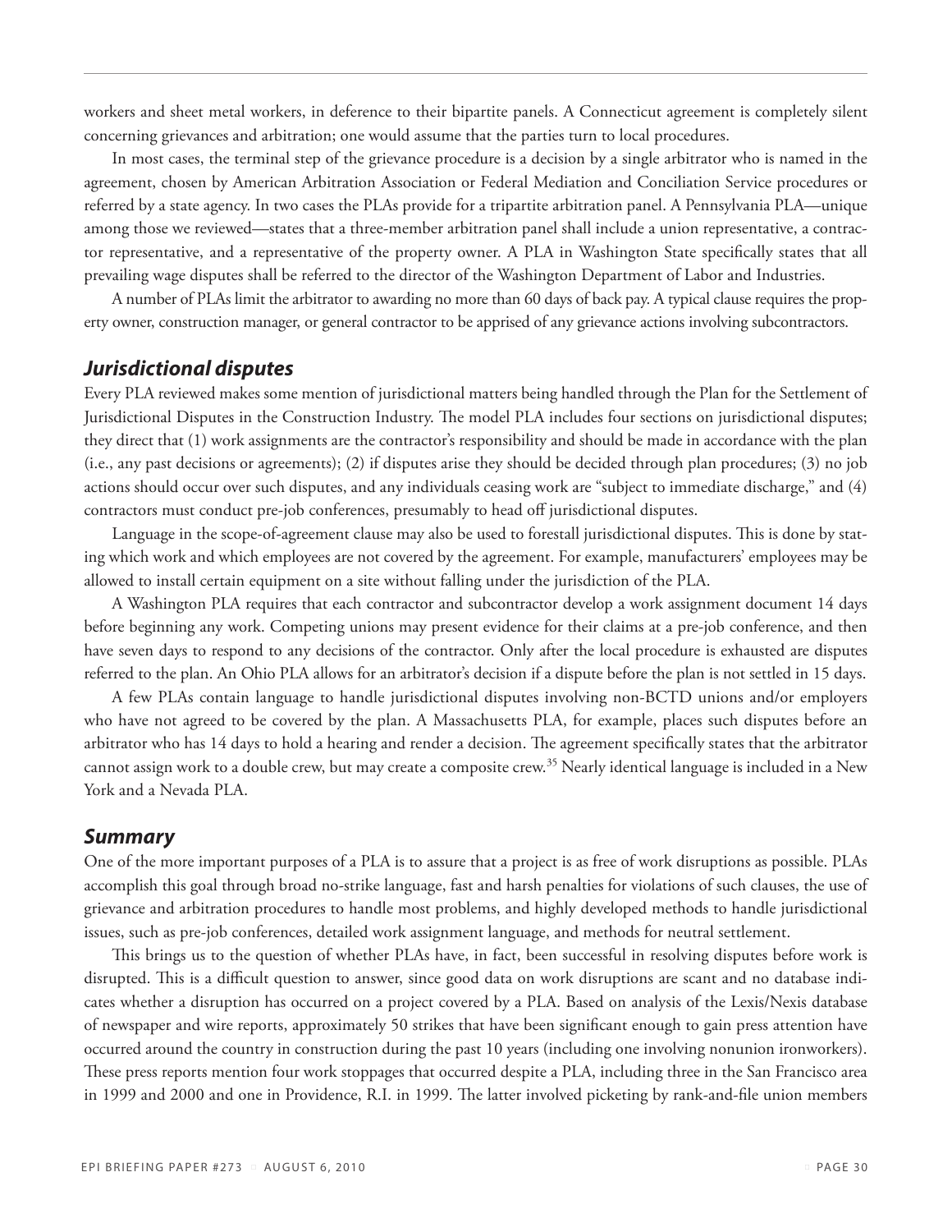workers and sheet metal workers, in deference to their bipartite panels. A Connecticut agreement is completely silent concerning grievances and arbitration; one would assume that the parties turn to local procedures.

In most cases, the terminal step of the grievance procedure is a decision by a single arbitrator who is named in the agreement, chosen by American Arbitration Association or Federal Mediation and Conciliation Service procedures or referred by a state agency. In two cases the PLAs provide for a tripartite arbitration panel. A Pennsylvania PLA—unique among those we reviewed—states that a three-member arbitration panel shall include a union representative, a contractor representative, and a representative of the property owner. A PLA in Washington State specifically states that all prevailing wage disputes shall be referred to the director of the Washington Department of Labor and Industries.

A number of PLAs limit the arbitrator to awarding no more than 60 days of back pay. A typical clause requires the property owner, construction manager, or general contractor to be apprised of any grievance actions involving subcontractors.

## *Jurisdictional disputes*

Every PLA reviewed makes some mention of jurisdictional matters being handled through the Plan for the Settlement of Jurisdictional Disputes in the Construction Industry. The model PLA includes four sections on jurisdictional disputes; they direct that (1) work assignments are the contractor's responsibility and should be made in accordance with the plan (i.e., any past decisions or agreements); (2) if disputes arise they should be decided through plan procedures; (3) no job actions should occur over such disputes, and any individuals ceasing work are "subject to immediate discharge," and (4) contractors must conduct pre-job conferences, presumably to head off jurisdictional disputes.

Language in the scope-of-agreement clause may also be used to forestall jurisdictional disputes. This is done by stating which work and which employees are not covered by the agreement. For example, manufacturers' employees may be allowed to install certain equipment on a site without falling under the jurisdiction of the PLA.

A Washington PLA requires that each contractor and subcontractor develop a work assignment document 14 days before beginning any work. Competing unions may present evidence for their claims at a pre-job conference, and then have seven days to respond to any decisions of the contractor. Only after the local procedure is exhausted are disputes referred to the plan. An Ohio PLA allows for an arbitrator's decision if a dispute before the plan is not settled in 15 days.

A few PLAs contain language to handle jurisdictional disputes involving non-BCTD unions and/or employers who have not agreed to be covered by the plan. A Massachusetts PLA, for example, places such disputes before an arbitrator who has 14 days to hold a hearing and render a decision. The agreement specifically states that the arbitrator cannot assign work to a double crew, but may create a composite crew.[35] Nearly identical language is included in a New York and a Nevada PLA.

## *Summary*

One of the more important purposes of a PLA is to assure that a project is as free of work disruptions as possible. PLAs accomplish this goal through broad no-strike language, fast and harsh penalties for violations of such clauses, the use of grievance and arbitration procedures to handle most problems, and highly developed methods to handle jurisdictional issues, such as pre-job conferences, detailed work assignment language, and methods for neutral settlement.

This brings us to the question of whether PLAs have, in fact, been successful in resolving disputes before work is disrupted. This is a difficult question to answer, since good data on work disruptions are scant and no database indicates whether a disruption has occurred on a project covered by a PLA. Based on analysis of the Lexis/Nexis database of newspaper and wire reports, approximately 50 strikes that have been significant enough to gain press attention have occurred around the country in construction during the past 10 years (including one involving nonunion ironworkers). These press reports mention four work stoppages that occurred despite a PLA, including three in the San Francisco area in 1999 and 2000 and one in Providence, R.I. in 1999. The latter involved picketing by rank-and-file union members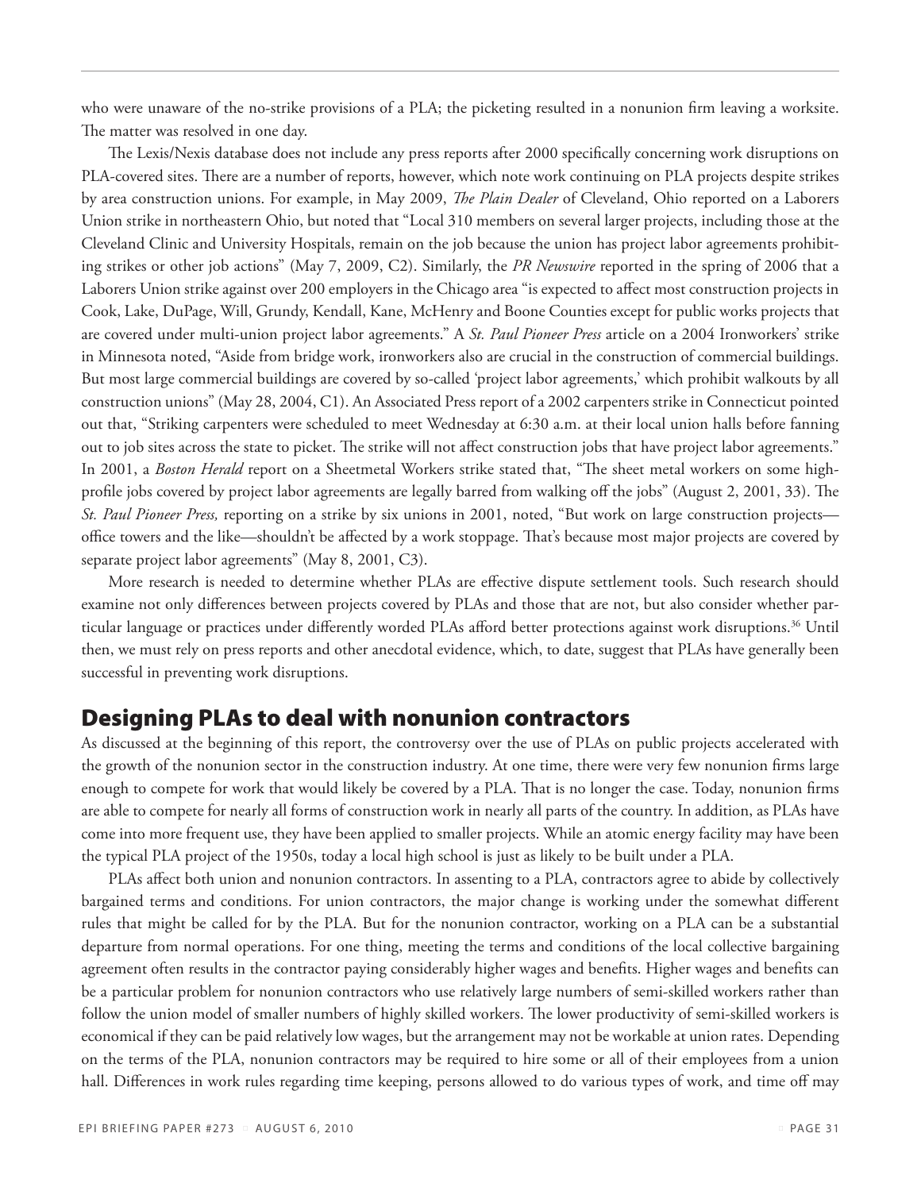who were unaware of the no-strike provisions of a PLA; the picketing resulted in a nonunion firm leaving a worksite. The matter was resolved in one day.

The Lexis/Nexis database does not include any press reports after 2000 specifically concerning work disruptions on PLA-covered sites. There are a number of reports, however, which note work continuing on PLA projects despite strikes by area construction unions. For example, in May 2009, *The Plain Dealer* of Cleveland, Ohio reported on a Laborers Union strike in northeastern Ohio, but noted that "Local 310 members on several larger projects, including those at the Cleveland Clinic and University Hospitals, remain on the job because the union has project labor agreements prohibiting strikes or other job actions" (May 7, 2009, C2). Similarly, the *PR Newswire* reported in the spring of 2006 that a Laborers Union strike against over 200 employers in the Chicago area "is expected to affect most construction projects in Cook, Lake, DuPage, Will, Grundy, Kendall, Kane, McHenry and Boone Counties except for public works projects that are covered under multi-union project labor agreements." A *St. Paul Pioneer Press* article on a 2004 Ironworkers' strike in Minnesota noted, "Aside from bridge work, ironworkers also are crucial in the construction of commercial buildings. But most large commercial buildings are covered by so-called 'project labor agreements,' which prohibit walkouts by all construction unions" (May 28, 2004, C1). An Associated Press report of a 2002 carpenters strike in Connecticut pointed out that, "Striking carpenters were scheduled to meet Wednesday at 6:30 a.m. at their local union halls before fanning out to job sites across the state to picket. The strike will not affect construction jobs that have project labor agreements." In 2001, a *Boston Herald* report on a Sheetmetal Workers strike stated that, "The sheet metal workers on some high-profile jobs covered by project labor agreements are legally barred from walking off the jobs" (August 2, 2001, 33). The *St. Paul Pioneer Press,* reporting on a strike by six unions in 2001, noted, "But work on large construction projects—office towers and the like—shouldn't be affected by a work stoppage. That's because most major projects are covered by separate project labor agreements" (May 8, 2001, C3).

More research is needed to determine whether PLAs are effective dispute settlement tools. Such research should examine not only differences between projects covered by PLAs and those that are not, but also consider whether particular language or practices under differently worded PLAs afford better protections against work disruptions.[36] Until then, we must rely on press reports and other anecdotal evidence, which, to date, suggest that PLAs have generally been successful in preventing work disruptions.

## Designing PLAs to deal with nonunion contractors

As discussed at the beginning of this report, the controversy over the use of PLAs on public projects accelerated with the growth of the nonunion sector in the construction industry. At one time, there were very few nonunion firms large enough to compete for work that would likely be covered by a PLA. That is no longer the case. Today, nonunion firms are able to compete for nearly all forms of construction work in nearly all parts of the country. In addition, as PLAs have come into more frequent use, they have been applied to smaller projects. While an atomic energy facility may have been the typical PLA project of the 1950s, today a local high school is just as likely to be built under a PLA.

PLAs affect both union and nonunion contractors. In assenting to a PLA, contractors agree to abide by collectively bargained terms and conditions. For union contractors, the major change is working under the somewhat different rules that might be called for by the PLA. But for the nonunion contractor, working on a PLA can be a substantial departure from normal operations. For one thing, meeting the terms and conditions of the local collective bargaining agreement often results in the contractor paying considerably higher wages and benefits. Higher wages and benefits can be a particular problem for nonunion contractors who use relatively large numbers of semi-skilled workers rather than follow the union model of smaller numbers of highly skilled workers. The lower productivity of semi-skilled workers is economical if they can be paid relatively low wages, but the arrangement may not be workable at union rates. Depending on the terms of the PLA, nonunion contractors may be required to hire some or all of their employees from a union hall. Differences in work rules regarding time keeping, persons allowed to do various types of work, and time off may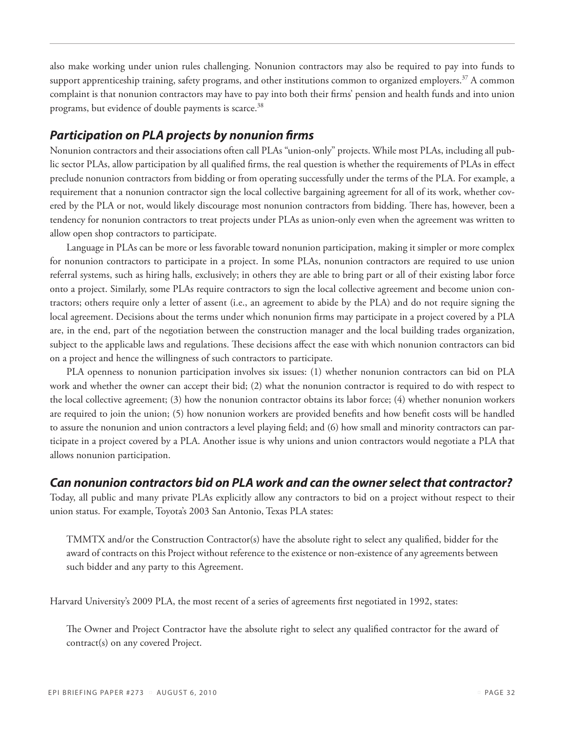also make working under union rules challenging. Nonunion contractors may also be required to pay into funds to support apprenticeship training, safety programs, and other institutions common to organized employers.[37] A common complaint is that nonunion contractors may have to pay into both their firms' pension and health funds and into union programs, but evidence of double payments is scarce.[38]

## *Participation on PLA projects by nonunion firms*

Nonunion contractors and their associations often call PLAs "union-only" projects. While most PLAs, including all public sector PLAs, allow participation by all qualified firms, the real question is whether the requirements of PLAs in effect preclude nonunion contractors from bidding or from operating successfully under the terms of the PLA. For example, a requirement that a nonunion contractor sign the local collective bargaining agreement for all of its work, whether covered by the PLA or not, would likely discourage most nonunion contractors from bidding. There has, however, been a tendency for nonunion contractors to treat projects under PLAs as union-only even when the agreement was written to allow open shop contractors to participate.

Language in PLAs can be more or less favorable toward nonunion participation, making it simpler or more complex for nonunion contractors to participate in a project. In some PLAs, nonunion contractors are required to use union referral systems, such as hiring halls, exclusively; in others they are able to bring part or all of their existing labor force onto a project. Similarly, some PLAs require contractors to sign the local collective agreement and become union contractors; others require only a letter of assent (i.e., an agreement to abide by the PLA) and do not require signing the local agreement. Decisions about the terms under which nonunion firms may participate in a project covered by a PLA are, in the end, part of the negotiation between the construction manager and the local building trades organization, subject to the applicable laws and regulations. These decisions affect the ease with which nonunion contractors can bid on a project and hence the willingness of such contractors to participate.

PLA openness to nonunion participation involves six issues: (1) whether nonunion contractors can bid on PLA work and whether the owner can accept their bid; (2) what the nonunion contractor is required to do with respect to the local collective agreement; (3) how the nonunion contractor obtains its labor force; (4) whether nonunion workers are required to join the union; (5) how nonunion workers are provided benefits and how benefit costs will be handled to assure the nonunion and union contractors a level playing field; and (6) how small and minority contractors can participate in a project covered by a PLA. Another issue is why unions and union contractors would negotiate a PLA that allows nonunion participation.

## *Can nonunion contractors bid on PLA work and can the owner select that contractor?*

Today, all public and many private PLAs explicitly allow any contractors to bid on a project without respect to their union status. For example, Toyota's 2003 San Antonio, Texas PLA states:

> TMMTX and/or the Construction Contractor(s) have the absolute right to select any qualified, bidder for the award of contracts on this Project without reference to the existence or non-existence of any agreements between such bidder and any party to this Agreement.

Harvard University's 2009 PLA, the most recent of a series of agreements first negotiated in 1992, states:

> The Owner and Project Contractor have the absolute right to select any qualified contractor for the award of contract(s) on any covered Project.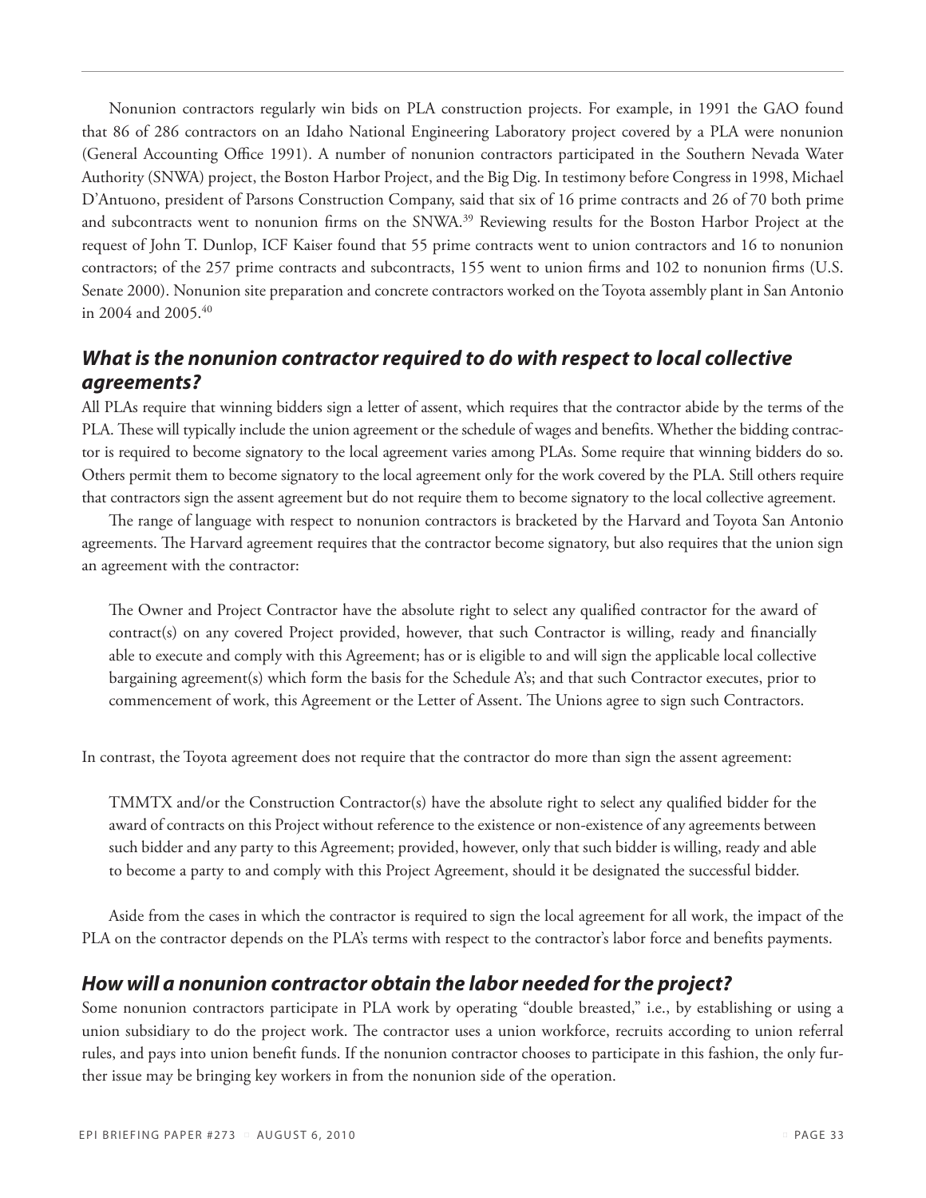Nonunion contractors regularly win bids on PLA construction projects. For example, in 1991 the GAO found that 86 of 286 contractors on an Idaho National Engineering Laboratory project covered by a PLA were nonunion (General Accounting Office 1991). A number of nonunion contractors participated in the Southern Nevada Water Authority (SNWA) project, the Boston Harbor Project, and the Big Dig. In testimony before Congress in 1998, Michael D'Antuono, president of Parsons Construction Company, said that six of 16 prime contracts and 26 of 70 both prime and subcontracts went to nonunion firms on the SNWA.[39] Reviewing results for the Boston Harbor Project at the request of John T. Dunlop, ICF Kaiser found that 55 prime contracts went to union contractors and 16 to nonunion contractors; of the 257 prime contracts and subcontracts, 155 went to union firms and 102 to nonunion firms (U.S. Senate 2000). Nonunion site preparation and concrete contractors worked on the Toyota assembly plant in San Antonio in 2004 and 2005.[40]

### *What is the nonunion contractor required to do with respect to local collective agreements?*

All PLAs require that winning bidders sign a letter of assent, which requires that the contractor abide by the terms of the PLA. These will typically include the union agreement or the schedule of wages and benefits. Whether the bidding contractor is required to become signatory to the local agreement varies among PLAs. Some require that winning bidders do so. Others permit them to become signatory to the local agreement only for the work covered by the PLA. Still others require that contractors sign the assent agreement but do not require them to become signatory to the local collective agreement.

The range of language with respect to nonunion contractors is bracketed by the Harvard and Toyota San Antonio agreements. The Harvard agreement requires that the contractor become signatory, but also requires that the union sign an agreement with the contractor:

> The Owner and Project Contractor have the absolute right to select any qualified contractor for the award of contract(s) on any covered Project provided, however, that such Contractor is willing, ready and financially able to execute and comply with this Agreement; has or is eligible to and will sign the applicable local collective bargaining agreement(s) which form the basis for the Schedule A's; and that such Contractor executes, prior to commencement of work, this Agreement or the Letter of Assent. The Unions agree to sign such Contractors.

In contrast, the Toyota agreement does not require that the contractor do more than sign the assent agreement:

> TMMTX and/or the Construction Contractor(s) have the absolute right to select any qualified bidder for the award of contracts on this Project without reference to the existence or non-existence of any agreements between such bidder and any party to this Agreement; provided, however, only that such bidder is willing, ready and able to become a party to and comply with this Project Agreement, should it be designated the successful bidder.

Aside from the cases in which the contractor is required to sign the local agreement for all work, the impact of the PLA on the contractor depends on the PLA's terms with respect to the contractor's labor force and benefits payments.

### *How will a nonunion contractor obtain the labor needed for the project?*

Some nonunion contractors participate in PLA work by operating "double breasted," i.e., by establishing or using a union subsidiary to do the project work. The contractor uses a union workforce, recruits according to union referral rules, and pays into union benefit funds. If the nonunion contractor chooses to participate in this fashion, the only further issue may be bringing key workers in from the nonunion side of the operation.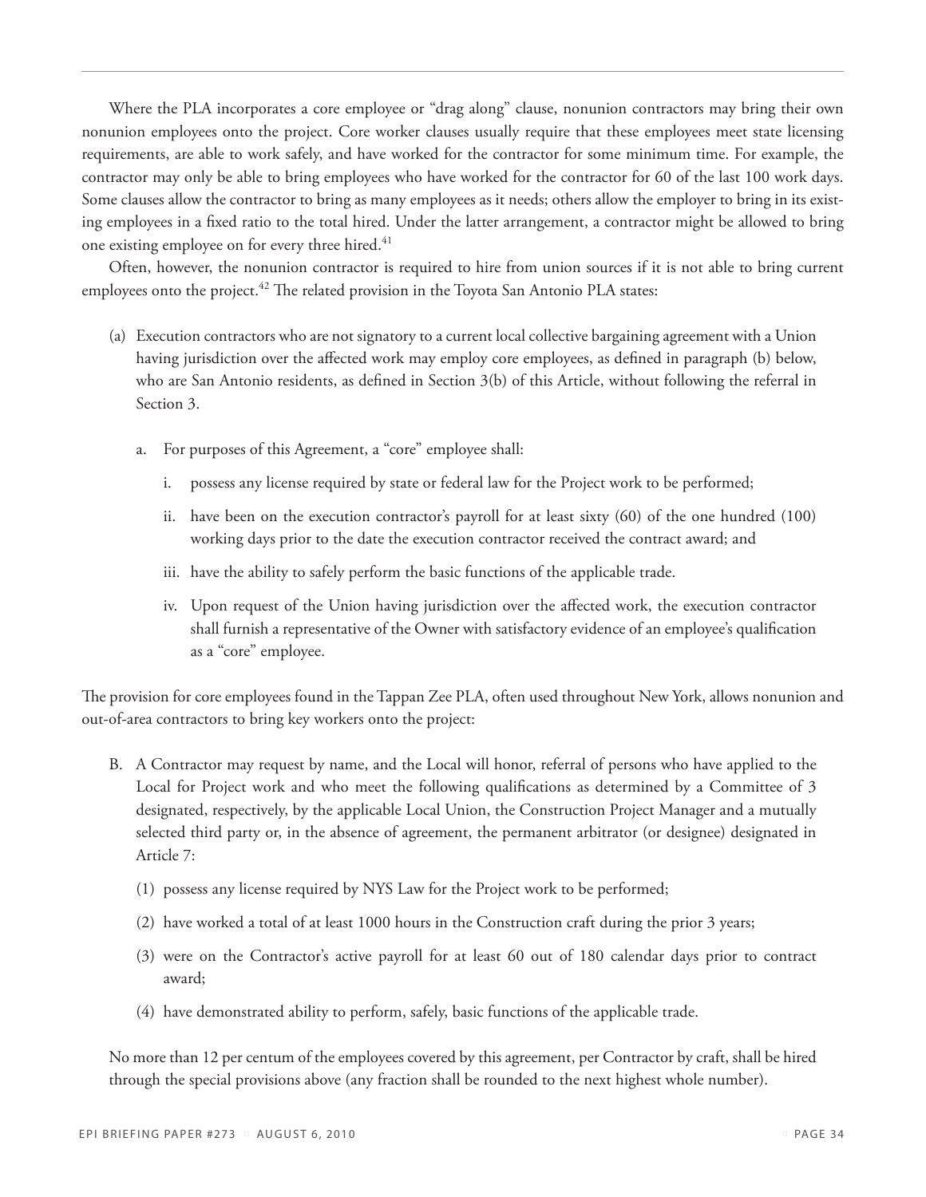Where the PLA incorporates a core employee or "drag along" clause, nonunion contractors may bring their own nonunion employees onto the project. Core worker clauses usually require that these employees meet state licensing requirements, are able to work safely, and have worked for the contractor for some minimum time. For example, the contractor may only be able to bring employees who have worked for the contractor for 60 of the last 100 work days. Some clauses allow the contractor to bring as many employees as it needs; others allow the employer to bring in its existing employees in a fixed ratio to the total hired. Under the latter arrangement, a contractor might be allowed to bring one existing employee on for every three hired.[41]

Often, however, the nonunion contractor is required to hire from union sources if it is not able to bring current employees onto the project.[42] The related provision in the Toyota San Antonio PLA states:

> (a) Execution contractors who are not signatory to a current local collective bargaining agreement with a Union having jurisdiction over the affected work may employ core employees, as defined in paragraph (b) below, who are San Antonio residents, as defined in Section 3(b) of this Article, without following the referral in Section 3.
>
> a. For purposes of this Agreement, a "core" employee shall:
>
> i. possess any license required by state or federal law for the Project work to be performed;
>
> ii. have been on the execution contractor's payroll for at least sixty (60) of the one hundred (100) working days prior to the date the execution contractor received the contract award; and
>
> iii. have the ability to safely perform the basic functions of the applicable trade.
>
> iv. Upon request of the Union having jurisdiction over the affected work, the execution contractor shall furnish a representative of the Owner with satisfactory evidence of an employee's qualification as a "core" employee.

The provision for core employees found in the Tappan Zee PLA, often used throughout New York, allows nonunion and out-of-area contractors to bring key workers onto the project:

> B. A Contractor may request by name, and the Local will honor, referral of persons who have applied to the Local for Project work and who meet the following qualifications as determined by a Committee of 3 designated, respectively, by the applicable Local Union, the Construction Project Manager and a mutually selected third party or, in the absence of agreement, the permanent arbitrator (or designee) designated in Article 7:
>
> (1) possess any license required by NYS Law for the Project work to be performed;
>
> (2) have worked a total of at least 1000 hours in the Construction craft during the prior 3 years;
>
> (3) were on the Contractor's active payroll for at least 60 out of 180 calendar days prior to contract award;
>
> (4) have demonstrated ability to perform, safely, basic functions of the applicable trade.
>
> No more than 12 per centum of the employees covered by this agreement, per Contractor by craft, shall be hired through the special provisions above (any fraction shall be rounded to the next highest whole number).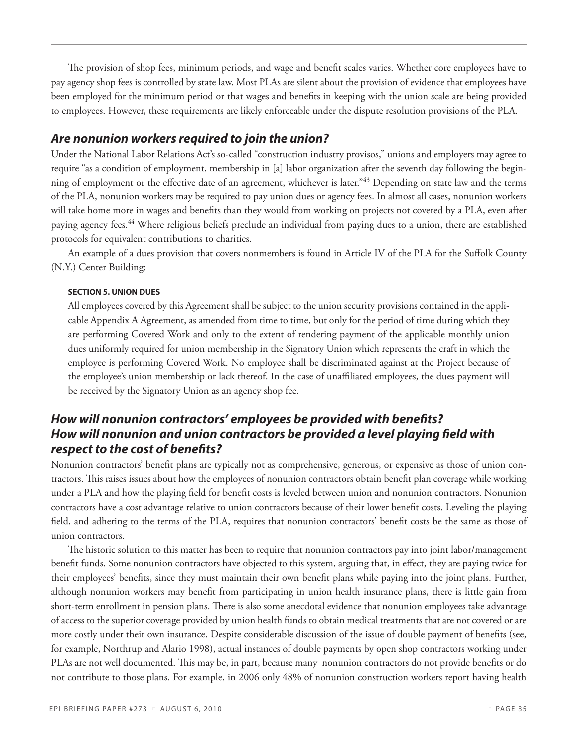The provision of shop fees, minimum periods, and wage and benefit scales varies. Whether core employees have to pay agency shop fees is controlled by state law. Most PLAs are silent about the provision of evidence that employees have been employed for the minimum period or that wages and benefits in keeping with the union scale are being provided to employees. However, these requirements are likely enforceable under the dispute resolution provisions of the PLA.

## *Are nonunion workers required to join the union?*

Under the National Labor Relations Act's so-called "construction industry provisos," unions and employers may agree to require "as a condition of employment, membership in [a] labor organization after the seventh day following the beginning of employment or the effective date of an agreement, whichever is later."[43] Depending on state law and the terms of the PLA, nonunion workers may be required to pay union dues or agency fees. In almost all cases, nonunion workers will take home more in wages and benefits than they would from working on projects not covered by a PLA, even after paying agency fees.[44] Where religious beliefs preclude an individual from paying dues to a union, there are established protocols for equivalent contributions to charities.

An example of a dues provision that covers nonmembers is found in Article IV of the PLA for the Suffolk County (N.Y.) Center Building:

> **SECTION 5. UNION DUES**
>
> All employees covered by this Agreement shall be subject to the union security provisions contained in the applicable Appendix A Agreement, as amended from time to time, but only for the period of time during which they are performing Covered Work and only to the extent of rendering payment of the applicable monthly union dues uniformly required for union membership in the Signatory Union which represents the craft in which the employee is performing Covered Work. No employee shall be discriminated against at the Project because of the employee's union membership or lack thereof. In the case of unaffiliated employees, the dues payment will be received by the Signatory Union as an agency shop fee.

## *How will nonunion contractors' employees be provided with benefits? How will nonunion and union contractors be provided a level playing field with respect to the cost of benefits?*

Nonunion contractors' benefit plans are typically not as comprehensive, generous, or expensive as those of union contractors. This raises issues about how the employees of nonunion contractors obtain benefit plan coverage while working under a PLA and how the playing field for benefit costs is leveled between union and nonunion contractors. Nonunion contractors have a cost advantage relative to union contractors because of their lower benefit costs. Leveling the playing field, and adhering to the terms of the PLA, requires that nonunion contractors' benefit costs be the same as those of union contractors.

The historic solution to this matter has been to require that nonunion contractors pay into joint labor/management benefit funds. Some nonunion contractors have objected to this system, arguing that, in effect, they are paying twice for their employees' benefits, since they must maintain their own benefit plans while paying into the joint plans. Further, although nonunion workers may benefit from participating in union health insurance plans, there is little gain from short-term enrollment in pension plans. There is also some anecdotal evidence that nonunion employees take advantage of access to the superior coverage provided by union health funds to obtain medical treatments that are not covered or are more costly under their own insurance. Despite considerable discussion of the issue of double payment of benefits (see, for example, Northrup and Alario 1998), actual instances of double payments by open shop contractors working under PLAs are not well documented. This may be, in part, because many nonunion contractors do not provide benefits or do not contribute to those plans. For example, in 2006 only 48% of nonunion construction workers report having health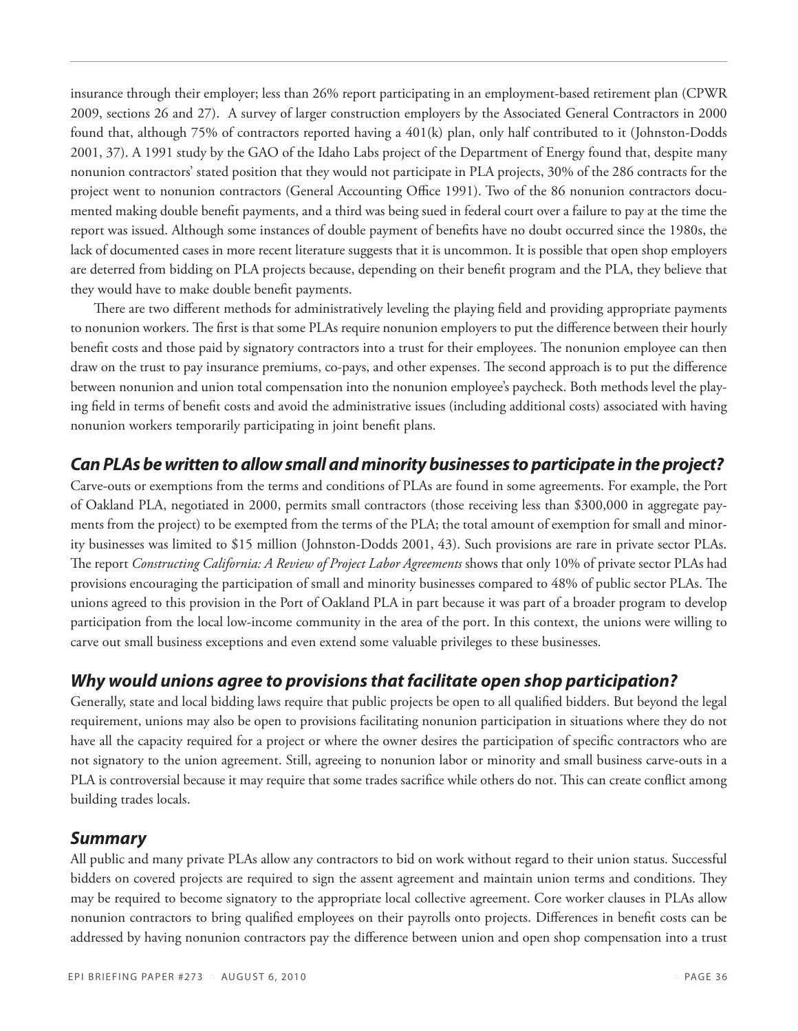insurance through their employer; less than 26% report participating in an employment-based retirement plan (CPWR 2009, sections 26 and 27). A survey of larger construction employers by the Associated General Contractors in 2000 found that, although 75% of contractors reported having a 401(k) plan, only half contributed to it (Johnston-Dodds 2001, 37). A 1991 study by the GAO of the Idaho Labs project of the Department of Energy found that, despite many nonunion contractors' stated position that they would not participate in PLA projects, 30% of the 286 contracts for the project went to nonunion contractors (General Accounting Office 1991). Two of the 86 nonunion contractors documented making double benefit payments, and a third was being sued in federal court over a failure to pay at the time the report was issued. Although some instances of double payment of benefits have no doubt occurred since the 1980s, the lack of documented cases in more recent literature suggests that it is uncommon. It is possible that open shop employers are deterred from bidding on PLA projects because, depending on their benefit program and the PLA, they believe that they would have to make double benefit payments.

There are two different methods for administratively leveling the playing field and providing appropriate payments to nonunion workers. The first is that some PLAs require nonunion employers to put the difference between their hourly benefit costs and those paid by signatory contractors into a trust for their employees. The nonunion employee can then draw on the trust to pay insurance premiums, co-pays, and other expenses. The second approach is to put the difference between nonunion and union total compensation into the nonunion employee's paycheck. Both methods level the playing field in terms of benefit costs and avoid the administrative issues (including additional costs) associated with having nonunion workers temporarily participating in joint benefit plans.

### *Can PLAs be written to allow small and minority businesses to participate in the project?*

Carve-outs or exemptions from the terms and conditions of PLAs are found in some agreements. For example, the Port of Oakland PLA, negotiated in 2000, permits small contractors (those receiving less than $300,000 in aggregate payments from the project) to be exempted from the terms of the PLA; the total amount of exemption for small and minority businesses was limited to $15 million (Johnston-Dodds 2001, 43). Such provisions are rare in private sector PLAs. The report *Constructing California: A Review of Project Labor Agreements* shows that only 10% of private sector PLAs had provisions encouraging the participation of small and minority businesses compared to 48% of public sector PLAs. The unions agreed to this provision in the Port of Oakland PLA in part because it was part of a broader program to develop participation from the local low-income community in the area of the port. In this context, the unions were willing to carve out small business exceptions and even extend some valuable privileges to these businesses.

### *Why would unions agree to provisions that facilitate open shop participation?*

Generally, state and local bidding laws require that public projects be open to all qualified bidders. But beyond the legal requirement, unions may also be open to provisions facilitating nonunion participation in situations where they do not have all the capacity required for a project or where the owner desires the participation of specific contractors who are not signatory to the union agreement. Still, agreeing to nonunion labor or minority and small business carve-outs in a PLA is controversial because it may require that some trades sacrifice while others do not. This can create conflict among building trades locals.

### *Summary*

All public and many private PLAs allow any contractors to bid on work without regard to their union status. Successful bidders on covered projects are required to sign the assent agreement and maintain union terms and conditions. They may be required to become signatory to the appropriate local collective agreement. Core worker clauses in PLAs allow nonunion contractors to bring qualified employees on their payrolls onto projects. Differences in benefit costs can be addressed by having nonunion contractors pay the difference between union and open shop compensation into a trust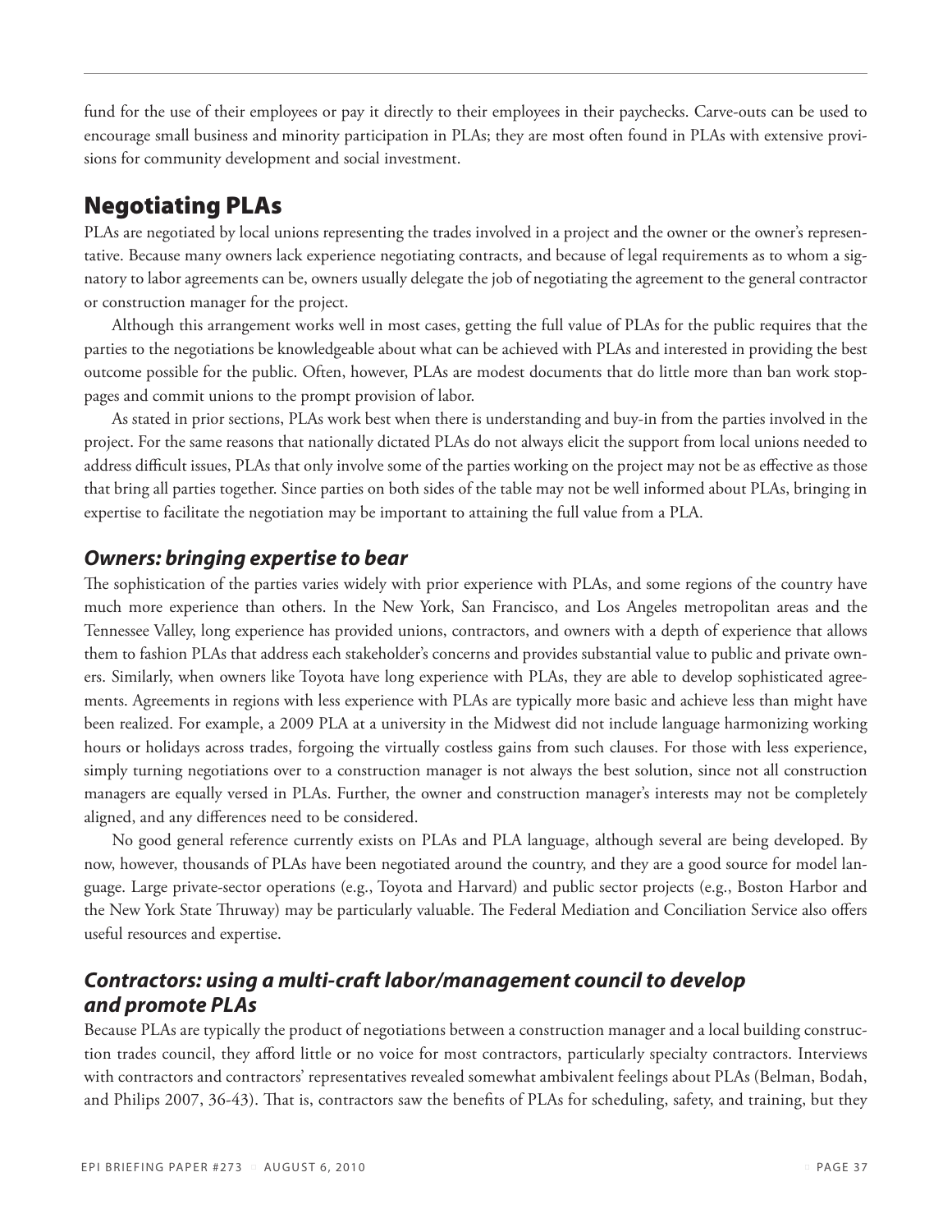fund for the use of their employees or pay it directly to their employees in their paychecks. Carve-outs can be used to encourage small business and minority participation in PLAs; they are most often found in PLAs with extensive provisions for community development and social investment.

## Negotiating PLAs

PLAs are negotiated by local unions representing the trades involved in a project and the owner or the owner's representative. Because many owners lack experience negotiating contracts, and because of legal requirements as to whom a signatory to labor agreements can be, owners usually delegate the job of negotiating the agreement to the general contractor or construction manager for the project.

Although this arrangement works well in most cases, getting the full value of PLAs for the public requires that the parties to the negotiations be knowledgeable about what can be achieved with PLAs and interested in providing the best outcome possible for the public. Often, however, PLAs are modest documents that do little more than ban work stoppages and commit unions to the prompt provision of labor.

As stated in prior sections, PLAs work best when there is understanding and buy-in from the parties involved in the project. For the same reasons that nationally dictated PLAs do not always elicit the support from local unions needed to address difficult issues, PLAs that only involve some of the parties working on the project may not be as effective as those that bring all parties together. Since parties on both sides of the table may not be well informed about PLAs, bringing in expertise to facilitate the negotiation may be important to attaining the full value from a PLA.

### *Owners: bringing expertise to bear*

The sophistication of the parties varies widely with prior experience with PLAs, and some regions of the country have much more experience than others. In the New York, San Francisco, and Los Angeles metropolitan areas and the Tennessee Valley, long experience has provided unions, contractors, and owners with a depth of experience that allows them to fashion PLAs that address each stakeholder's concerns and provides substantial value to public and private owners. Similarly, when owners like Toyota have long experience with PLAs, they are able to develop sophisticated agreements. Agreements in regions with less experience with PLAs are typically more basic and achieve less than might have been realized. For example, a 2009 PLA at a university in the Midwest did not include language harmonizing working hours or holidays across trades, forgoing the virtually costless gains from such clauses. For those with less experience, simply turning negotiations over to a construction manager is not always the best solution, since not all construction managers are equally versed in PLAs. Further, the owner and construction manager's interests may not be completely aligned, and any differences need to be considered.

No good general reference currently exists on PLAs and PLA language, although several are being developed. By now, however, thousands of PLAs have been negotiated around the country, and they are a good source for model language. Large private-sector operations (e.g., Toyota and Harvard) and public sector projects (e.g., Boston Harbor and the New York State Thruway) may be particularly valuable. The Federal Mediation and Conciliation Service also offers useful resources and expertise.

### *Contractors: using a multi-craft labor/management council to develop and promote PLAs*

Because PLAs are typically the product of negotiations between a construction manager and a local building construction trades council, they afford little or no voice for most contractors, particularly specialty contractors. Interviews with contractors and contractors' representatives revealed somewhat ambivalent feelings about PLAs (Belman, Bodah, and Philips 2007, 36-43). That is, contractors saw the benefits of PLAs for scheduling, safety, and training, but they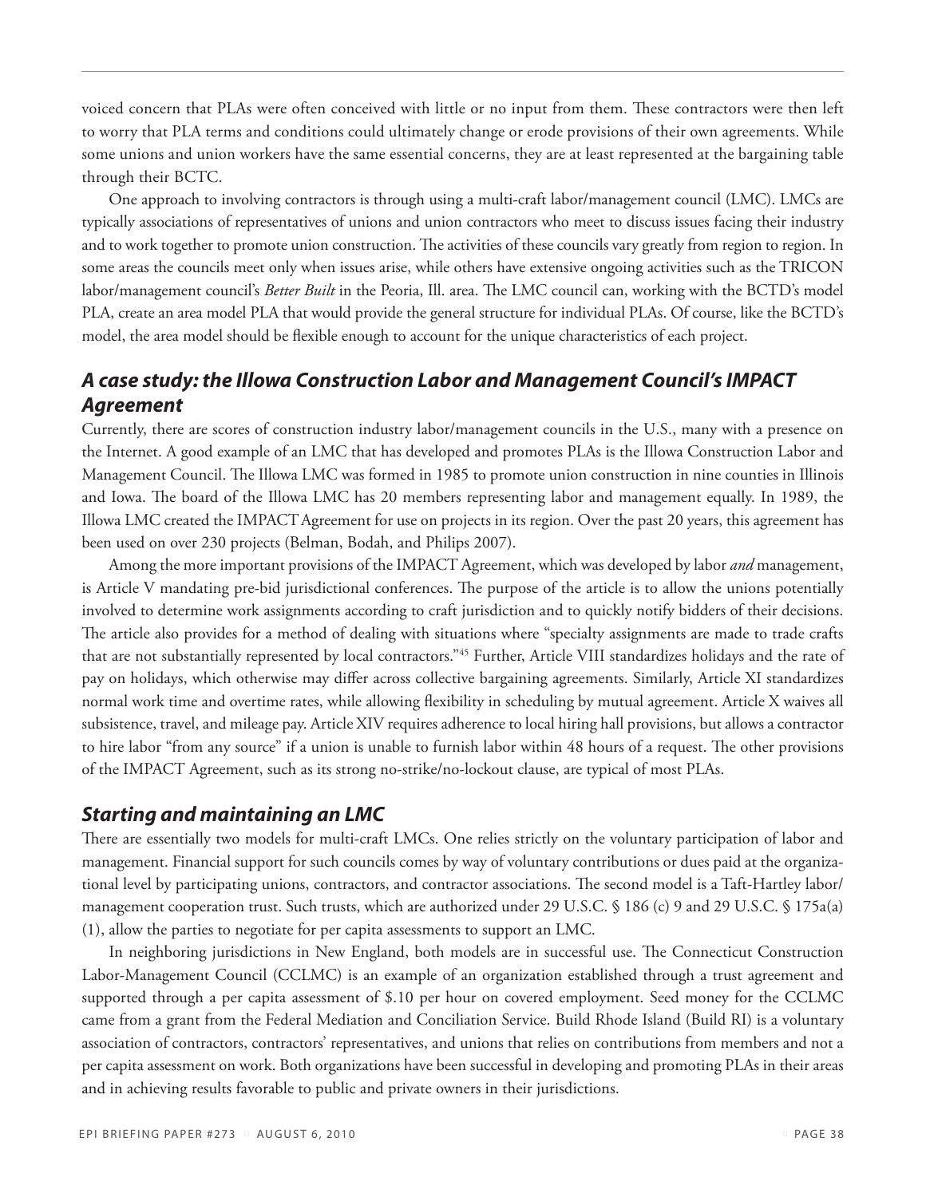voiced concern that PLAs were often conceived with little or no input from them. These contractors were then left to worry that PLA terms and conditions could ultimately change or erode provisions of their own agreements. While some unions and union workers have the same essential concerns, they are at least represented at the bargaining table through their BCTC.

One approach to involving contractors is through using a multi-craft labor/management council (LMC). LMCs are typically associations of representatives of unions and union contractors who meet to discuss issues facing their industry and to work together to promote union construction. The activities of these councils vary greatly from region to region. In some areas the councils meet only when issues arise, while others have extensive ongoing activities such as the TRICON labor/management council's *Better Built* in the Peoria, Ill. area. The LMC council can, working with the BCTD's model PLA, create an area model PLA that would provide the general structure for individual PLAs. Of course, like the BCTD's model, the area model should be flexible enough to account for the unique characteristics of each project.

## *A case study: the Illowa Construction Labor and Management Council's IMPACT Agreement*

Currently, there are scores of construction industry labor/management councils in the U.S., many with a presence on the Internet. A good example of an LMC that has developed and promotes PLAs is the Illowa Construction Labor and Management Council. The Illowa LMC was formed in 1985 to promote union construction in nine counties in Illinois and Iowa. The board of the Illowa LMC has 20 members representing labor and management equally. In 1989, the Illowa LMC created the IMPACT Agreement for use on projects in its region. Over the past 20 years, this agreement has been used on over 230 projects (Belman, Bodah, and Philips 2007).

Among the more important provisions of the IMPACT Agreement, which was developed by labor *and* management, is Article V mandating pre-bid jurisdictional conferences. The purpose of the article is to allow the unions potentially involved to determine work assignments according to craft jurisdiction and to quickly notify bidders of their decisions. The article also provides for a method of dealing with situations where "specialty assignments are made to trade crafts that are not substantially represented by local contractors."[45] Further, Article VIII standardizes holidays and the rate of pay on holidays, which otherwise may differ across collective bargaining agreements. Similarly, Article XI standardizes normal work time and overtime rates, while allowing flexibility in scheduling by mutual agreement. Article X waives all subsistence, travel, and mileage pay. Article XIV requires adherence to local hiring hall provisions, but allows a contractor to hire labor "from any source" if a union is unable to furnish labor within 48 hours of a request. The other provisions of the IMPACT Agreement, such as its strong no-strike/no-lockout clause, are typical of most PLAs.

## *Starting and maintaining an LMC*

There are essentially two models for multi-craft LMCs. One relies strictly on the voluntary participation of labor and management. Financial support for such councils comes by way of voluntary contributions or dues paid at the organizational level by participating unions, contractors, and contractor associations. The second model is a Taft-Hartley labor/management cooperation trust. Such trusts, which are authorized under 29 U.S.C. § 186 (c) 9 and 29 U.S.C. § 175a(a)(1), allow the parties to negotiate for per capita assessments to support an LMC.

In neighboring jurisdictions in New England, both models are in successful use. The Connecticut Construction Labor-Management Council (CCLMC) is an example of an organization established through a trust agreement and supported through a per capita assessment of $.10 per hour on covered employment. Seed money for the CCLMC came from a grant from the Federal Mediation and Conciliation Service. Build Rhode Island (Build RI) is a voluntary association of contractors, contractors' representatives, and unions that relies on contributions from members and not a per capita assessment on work. Both organizations have been successful in developing and promoting PLAs in their areas and in achieving results favorable to public and private owners in their jurisdictions.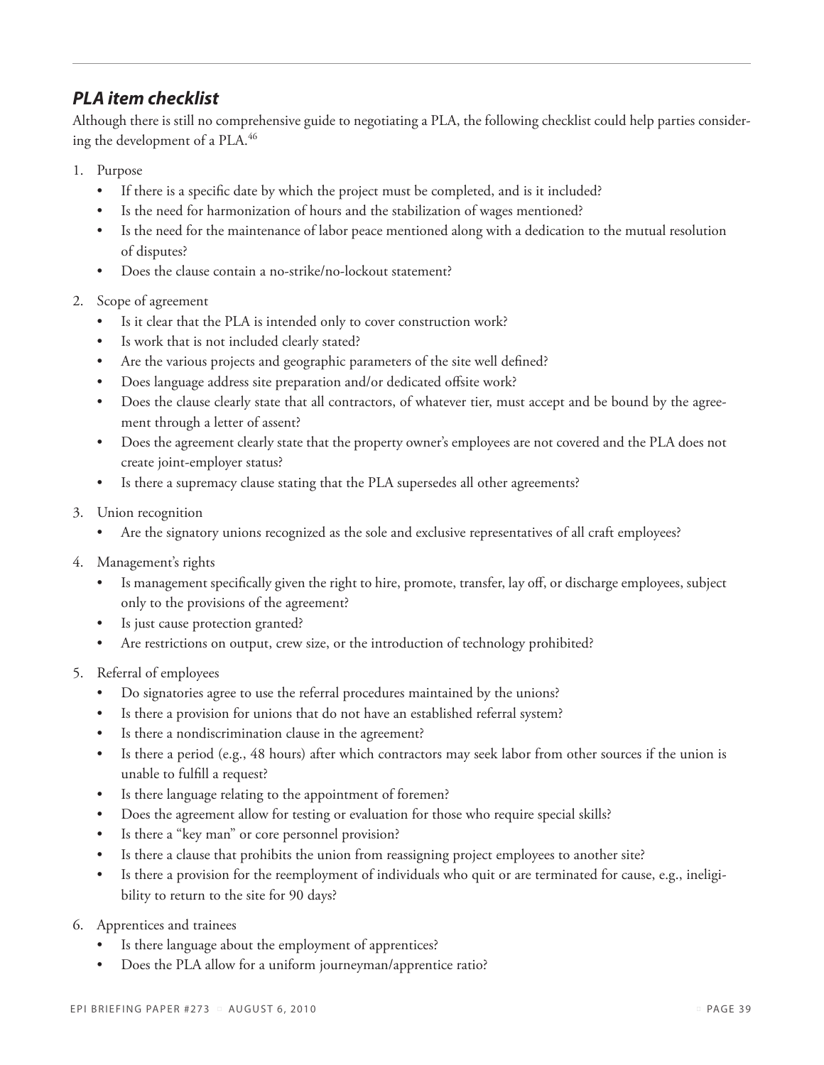### *PLA item checklist*

Although there is still no comprehensive guide to negotiating a PLA, the following checklist could help parties considering the development of a PLA.[46]

1. Purpose
   - If there is a specific date by which the project must be completed, and is it included?
   - Is the need for harmonization of hours and the stabilization of wages mentioned?
   - Is the need for the maintenance of labor peace mentioned along with a dedication to the mutual resolution of disputes?
   - Does the clause contain a no-strike/no-lockout statement?
2. Scope of agreement
   - Is it clear that the PLA is intended only to cover construction work?
   - Is work that is not included clearly stated?
   - Are the various projects and geographic parameters of the site well defined?
   - Does language address site preparation and/or dedicated offsite work?
   - Does the clause clearly state that all contractors, of whatever tier, must accept and be bound by the agreement through a letter of assent?
   - Does the agreement clearly state that the property owner's employees are not covered and the PLA does not create joint-employer status?
   - Is there a supremacy clause stating that the PLA supersedes all other agreements?
3. Union recognition
   - Are the signatory unions recognized as the sole and exclusive representatives of all craft employees?
4. Management's rights
   - Is management specifically given the right to hire, promote, transfer, lay off, or discharge employees, subject only to the provisions of the agreement?
   - Is just cause protection granted?
   - Are restrictions on output, crew size, or the introduction of technology prohibited?
5. Referral of employees
   - Do signatories agree to use the referral procedures maintained by the unions?
   - Is there a provision for unions that do not have an established referral system?
   - Is there a nondiscrimination clause in the agreement?
   - Is there a period (e.g., 48 hours) after which contractors may seek labor from other sources if the union is unable to fulfill a request?
   - Is there language relating to the appointment of foremen?
   - Does the agreement allow for testing or evaluation for those who require special skills?
   - Is there a "key man" or core personnel provision?
   - Is there a clause that prohibits the union from reassigning project employees to another site?
   - Is there a provision for the reemployment of individuals who quit or are terminated for cause, e.g., ineligibility to return to the site for 90 days?
6. Apprentices and trainees
   - Is there language about the employment of apprentices?
   - Does the PLA allow for a uniform journeyman/apprentice ratio?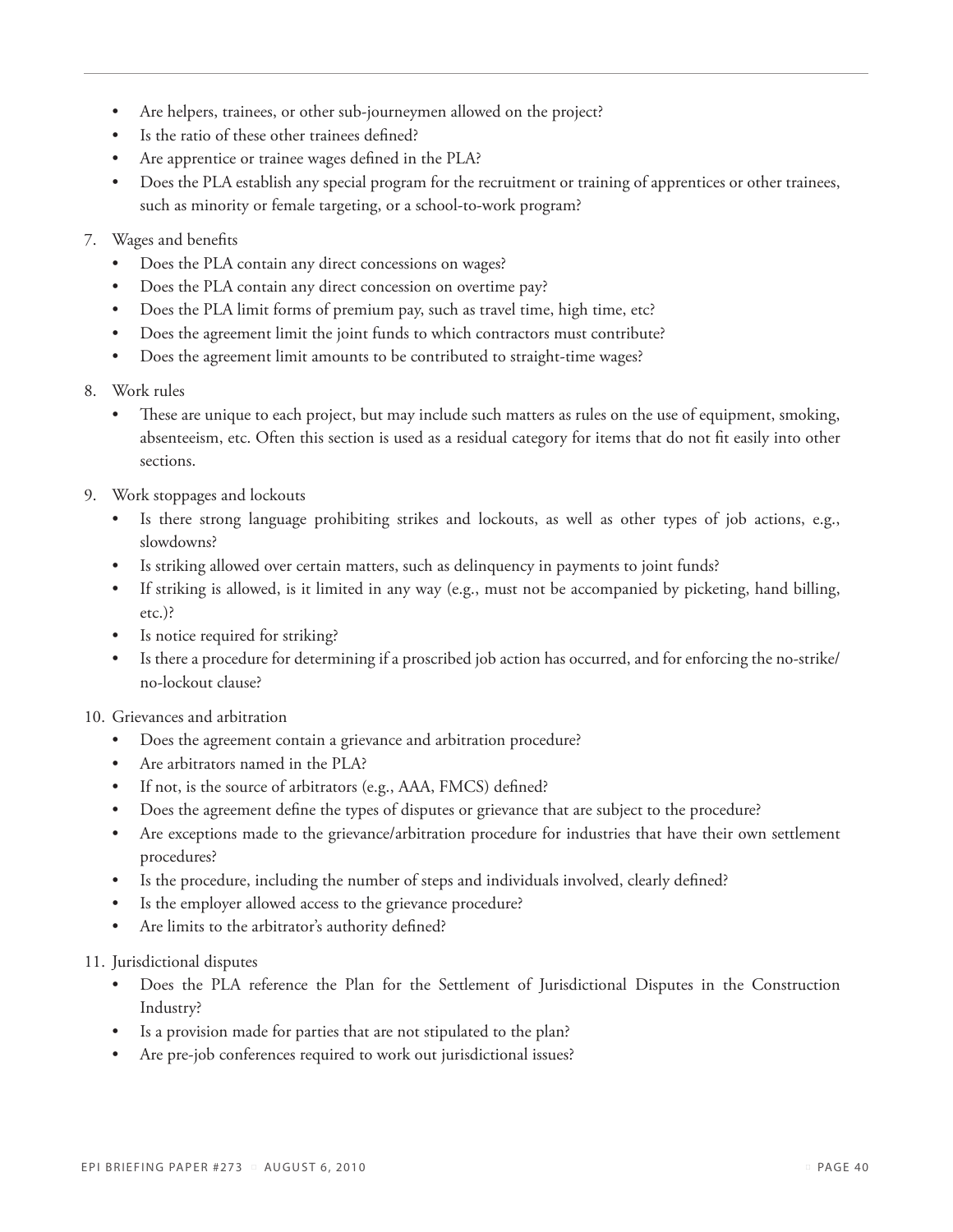- Are helpers, trainees, or other sub-journeymen allowed on the project?
- Is the ratio of these other trainees defined?
- Are apprentice or trainee wages defined in the PLA?
- Does the PLA establish any special program for the recruitment or training of apprentices or other trainees, such as minority or female targeting, or a school-to-work program?

7. Wages and benefits
   - Does the PLA contain any direct concessions on wages?
   - Does the PLA contain any direct concession on overtime pay?
   - Does the PLA limit forms of premium pay, such as travel time, high time, etc?
   - Does the agreement limit the joint funds to which contractors must contribute?
   - Does the agreement limit amounts to be contributed to straight-time wages?

8. Work rules
   - These are unique to each project, but may include such matters as rules on the use of equipment, smoking, absenteeism, etc. Often this section is used as a residual category for items that do not fit easily into other sections.

9. Work stoppages and lockouts
   - Is there strong language prohibiting strikes and lockouts, as well as other types of job actions, e.g., slowdowns?
   - Is striking allowed over certain matters, such as delinquency in payments to joint funds?
   - If striking is allowed, is it limited in any way (e.g., must not be accompanied by picketing, hand billing, etc.)?
   - Is notice required for striking?
   - Is there a procedure for determining if a proscribed job action has occurred, and for enforcing the no-strike/no-lockout clause?

10. Grievances and arbitration
    - Does the agreement contain a grievance and arbitration procedure?
    - Are arbitrators named in the PLA?
    - If not, is the source of arbitrators (e.g., AAA, FMCS) defined?
    - Does the agreement define the types of disputes or grievance that are subject to the procedure?
    - Are exceptions made to the grievance/arbitration procedure for industries that have their own settlement procedures?
    - Is the procedure, including the number of steps and individuals involved, clearly defined?
    - Is the employer allowed access to the grievance procedure?
    - Are limits to the arbitrator's authority defined?

11. Jurisdictional disputes
    - Does the PLA reference the Plan for the Settlement of Jurisdictional Disputes in the Construction Industry?
    - Is a provision made for parties that are not stipulated to the plan?
    - Are pre-job conferences required to work out jurisdictional issues?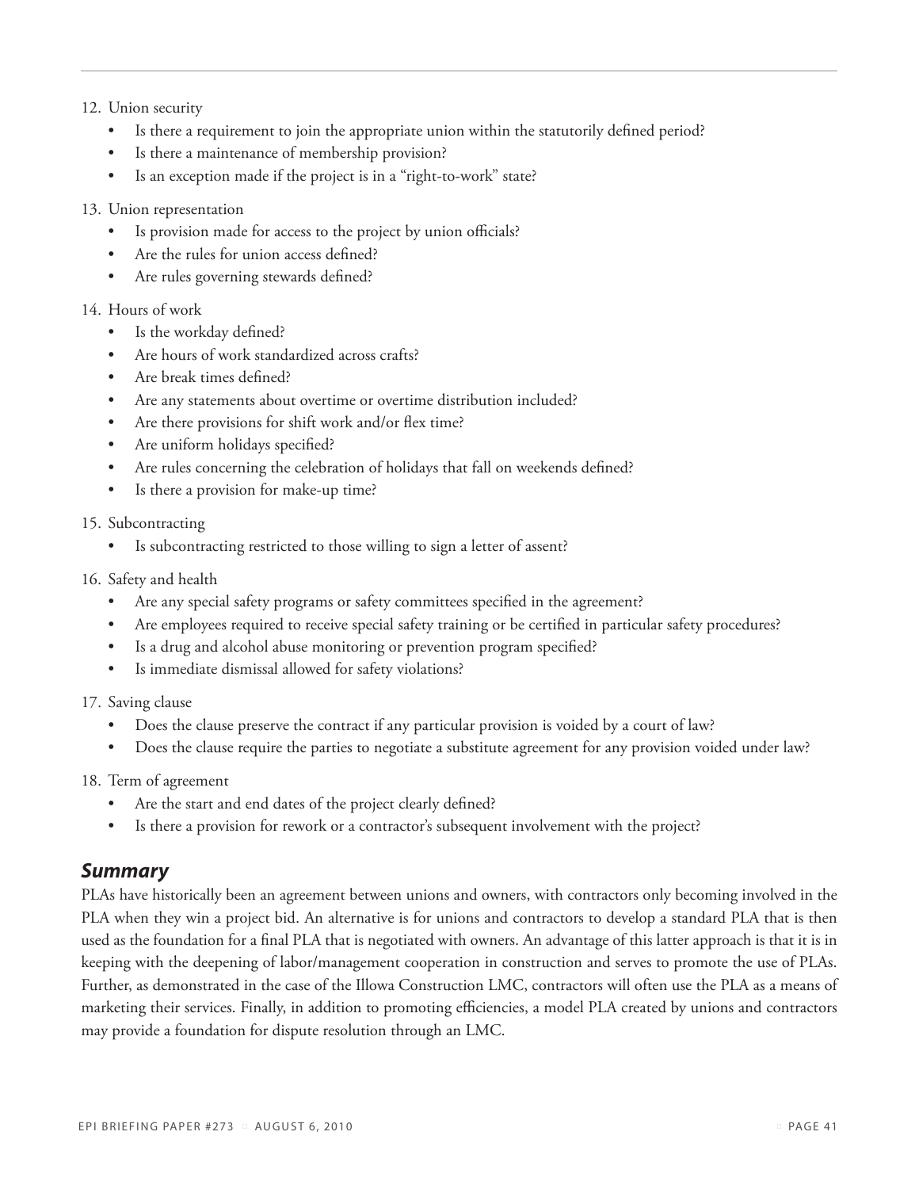12. Union security
    - Is there a requirement to join the appropriate union within the statutorily defined period?
    - Is there a maintenance of membership provision?
    - Is an exception made if the project is in a "right-to-work" state?

13. Union representation
    - Is provision made for access to the project by union officials?
    - Are the rules for union access defined?
    - Are rules governing stewards defined?

14. Hours of work
    - Is the workday defined?
    - Are hours of work standardized across crafts?
    - Are break times defined?
    - Are any statements about overtime or overtime distribution included?
    - Are there provisions for shift work and/or flex time?
    - Are uniform holidays specified?
    - Are rules concerning the celebration of holidays that fall on weekends defined?
    - Is there a provision for make-up time?

15. Subcontracting
    - Is subcontracting restricted to those willing to sign a letter of assent?

16. Safety and health
    - Are any special safety programs or safety committees specified in the agreement?
    - Are employees required to receive special safety training or be certified in particular safety procedures?
    - Is a drug and alcohol abuse monitoring or prevention program specified?
    - Is immediate dismissal allowed for safety violations?

17. Saving clause
    - Does the clause preserve the contract if any particular provision is voided by a court of law?
    - Does the clause require the parties to negotiate a substitute agreement for any provision voided under law?

18. Term of agreement
    - Are the start and end dates of the project clearly defined?
    - Is there a provision for rework or a contractor's subsequent involvement with the project?

## *Summary*

PLAs have historically been an agreement between unions and owners, with contractors only becoming involved in the PLA when they win a project bid. An alternative is for unions and contractors to develop a standard PLA that is then used as the foundation for a final PLA that is negotiated with owners. An advantage of this latter approach is that it is in keeping with the deepening of labor/management cooperation in construction and serves to promote the use of PLAs. Further, as demonstrated in the case of the Illowa Construction LMC, contractors will often use the PLA as a means of marketing their services. Finally, in addition to promoting efficiencies, a model PLA created by unions and contractors may provide a foundation for dispute resolution through an LMC.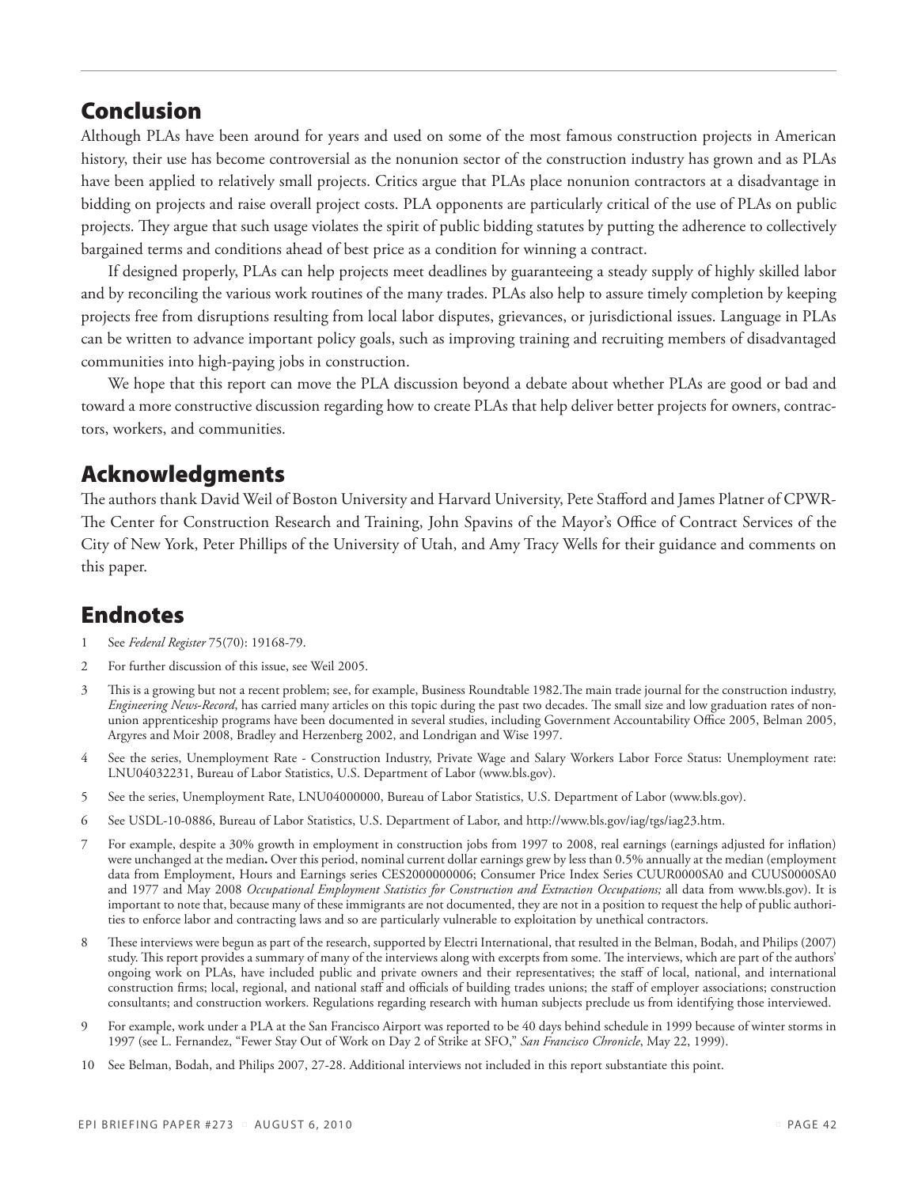## Conclusion

Although PLAs have been around for years and used on some of the most famous construction projects in American history, their use has become controversial as the nonunion sector of the construction industry has grown and as PLAs have been applied to relatively small projects. Critics argue that PLAs place nonunion contractors at a disadvantage in bidding on projects and raise overall project costs. PLA opponents are particularly critical of the use of PLAs on public projects. They argue that such usage violates the spirit of public bidding statutes by putting the adherence to collectively bargained terms and conditions ahead of best price as a condition for winning a contract.

If designed properly, PLAs can help projects meet deadlines by guaranteeing a steady supply of highly skilled labor and by reconciling the various work routines of the many trades. PLAs also help to assure timely completion by keeping projects free from disruptions resulting from local labor disputes, grievances, or jurisdictional issues. Language in PLAs can be written to advance important policy goals, such as improving training and recruiting members of disadvantaged communities into high-paying jobs in construction.

We hope that this report can move the PLA discussion beyond a debate about whether PLAs are good or bad and toward a more constructive discussion regarding how to create PLAs that help deliver better projects for owners, contractors, workers, and communities.

## Acknowledgments

The authors thank David Weil of Boston University and Harvard University, Pete Stafford and James Platner of CPWR-The Center for Construction Research and Training, John Spavins of the Mayor's Office of Contract Services of the City of New York, Peter Phillips of the University of Utah, and Amy Tracy Wells for their guidance and comments on this paper.

## Endnotes

1 See *Federal Register* 75(70): 19168-79.

2 For further discussion of this issue, see Weil 2005.

3 This is a growing but not a recent problem; see, for example, Business Roundtable 1982.The main trade journal for the construction industry, *Engineering News-Record*, has carried many articles on this topic during the past two decades. The small size and low graduation rates of nonunion apprenticeship programs have been documented in several studies, including Government Accountability Office 2005, Belman 2005, Argyres and Moir 2008, Bradley and Herzenberg 2002, and Londrigan and Wise 1997.

4 See the series, Unemployment Rate - Construction Industry, Private Wage and Salary Workers Labor Force Status: Unemployment rate: LNU04032231, Bureau of Labor Statistics, U.S. Department of Labor (www.bls.gov).

5 See the series, Unemployment Rate, LNU04000000, Bureau of Labor Statistics, U.S. Department of Labor (www.bls.gov).

6 See USDL-10-0886, Bureau of Labor Statistics, U.S. Department of Labor, and http://www.bls.gov/iag/tgs/iag23.htm.

7 For example, despite a 30% growth in employment in construction jobs from 1997 to 2008, real earnings (earnings adjusted for inflation) were unchanged at the median**.** Over this period, nominal current dollar earnings grew by less than 0.5% annually at the median (employment data from Employment, Hours and Earnings series CES2000000006; Consumer Price Index Series CUUR0000SA0 and CUUS0000SA0 and 1977 and May 2008 *Occupational Employment Statistics for Construction and Extraction Occupations;* all data from www.bls.gov). It is important to note that, because many of these immigrants are not documented, they are not in a position to request the help of public authorities to enforce labor and contracting laws and so are particularly vulnerable to exploitation by unethical contractors.

8 These interviews were begun as part of the research, supported by Electri International, that resulted in the Belman, Bodah, and Philips (2007) study. This report provides a summary of many of the interviews along with excerpts from some. The interviews, which are part of the authors' ongoing work on PLAs, have included public and private owners and their representatives; the staff of local, national, and international construction firms; local, regional, and national staff and officials of building trades unions; the staff of employer associations; construction consultants; and construction workers. Regulations regarding research with human subjects preclude us from identifying those interviewed.

9 For example, work under a PLA at the San Francisco Airport was reported to be 40 days behind schedule in 1999 because of winter storms in 1997 (see L. Fernandez, "Fewer Stay Out of Work on Day 2 of Strike at SFO," *San Francisco Chronicle*, May 22, 1999).

10 See Belman, Bodah, and Philips 2007, 27-28. Additional interviews not included in this report substantiate this point.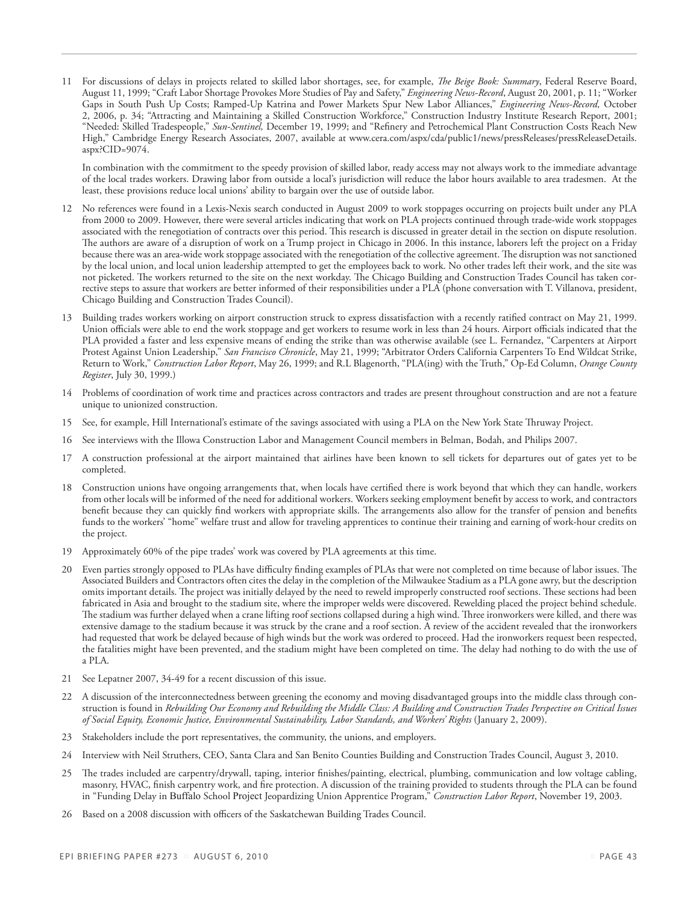11 For discussions of delays in projects related to skilled labor shortages, see, for example, *The Beige Book: Summary*, Federal Reserve Board, August 11, 1999; "Craft Labor Shortage Provokes More Studies of Pay and Safety," *Engineering News-Record*, August 20, 2001, p. 11; "Worker Gaps in South Push Up Costs; Ramped-Up Katrina and Power Markets Spur New Labor Alliances," *Engineering News-Record,* October 2, 2006, p. 34; "Attracting and Maintaining a Skilled Construction Workforce," Construction Industry Institute Research Report, 2001; "Needed: Skilled Tradespeople," *Sun-Sentinel,* December 19, 1999; and "Refinery and Petrochemical Plant Construction Costs Reach New High," Cambridge Energy Research Associates, 2007, available at www.cera.com/aspx/cda/public1/news/pressReleases/pressReleaseDetails.aspx?CID=9074.

In combination with the commitment to the speedy provision of skilled labor, ready access may not always work to the immediate advantage of the local trades workers. Drawing labor from outside a local's jurisdiction will reduce the labor hours available to area tradesmen. At the least, these provisions reduce local unions' ability to bargain over the use of outside labor.

12 No references were found in a Lexis-Nexis search conducted in August 2009 to work stoppages occurring on projects built under any PLA from 2000 to 2009. However, there were several articles indicating that work on PLA projects continued through trade-wide work stoppages associated with the renegotiation of contracts over this period. This research is discussed in greater detail in the section on dispute resolution. The authors are aware of a disruption of work on a Trump project in Chicago in 2006. In this instance, laborers left the project on a Friday because there was an area-wide work stoppage associated with the renegotiation of the collective agreement. The disruption was not sanctioned by the local union, and local union leadership attempted to get the employees back to work. No other trades left their work, and the site was not picketed. The workers returned to the site on the next workday. The Chicago Building and Construction Trades Council has taken corrective steps to assure that workers are better informed of their responsibilities under a PLA (phone conversation with T. Villanova, president, Chicago Building and Construction Trades Council).

13 Building trades workers working on airport construction struck to express dissatisfaction with a recently ratified contract on May 21, 1999. Union officials were able to end the work stoppage and get workers to resume work in less than 24 hours. Airport officials indicated that the PLA provided a faster and less expensive means of ending the strike than was otherwise available (see L. Fernandez, "Carpenters at Airport Protest Against Union Leadership," *San Francisco Chronicle*, May 21, 1999; "Arbitrator Orders California Carpenters To End Wildcat Strike, Return to Work," *Construction Labor Report*, May 26, 1999; and R.L Blagenorth, "PLA(ing) with the Truth," Op-Ed Column, *Orange County Register*, July 30, 1999.)

14 Problems of coordination of work time and practices across contractors and trades are present throughout construction and are not a feature unique to unionized construction.

15 See, for example, Hill International's estimate of the savings associated with using a PLA on the New York State Thruway Project.

16 See interviews with the Illowa Construction Labor and Management Council members in Belman, Bodah, and Philips 2007.

17 A construction professional at the airport maintained that airlines have been known to sell tickets for departures out of gates yet to be completed.

18 Construction unions have ongoing arrangements that, when locals have certified there is work beyond that which they can handle, workers from other locals will be informed of the need for additional workers. Workers seeking employment benefit by access to work, and contractors benefit because they can quickly find workers with appropriate skills. The arrangements also allow for the transfer of pension and benefits funds to the workers' "home" welfare trust and allow for traveling apprentices to continue their training and earning of work-hour credits on the project.

19 Approximately 60% of the pipe trades' work was covered by PLA agreements at this time.

20 Even parties strongly opposed to PLAs have difficulty finding examples of PLAs that were not completed on time because of labor issues. The Associated Builders and Contractors often cites the delay in the completion of the Milwaukee Stadium as a PLA gone awry, but the description omits important details. The project was initially delayed by the need to reweld improperly constructed roof sections. These sections had been fabricated in Asia and brought to the stadium site, where the improper welds were discovered. Rewelding placed the project behind schedule. The stadium was further delayed when a crane lifting roof sections collapsed during a high wind. Three ironworkers were killed, and there was extensive damage to the stadium because it was struck by the crane and a roof section. A review of the accident revealed that the ironworkers had requested that work be delayed because of high winds but the work was ordered to proceed. Had the ironworkers request been respected, the fatalities might have been prevented, and the stadium might have been completed on time. The delay had nothing to do with the use of a PLA.

21 See Lepatner 2007, 34-49 for a recent discussion of this issue.

22 A discussion of the interconnectedness between greening the economy and moving disadvantaged groups into the middle class through construction is found in *Rebuilding Our Economy and Rebuilding the Middle Class: A Building and Construction Trades Perspective on Critical Issues of Social Equity, Economic Justice, Environmental Sustainability, Labor Standards, and Workers' Rights* (January 2, 2009).

23 Stakeholders include the port representatives, the community, the unions, and employers.

24 Interview with Neil Struthers, CEO, Santa Clara and San Benito Counties Building and Construction Trades Council, August 3, 2010.

25 The trades included are carpentry/drywall, taping, interior finishes/painting, electrical, plumbing, communication and low voltage cabling, masonry, HVAC, finish carpentry work, and fire protection. A discussion of the training provided to students through the PLA can be found in "Funding Delay in Buffalo School Project Jeopardizing Union Apprentice Program," *Construction Labor Report*, November 19, 2003.

26 Based on a 2008 discussion with officers of the Saskatchewan Building Trades Council.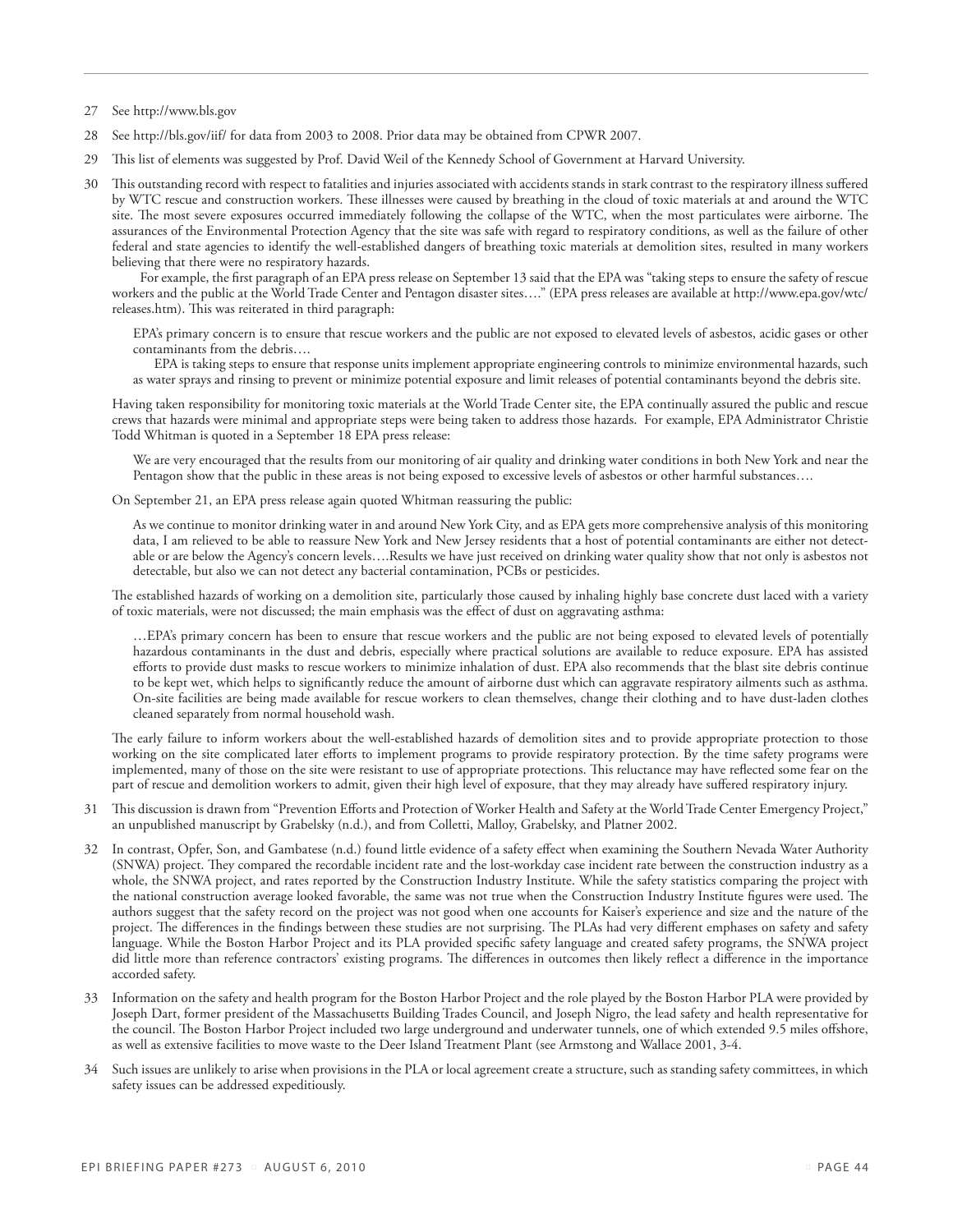27 See http://www.bls.gov

28 See http://bls.gov/iif/ for data from 2003 to 2008. Prior data may be obtained from CPWR 2007.

29 This list of elements was suggested by Prof. David Weil of the Kennedy School of Government at Harvard University.

30 This outstanding record with respect to fatalities and injuries associated with accidents stands in stark contrast to the respiratory illness suffered by WTC rescue and construction workers. These illnesses were caused by breathing in the cloud of toxic materials at and around the WTC site. The most severe exposures occurred immediately following the collapse of the WTC, when the most particulates were airborne. The assurances of the Environmental Protection Agency that the site was safe with regard to respiratory conditions, as well as the failure of other federal and state agencies to identify the well-established dangers of breathing toxic materials at demolition sites, resulted in many workers believing that there were no respiratory hazards.

For example, the first paragraph of an EPA press release on September 13 said that the EPA was "taking steps to ensure the safety of rescue workers and the public at the World Trade Center and Pentagon disaster sites…." (EPA press releases are available at http://www.epa.gov/wtc/releases.htm). This was reiterated in third paragraph:

> EPA's primary concern is to ensure that rescue workers and the public are not exposed to elevated levels of asbestos, acidic gases or other contaminants from the debris….
>
> EPA is taking steps to ensure that response units implement appropriate engineering controls to minimize environmental hazards, such as water sprays and rinsing to prevent or minimize potential exposure and limit releases of potential contaminants beyond the debris site.

Having taken responsibility for monitoring toxic materials at the World Trade Center site, the EPA continually assured the public and rescue crews that hazards were minimal and appropriate steps were being taken to address those hazards. For example, EPA Administrator Christie Todd Whitman is quoted in a September 18 EPA press release:

> We are very encouraged that the results from our monitoring of air quality and drinking water conditions in both New York and near the Pentagon show that the public in these areas is not being exposed to excessive levels of asbestos or other harmful substances….

On September 21, an EPA press release again quoted Whitman reassuring the public:

> As we continue to monitor drinking water in and around New York City, and as EPA gets more comprehensive analysis of this monitoring data, I am relieved to be able to reassure New York and New Jersey residents that a host of potential contaminants are either not detectable or are below the Agency's concern levels….Results we have just received on drinking water quality show that not only is asbestos not detectable, but also we can not detect any bacterial contamination, PCBs or pesticides.

The established hazards of working on a demolition site, particularly those caused by inhaling highly base concrete dust laced with a variety of toxic materials, were not discussed; the main emphasis was the effect of dust on aggravating asthma:

> …EPA's primary concern has been to ensure that rescue workers and the public are not being exposed to elevated levels of potentially hazardous contaminants in the dust and debris, especially where practical solutions are available to reduce exposure. EPA has assisted efforts to provide dust masks to rescue workers to minimize inhalation of dust. EPA also recommends that the blast site debris continue to be kept wet, which helps to significantly reduce the amount of airborne dust which can aggravate respiratory ailments such as asthma. On-site facilities are being made available for rescue workers to clean themselves, change their clothing and to have dust-laden clothes cleaned separately from normal household wash.

The early failure to inform workers about the well-established hazards of demolition sites and to provide appropriate protection to those working on the site complicated later efforts to implement programs to provide respiratory protection. By the time safety programs were implemented, many of those on the site were resistant to use of appropriate protections. This reluctance may have reflected some fear on the part of rescue and demolition workers to admit, given their high level of exposure, that they may already have suffered respiratory injury.

31 This discussion is drawn from "Prevention Efforts and Protection of Worker Health and Safety at the World Trade Center Emergency Project," an unpublished manuscript by Grabelsky (n.d.), and from Colletti, Malloy, Grabelsky, and Platner 2002.

32 In contrast, Opfer, Son, and Gambatese (n.d.) found little evidence of a safety effect when examining the Southern Nevada Water Authority (SNWA) project. They compared the recordable incident rate and the lost-workday case incident rate between the construction industry as a whole, the SNWA project, and rates reported by the Construction Industry Institute. While the safety statistics comparing the project with the national construction average looked favorable, the same was not true when the Construction Industry Institute figures were used. The authors suggest that the safety record on the project was not good when one accounts for Kaiser's experience and size and the nature of the project. The differences in the findings between these studies are not surprising. The PLAs had very different emphases on safety and safety language. While the Boston Harbor Project and its PLA provided specific safety language and created safety programs, the SNWA project did little more than reference contractors' existing programs. The differences in outcomes then likely reflect a difference in the importance accorded safety.

33 Information on the safety and health program for the Boston Harbor Project and the role played by the Boston Harbor PLA were provided by Joseph Dart, former president of the Massachusetts Building Trades Council, and Joseph Nigro, the lead safety and health representative for the council. The Boston Harbor Project included two large underground and underwater tunnels, one of which extended 9.5 miles offshore, as well as extensive facilities to move waste to the Deer Island Treatment Plant (see Armstong and Wallace 2001, 3-4.

34 Such issues are unlikely to arise when provisions in the PLA or local agreement create a structure, such as standing safety committees, in which safety issues can be addressed expeditiously.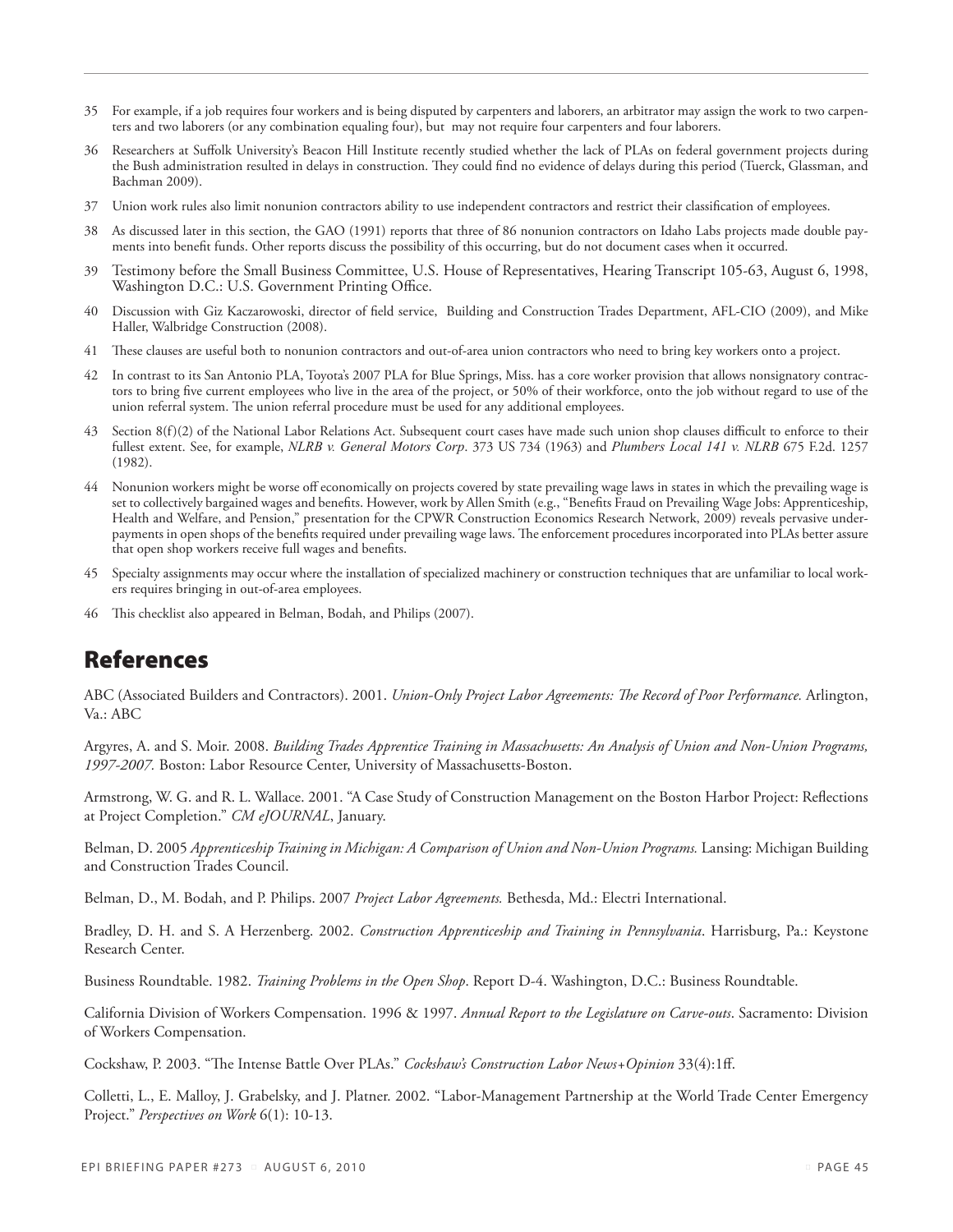35 For example, if a job requires four workers and is being disputed by carpenters and laborers, an arbitrator may assign the work to two carpenters and two laborers (or any combination equaling four), but may not require four carpenters and four laborers.

36 Researchers at Suffolk University's Beacon Hill Institute recently studied whether the lack of PLAs on federal government projects during the Bush administration resulted in delays in construction. They could find no evidence of delays during this period (Tuerck, Glassman, and Bachman 2009).

37 Union work rules also limit nonunion contractors ability to use independent contractors and restrict their classification of employees.

38 As discussed later in this section, the GAO (1991) reports that three of 86 nonunion contractors on Idaho Labs projects made double payments into benefit funds. Other reports discuss the possibility of this occurring, but do not document cases when it occurred.

39 Testimony before the Small Business Committee, U.S. House of Representatives, Hearing Transcript 105-63, August 6, 1998, Washington D.C.: U.S. Government Printing Office.

40 Discussion with Giz Kaczarowoski, director of field service, Building and Construction Trades Department, AFL-CIO (2009), and Mike Haller, Walbridge Construction (2008).

41 These clauses are useful both to nonunion contractors and out-of-area union contractors who need to bring key workers onto a project.

42 In contrast to its San Antonio PLA, Toyota's 2007 PLA for Blue Springs, Miss. has a core worker provision that allows nonsignatory contractors to bring five current employees who live in the area of the project, or 50% of their workforce, onto the job without regard to use of the union referral system. The union referral procedure must be used for any additional employees.

43 Section 8(f)(2) of the National Labor Relations Act. Subsequent court cases have made such union shop clauses difficult to enforce to their fullest extent. See, for example, *NLRB v. General Motors Corp*. 373 US 734 (1963) and *Plumbers Local 141 v. NLRB* 675 F.2d. 1257 (1982).

44 Nonunion workers might be worse off economically on projects covered by state prevailing wage laws in states in which the prevailing wage is set to collectively bargained wages and benefits. However, work by Allen Smith (e.g., "Benefits Fraud on Prevailing Wage Jobs: Apprenticeship, Health and Welfare, and Pension," presentation for the CPWR Construction Economics Research Network, 2009) reveals pervasive underpayments in open shops of the benefits required under prevailing wage laws. The enforcement procedures incorporated into PLAs better assure that open shop workers receive full wages and benefits.

45 Specialty assignments may occur where the installation of specialized machinery or construction techniques that are unfamiliar to local workers requires bringing in out-of-area employees.

46 This checklist also appeared in Belman, Bodah, and Philips (2007).

## References

ABC (Associated Builders and Contractors). 2001. *Union-Only Project Labor Agreements: The Record of Poor Performance.* Arlington, Va.: ABC

Argyres, A. and S. Moir. 2008. *Building Trades Apprentice Training in Massachusetts: An Analysis of Union and Non-Union Programs, 1997-2007.* Boston: Labor Resource Center, University of Massachusetts-Boston.

Armstrong, W. G. and R. L. Wallace. 2001. "A Case Study of Construction Management on the Boston Harbor Project: Reflections at Project Completion." *CM eJOURNAL*, January.

Belman, D. 2005 *Apprenticeship Training in Michigan: A Comparison of Union and Non-Union Programs.* Lansing: Michigan Building and Construction Trades Council.

Belman, D., M. Bodah, and P. Philips. 2007 *Project Labor Agreements.* Bethesda, Md.: Electri International.

Bradley, D. H. and S. A Herzenberg. 2002. *Construction Apprenticeship and Training in Pennsylvania*. Harrisburg, Pa.: Keystone Research Center.

Business Roundtable. 1982. *Training Problems in the Open Shop*. Report D-4. Washington, D.C.: Business Roundtable.

California Division of Workers Compensation. 1996 & 1997. *Annual Report to the Legislature on Carve-outs*. Sacramento: Division of Workers Compensation.

Cockshaw, P. 2003. "The Intense Battle Over PLAs." *Cockshaw's Construction Labor News+Opinion* 33(4):1ff.

Colletti, L., E. Malloy, J. Grabelsky, and J. Platner. 2002. "Labor-Management Partnership at the World Trade Center Emergency Project." *Perspectives on Work* 6(1): 10-13.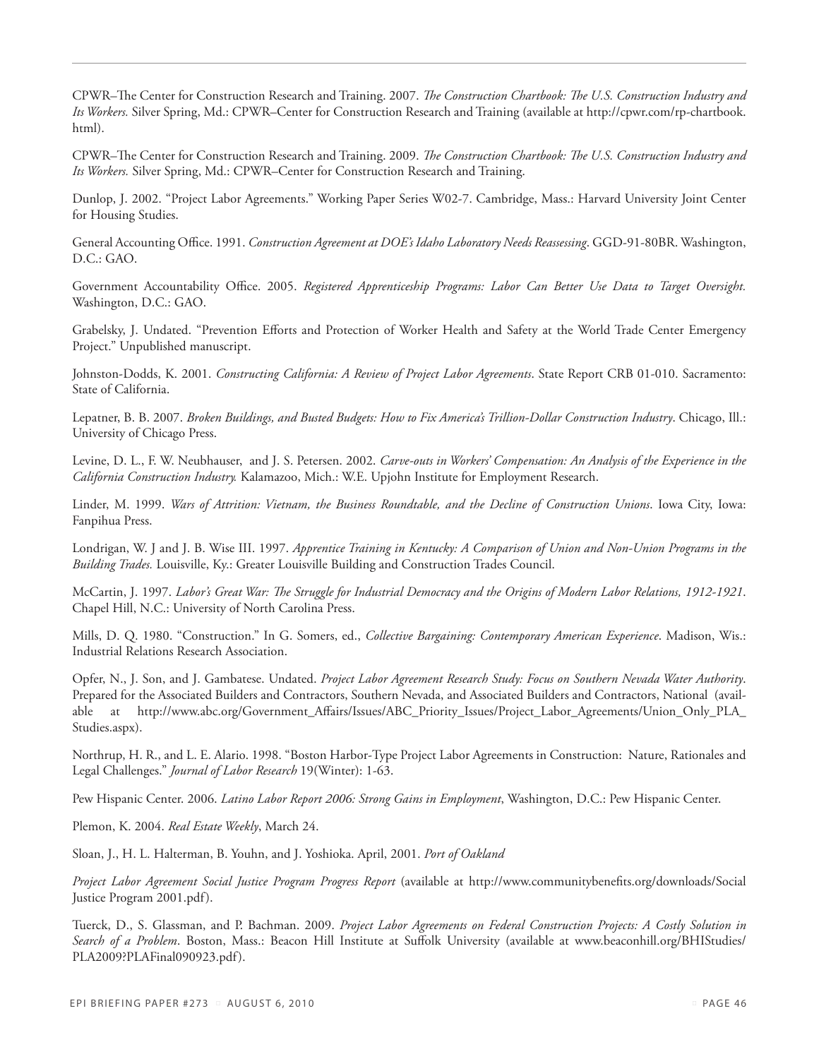CPWR–The Center for Construction Research and Training. 2007. *The Construction Chartbook: The U.S. Construction Industry and Its Workers.* Silver Spring, Md.: CPWR–Center for Construction Research and Training (available at http://cpwr.com/rp-chartbook.html).

CPWR–The Center for Construction Research and Training. 2009. *The Construction Chartbook: The U.S. Construction Industry and Its Workers.* Silver Spring, Md.: CPWR–Center for Construction Research and Training.

Dunlop, J. 2002. "Project Labor Agreements." Working Paper Series W02-7. Cambridge, Mass.: Harvard University Joint Center for Housing Studies.

General Accounting Office. 1991. *Construction Agreement at DOE's Idaho Laboratory Needs Reassessing*. GGD-91-80BR. Washington, D.C.: GAO.

Government Accountability Office. 2005. *Registered Apprenticeship Programs: Labor Can Better Use Data to Target Oversight.* Washington, D.C.: GAO.

Grabelsky, J. Undated. "Prevention Efforts and Protection of Worker Health and Safety at the World Trade Center Emergency Project." Unpublished manuscript.

Johnston-Dodds, K. 2001. *Constructing California: A Review of Project Labor Agreements*. State Report CRB 01-010. Sacramento: State of California.

Lepatner, B. B. 2007. *Broken Buildings, and Busted Budgets: How to Fix America's Trillion-Dollar Construction Industry*. Chicago, Ill.: University of Chicago Press.

Levine, D. L., F. W. Neubhauser, and J. S. Petersen. 2002. *Carve-outs in Workers' Compensation: An Analysis of the Experience in the California Construction Industry.* Kalamazoo, Mich.: W.E. Upjohn Institute for Employment Research.

Linder, M. 1999. *Wars of Attrition: Vietnam, the Business Roundtable, and the Decline of Construction Unions*. Iowa City, Iowa: Fanpihua Press.

Londrigan, W. J and J. B. Wise III. 1997. *Apprentice Training in Kentucky: A Comparison of Union and Non-Union Programs in the Building Trades.* Louisville, Ky.: Greater Louisville Building and Construction Trades Council.

McCartin, J. 1997. *Labor's Great War: The Struggle for Industrial Democracy and the Origins of Modern Labor Relations, 1912-1921*. Chapel Hill, N.C.: University of North Carolina Press.

Mills, D. Q. 1980. "Construction." In G. Somers, ed., *Collective Bargaining: Contemporary American Experience*. Madison, Wis.: Industrial Relations Research Association.

Opfer, N., J. Son, and J. Gambatese. Undated. *Project Labor Agreement Research Study: Focus on Southern Nevada Water Authority*. Prepared for the Associated Builders and Contractors, Southern Nevada, and Associated Builders and Contractors, National (available at http://www.abc.org/Government_Affairs/Issues/ABC_Priority_Issues/Project_Labor_Agreements/Union_Only_PLA_Studies.aspx).

Northrup, H. R., and L. E. Alario. 1998. "Boston Harbor-Type Project Labor Agreements in Construction: Nature, Rationales and Legal Challenges." *Journal of Labor Research* 19(Winter): 1-63.

Pew Hispanic Center. 2006. *Latino Labor Report 2006: Strong Gains in Employment*, Washington, D.C.: Pew Hispanic Center.

Plemon, K. 2004. *Real Estate Weekly*, March 24.

Sloan, J., H. L. Halterman, B. Youhn, and J. Yoshioka. April, 2001. *Port of Oakland*

*Project Labor Agreement Social Justice Program Progress Report* (available at http://www.communitybenefits.org/downloads/Social Justice Program 2001.pdf).

Tuerck, D., S. Glassman, and P. Bachman. 2009. *Project Labor Agreements on Federal Construction Projects: A Costly Solution in Search of a Problem*. Boston, Mass.: Beacon Hill Institute at Suffolk University (available at www.beaconhill.org/BHIStudies/PLA2009?PLAFinal090923.pdf).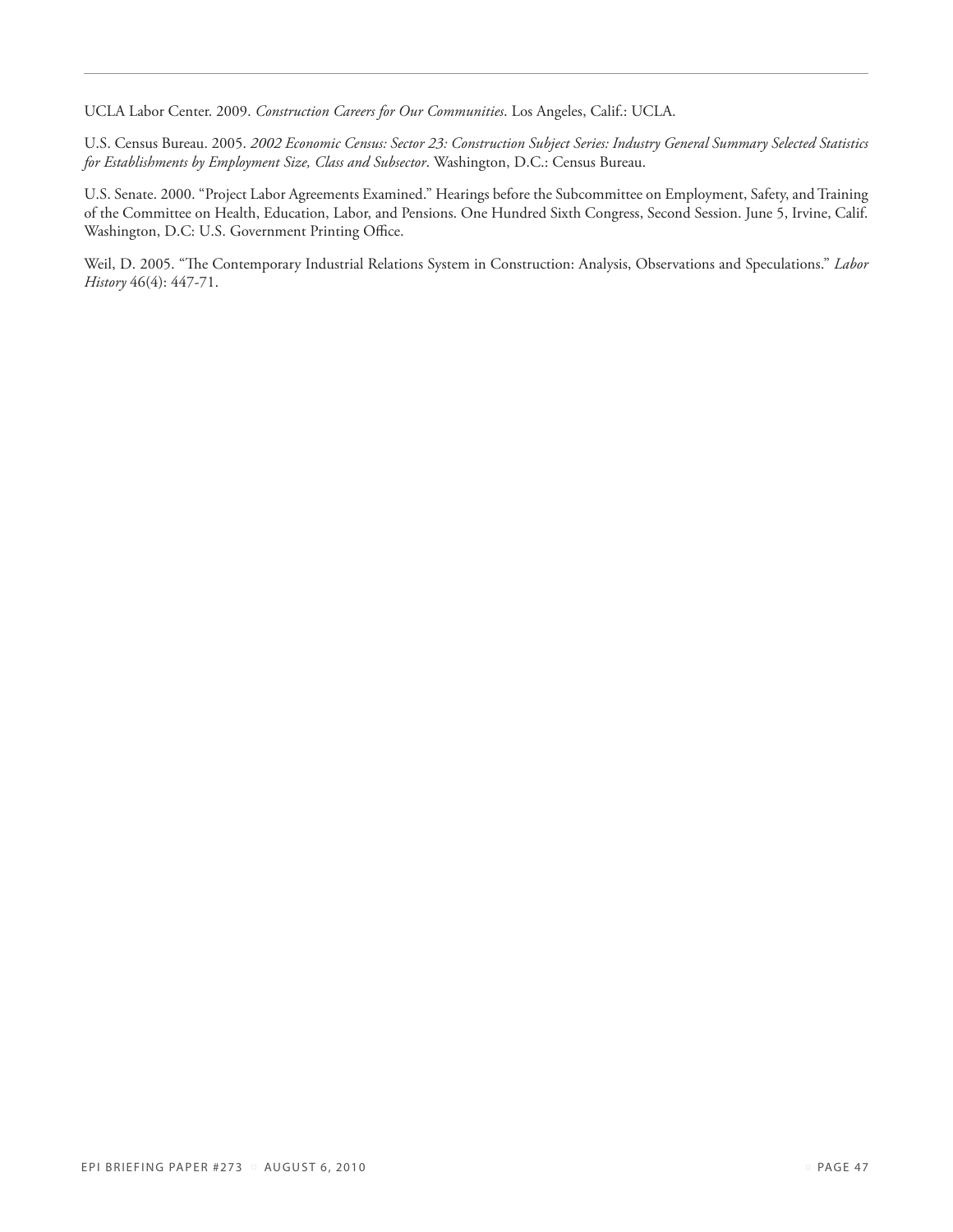UCLA Labor Center. 2009. *Construction Careers for Our Communities*. Los Angeles, Calif.: UCLA.

U.S. Census Bureau. 2005. *2002 Economic Census: Sector 23: Construction Subject Series: Industry General Summary Selected Statistics for Establishments by Employment Size, Class and Subsector*. Washington, D.C.: Census Bureau.

U.S. Senate. 2000. "Project Labor Agreements Examined." Hearings before the Subcommittee on Employment, Safety, and Training of the Committee on Health, Education, Labor, and Pensions. One Hundred Sixth Congress, Second Session. June 5, Irvine, Calif. Washington, D.C: U.S. Government Printing Office.

Weil, D. 2005. "The Contemporary Industrial Relations System in Construction: Analysis, Observations and Speculations." *Labor History* 46(4): 447-71.